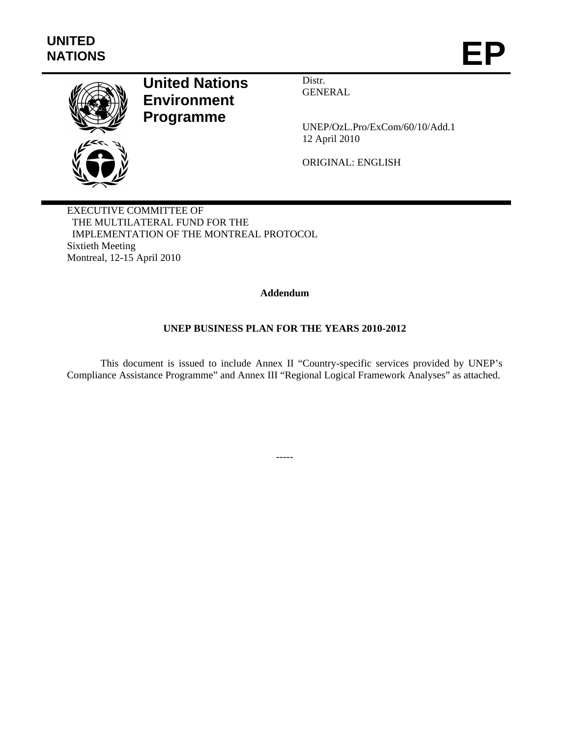**UNITED NATIONS** **EP**

**United Nations Environment Programme**

Distr.
GENERAL

UNEP/OzL.Pro/ExCom/60/10/Add.1
12 April 2010

ORIGINAL: ENGLISH

EXECUTIVE COMMITTEE OF
THE MULTILATERAL FUND FOR THE
IMPLEMENTATION OF THE MONTREAL PROTOCOL
Sixtieth Meeting
Montreal, 12-15 April 2010

**Addendum**

**UNEP BUSINESS PLAN FOR THE YEARS 2010-2012**

This document is issued to include Annex II "Country-specific services provided by UNEP's Compliance Assistance Programme" and Annex III "Regional Logical Framework Analyses" as attached.

-----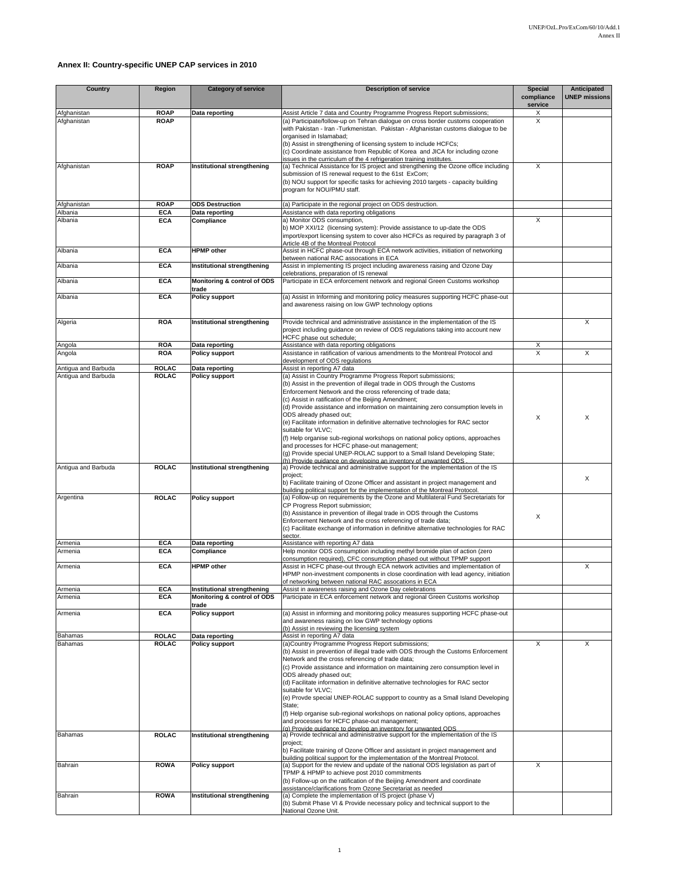## Annex II: Country-specific UNEP CAP services in 2010

| Country | Region | Category of service | Description of service | Special compliance service | Anticipated UNEP missions |
|---|---|---|---|---|---|
| Afghanistan | ROAP | Data reporting | Assist Article 7 data and Country Programme Progress Report submissions; | X | |
| Afghanistan | ROAP | | (a) Participate/follow-up on Tehran dialogue on cross border customs cooperation with Pakistan - Iran -Turkmenistan. Pakistan - Afghanistan customs dialogue to be organised in Islamabad;<br>(b) Assist in strengthening of licensing system to include HCFCs;<br>(c) Coordinate assistance from Republic of Korea and JICA for including ozone issues in the curriculum of the 4 refrigeration training institutes. | X | |
| Afghanistan | ROAP | Institutional strengthening | (a) Technical Assistance for IS project and strengthening the Ozone office including submission of IS renewal request to the 61st ExCom;<br>(b) NOU support for specific tasks for achieving 2010 targets - capacity building program for NOU/PMU staff. | X | |
| Afghanistan | ROAP | ODS Destruction | (a) Participate in the regional project on ODS destruction. | | |
| Albania | ECA | Data reporting | Assistance with data reporting obligations | | |
| Albania | ECA | Compliance | a) Monitor ODS consumption,<br>b) MOP XXI/12 (licensing system): Provide assistance to up-date the ODS import/export licensing system to cover also HCFCs as required by paragraph 3 of Article 4B of the Montreal Protocol | X | |
| Albania | ECA | HPMP other | Assist in HCFC phase-out through ECA network activities, initiation of networking between national RAC assocations in ECA | | |
| Albania | ECA | Institutional strengthening | Assist in implementing IS project including awareness raising and Ozone Day celebrations, preparation of IS renewal | | |
| Albania | ECA | Monitoring & control of ODS trade | Participate in ECA enforcement network and regional Green Customs workshop | | |
| Albania | ECA | Policy support | (a) Assist in Informing and monitoring policy measures supporting HCFC phase-out and awareness raising on low GWP technology options | | |
| Algeria | ROA | Institutional strengthening | Provide technical and administrative assistance in the implementation of the IS project including guidance on review of ODS regulations taking into account new HCFC phase out schedule; | | X |
| Angola | ROA | Data reporting | Assistance with data reporting obligations | X | |
| Angola | ROA | Policy support | Assistance in ratification of various amendments to the Montreal Protocol and development of ODS regulations | X | X |
| Antigua and Barbuda | ROLAC | Data reporting | Assist in reporting A7 data | | |
| Antigua and Barbuda | ROLAC | Policy support | (a) Assist in Country Programme Progress Report submissions;<br>(b) Assist in the prevention of illegal trade in ODS through the Customs Enforcement Network and the cross referencing of trade data;<br>(c) Assist in ratification of the Beijing Amendment;<br>(d) Provide assistance and information on maintaining zero consumption levels in ODS already phased out;<br>(e) Facilitate information in definitive alternative technologies for RAC sector suitable for VLVC;<br>(f) Help organise sub-regional workshops on national policy options, approaches and processes for HCFC phase-out management;<br>(g) Provide special UNEP-ROLAC support to a Small Island Developing State;<br>(h) Provide guidance on developing an inventory of unwanted ODS . | X | X |
| Antigua and Barbuda | ROLAC | Institutional strengthening | a) Provide technical and administrative support for the implementation of the IS project;<br>b) Facilitate training of Ozone Officer and assistant in project management and building political support for the implementation of the Montreal Protocol. | | X |
| Argentina | ROLAC | Policy support | (a) Follow-up on requirements by the Ozone and Multilateral Fund Secretariats for CP Progress Report submission;<br>(b) Assistance in prevention of illegal trade in ODS through the Customs Enforcement Network and the cross referencing of trade data;<br>(c) Facilitate exchange of information in definitive alternative technologies for RAC sector. | X | |
| Armenia | ECA | Data reporting | Assistance with reporting A7 data | | |
| Armenia | ECA | Compliance | Help monitor ODS consumption including methyl bromide plan of action (zero consumption required), CFC consumption phased out without TPMP support | | |
| Armenia | ECA | HPMP other | Assist in HCFC phase-out through ECA network activities and implementation of HPMP non-investment components in close coordination with lead agency, initiation of networking between national RAC assocations in ECA | | X |
| Armenia | ECA | Institutional strengthening | Assist in awareness raising and Ozone Day celebrations | | |
| Armenia | ECA | Monitoring & control of ODS trade | Participate in ECA enforcement network and regional Green Customs workshop | | |
| Armenia | ECA | Policy support | (a) Assist in informing and monitoring policy measures supporting HCFC phase-out and awareness raising on low GWP technology options<br>(b) Assist in reviewing the licensing system | | |
| Bahamas | ROLAC | Data reporting | Assist in reporting A7 data | | |
| Bahamas | ROLAC | Policy support | (a)Country Programme Progress Report submissions;<br>(b) Assist in prevention of illegal trade with ODS through the Customs Enforcement Network and the cross referencing of trade data;<br>(c) Provide assistance and information on maintaining zero consumption level in ODS already phased out;<br>(d) Facilitate information in definitive alternative technologies for RAC sector suitable for VLVC;<br>(e) Provde special UNEP-ROLAC suppport to country as a Small Island Developing State;<br>(f) Help organise sub-regional workshops on national policy options, approaches and processes for HCFC phase-out management;<br>(g) Provide guidance to develop an inventory for unwanted ODS | X | X |
| Bahamas | ROLAC | Institutional strengthening | a) Provide technical and administrative support for the implementation of the IS project;<br>b) Facilitate training of Ozone Officer and assistant in project management and building political support for the implementation of the Montreal Protocol. | | |
| Bahrain | ROWA | Policy support | (a) Support for the review and update of the national ODS legislation as part of TPMP & HPMP to achieve post 2010 commitments<br>(b) Follow-up on the ratification of the Beijing Amendment and coordinate assistance/clarifications from Ozone Secretariat as needed | X | |
| Bahrain | ROWA | Institutional strengthening | (a) Complete the implementation of IS project (phase V)<br>(b) Submit Phase VI & Provide necessary policy and technical support to the National Ozone Unit. | | |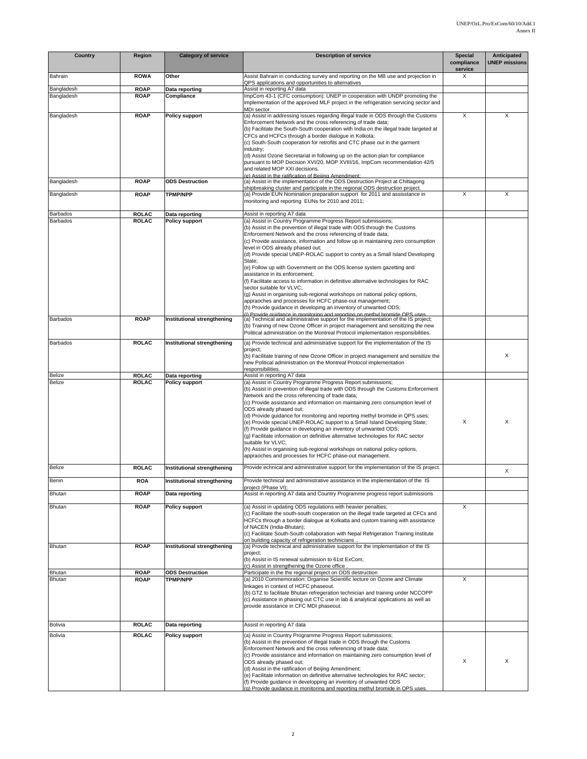| Country | Region | Category of service | Description of service | Special compliance service | Anticipated UNEP missions |
|---|---|---|---|---|---|
| Bahrain | ROWA | Other | Assist Bahrain in conducting survey and reporting on the MB use and projection in QPS applications and opportunities to alternatives | X | |
| Bangladesh | ROAP | Data reporting | Assist in reporting A7 data | | |
| Bangladesh | ROAP | Compliance | ImpCom 43-1 (CFC consumption): UNEP in cooperation with UNDP promoting the implementation of the approved MLF project in the refrigeration servicing sector and MDI sector. | | |
| Bangladesh | ROAP | Policy support | (a) Assist in addressing issues regarding illegal trade in ODS through the Customs Enforcement Network and the cross referencing of trade data;<br>(b) Facilitate the South-South cooperation with India on the illegal trade targeted at CFCs and HCFCs through a border dialogue in Kolkota;<br>(c) South-South cooperation for retrofits and CTC phase out in the garment industry;<br>(d) Assist Ozone Secretariat in following up on the action plan for compliance pursuant to MOP Decision XVI/20, MOP XVIII/16, ImpCom recommendation 42/5 and related MOP XXI decisions.<br>(e) Assist in the ratification of Beijing Amendment; | X | X |
| Bangladesh | ROAP | ODS Destruction | (a) Assist in the implementation of the ODS Destruction Project at Chittagong shipbreaking cluster and participate in the regional ODS destruction project. | | |
| Bangladesh | ROAP | TPMP/NPP | (a) Provide EUN Nomination preparation support for 2011 and assisstance in monitoring and reporting EUNs for 2010 and 2011; | X | X |
| Barbados | ROLAC | Data reporting | Assist in reporting A7 data | | |
| Barbados | ROLAC | Policy support | (a) Assist in Country Programme Progress Report submissions;<br>(b) Assist in the prevention of illegal trade with ODS through the Customs Enforcement Network and the cross referencing of trade data;<br>(c) Provide assistance, information and follow up in maintaining zero consumption level in ODS already phased out;<br>(d) Provide special UNEP-ROLAC support to contry as a Small Island Developing State;<br>(e) Follow up with Government on the ODS license system gazetting and assistance in its enforcement;<br>(f) Facilitate access to information in definitive alternative technologies for RAC sector suitable for VLVC;<br>(g) Assist in organising sub-regional workshops on national policy options, appraoches and processes for HCFC phase-out management;<br>(h) Provide guidance in developing an inventory of unwanted ODS;<br>(i) Provide guidance in monitoring and reporting on methyl bromide QPS uses | | |
| Barbados | ROAP | Institutional strengthening | (a) Technical and administrative support for the implementation of the IS project;<br>(b) Training of new Ozone Officer in project management and sensitizing the new Political administration on the Montreal Protocol implementation responsibilities. | | |
| Barbados | ROLAC | Institutional strengthening | (a) Provide technical and administrative support for the implementation of the IS project;<br>(b) Facilitate training of new Ozone Officer in project management and sensitize the new Political administration on the Montreal Protocol implementation responsibilities. | | X |
| Belize | ROLAC | Data reporting | Assist in reporting A7 data | | |
| Belize | ROLAC | Policy support | (a) Assist in Country Programme Progress Report submissions;<br>(b) Assist in prevention of illegal trade with ODS through the Customs Enforcement Network and the cross referencing of trade data;<br>(c) Provide assistance and information on maintaining zero consumption level of ODS already phased out;<br>(d) Provide guidance for monitoring and reporting methyl bromide in QPS uses;<br>(e) Provide special UNEP-ROLAC support to a Small Island Developing State;<br>(f) Provide guidance in developing an inventory of unwanted ODS;<br>(g) Facilitate information on definitive alternative technologies for RAC sector suitable for VLVC;<br>(h) Assist in organising sub-regional workshops on national policy options, appraoches and processes for HCFC phase-out management. | X | X |
| Belize | ROLAC | Institutional strengthening | Provide echnical and administrative support for the implementation of the IS project. | | X |
| Benin | ROA | Institutional strengthening | Provide technical and administrative assistance in the implementation of the IS project (Phase VI); | | |
| Bhutan | ROAP | Data reporting | Assist in reporting A7 data and Country Programme progress report submissions | | |
| Bhutan | ROAP | Policy support | (a) Assist in updating ODS regulations with heavier penalties;<br>(c) Facilitate the south-south cooperation on the illegal trade targeted at CFCs and HCFCs through a border dialogue at Kolkatta and custom training with assistance of NACEN (India-Bhutan);<br>(c) Facilitate South-South collaboration with Nepal Refrigeration Training Institute on building capacity of refrigeration technicians .. | X | |
| Bhutan | ROAP | Institutional strengthening | (a) Provde technical and administrative support for the implementation of the IS project;<br>(b) Assist in IS renewal submission to 61st ExCom;<br>(c) Assist in strengthening the Ozone office . | | |
| Bhutan | ROAP | ODS Destruction | Participate in the the regional project on ODS destruction | | |
| Bhutan | ROAP | TPMP/NPP | (a) 2010 Commemoration: Organise Scientific lecture on Ozone and Climate linkages in context of HCFC phaseout.<br>(b) GTZ to facilitate Bhutan refregeration technician and training under NCCOPP<br>(c) Assistance in phasing out CTC use in lab & analytical applications as well as provide assistance in CFC MDI phaseout. | X | |
| Bolivia | ROLAC | Data reporting | Assist in reporting A7 data | | |
| Bolivia | ROLAC | Policy support | (a) Assist in Country Programme Progress Report submissions;<br>(b) Assist in the prevention of illegal trade in ODS through the Customs Enforcement Network and the cross referencing of trade data;<br>(c) Provide assistance and information on maintaining zero consumption level of ODS already phased out;<br>(d) Assist in the ratification of Beijing Amendment;<br>(e) Facilitate information on definitive alternative technologies for RAC sector;<br>(f) Provide guidance in developping an inventory of unwanted ODS<br>(g) Provide guidance in monitoring and reporting methyl bromide in QPS uses. | X | X |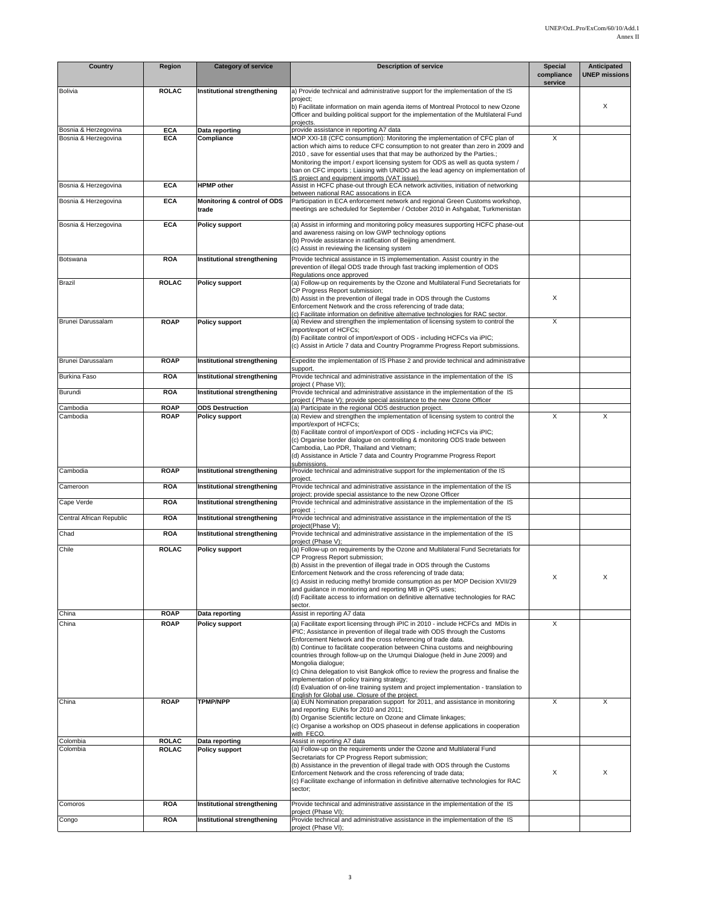| Country | Region | Category of service | Description of service | Special compliance service | Anticipated UNEP missions |
|---|---|---|---|---|---|
| Bolivia | ROLAC | Institutional strengthening | a) Provide technical and administrative support for the implementation of the IS project;<br>b) Facilitate information on main agenda items of Montreal Protocol to new Ozone Officer and building political support for the implementation of the Multilateral Fund projects. | | X |
| Bosnia & Herzegovina | ECA | Data reporting | provide assistance in reporting A7 data | | |
| Bosnia & Herzegovina | ECA | Compliance | MOP XXI-18 (CFC consumption): Monitoring the implementation of CFC plan of action which aims to reduce CFC consumption to not greater than zero in 2009 and 2010 , save for essential uses that that may be authorized by the Parties.; Monitoring the import / export licensing system for ODS as well as quota system / ban on CFC imports ; Liaising with UNIDO as the lead agency on implementation of IS project and equipment imports (VAT issue) | X | |
| Bosnia & Herzegovina | ECA | HPMP other | Assist in HCFC phase-out through ECA network activities, initiation of networking between national RAC assocations in ECA | | |
| Bosnia & Herzegovina | ECA | Monitoring & control of ODS trade | Participation in ECA enforcement network and regional Green Customs workshop, meetings are scheduled for September / October 2010 in Ashgabat, Turkmenistan | | |
| Bosnia & Herzegovina | ECA | Policy support | (a) Assist in informing and monitoring policy measures supporting HCFC phase-out and awareness raising on low GWP technology options<br>(b) Provide assistance in ratification of Beijing amendment.<br>(c) Assist in reviewing the licensing system | | |
| Botswana | ROA | Institutional strengthening | Provide technical assistance in IS implemementation. Assist country in the prevention of illegal ODS trade through fast tracking implemention of ODS Regulations once approved | | |
| Brazil | ROLAC | Policy support | (a) Follow-up on requirements by the Ozone and Multilateral Fund Secretariats for CP Progress Report submission;<br>(b) Assist in the prevention of illegal trade in ODS through the Customs Enforcement Network and the cross referencing of trade data;<br>(c) Facilitate information on definitive alternative technologies for RAC sector. | X | |
| Brunei Darussalam | ROAP | Policy support | (a) Review and strengthen the implementation of licensing system to control the import/export of HCFCs;<br>(b) Facilitate control of import/export of ODS - including HCFCs via iPIC;<br>(c) Assist in Article 7 data and Country Programme Progress Report submissions. | X | |
| Brunei Darussalam | ROAP | Institutional strengthening | Expedite the implementation of IS Phase 2 and provide technical and administrative support. | | |
| Burkina Faso | ROA | Institutional strengthening | Provide technical and administrative assistance in the implementation of the IS project ( Phase VI); | | |
| Burundi | ROA | Institutional strengthening | Provide technical and administrative assistance in the implementation of the IS project ( Phase V); provide special assistance to the new Ozone Officer | | |
| Cambodia | ROAP | ODS Destruction | (a) Participate in the regional ODS destruction project. | | |
| Cambodia | ROAP | Policy support | (a) Review and strengthen the implementation of licensing system to control the import/export of HCFCs;<br>(b) Facilitate control of import/export of ODS - including HCFCs via iPIC;<br>(c) Organise border dialogue on controlling & monitoring ODS trade between Cambodia, Lao PDR, Thailand and Vietnam;<br>(d) Assistance in Article 7 data and Country Programme Progress Report submissions. | X | X |
| Cambodia | ROAP | Institutional strengthening | Provide technical and administrative support for the implementation of the IS project. | | |
| Cameroon | ROA | Institutional strengthening | Provide technical and administrative assistance in the implementation of the IS project; provide special assistance to the new Ozone Officer | | |
| Cape Verde | ROA | Institutional strengthening | Provide technical and administrative assistance in the implementation of the IS project ; | | |
| Central African Republic | ROA | Institutional strengthening | Provide technical and administrative assistance in the implementation of the IS project(Phase V); | | |
| Chad | ROA | Institutional strengthening | Provide technical and administrative assistance in the implementation of the IS project (Phase V); | | |
| Chile | ROLAC | Policy support | (a) Follow-up on requirements by the Ozone and Multilateral Fund Secretariats for CP Progress Report submission;<br>(b) Assist in the prevention of illegal trade in ODS through the Customs Enforcement Network and the cross referencing of trade data;<br>(c) Assist in reducing methyl bromide consumption as per MOP Decision XVII/29 and guidance in monitoring and reporting MB in QPS uses;<br>(d) Facilitate access to information on definitive alternative technologies for RAC sector. | X | X |
| China | ROAP | Data reporting | Assist in reporting A7 data | | |
| China | ROAP | Policy support | (a) Facilitate export licensing through iPIC in 2010 - include HCFCs and MDIs in iPIC; Assistance in prevention of illegal trade with ODS through the Customs Enforcement Network and the cross referencing of trade data.<br>(b) Continue to facilitate cooperation between China customs and neighbouring countries through follow-up on the Urumqui Dialogue (held in June 2009) and Mongolia dialogue;<br>(c) China delegation to visit Bangkok office to review the progress and finalise the implementation of policy training strategy;<br>(d) Evaluation of on-line training system and project implementation - translation to English for Global use. Closure of the project. | X | |
| China | ROAP | TPMP/NPP | (a) EUN Nomination preparation support for 2011, and assistance in monitoring and reporting EUNs for 2010 and 2011;<br>(b) Organise Scientific lecture on Ozone and Climate linkages;<br>(c) Organise a workshop on ODS phaseout in defense applications in cooperation with FECO. | X | X |
| Colombia | ROLAC | Data reporting | Assist in reporting A7 data | | |
| Colombia | ROLAC | Policy support | (a) Follow-up on the requirements under the Ozone and Multilateral Fund Secretariats for CP Progress Report submission;<br>(b) Assistance in the prevention of illegal trade with ODS through the Customs Enforcement Network and the cross referencing of trade data;<br>(c) Facilitate exchange of information in definitive alternative technologies for RAC sector; | X | X |
| Comoros | ROA | Institutional strengthening | Provide technical and administrative assistance in the implementation of the IS project (Phase VI); | | |
| Congo | ROA | Institutional strengthening | Provide technical and administrative assistance in the implementation of the IS project (Phase VI); | | |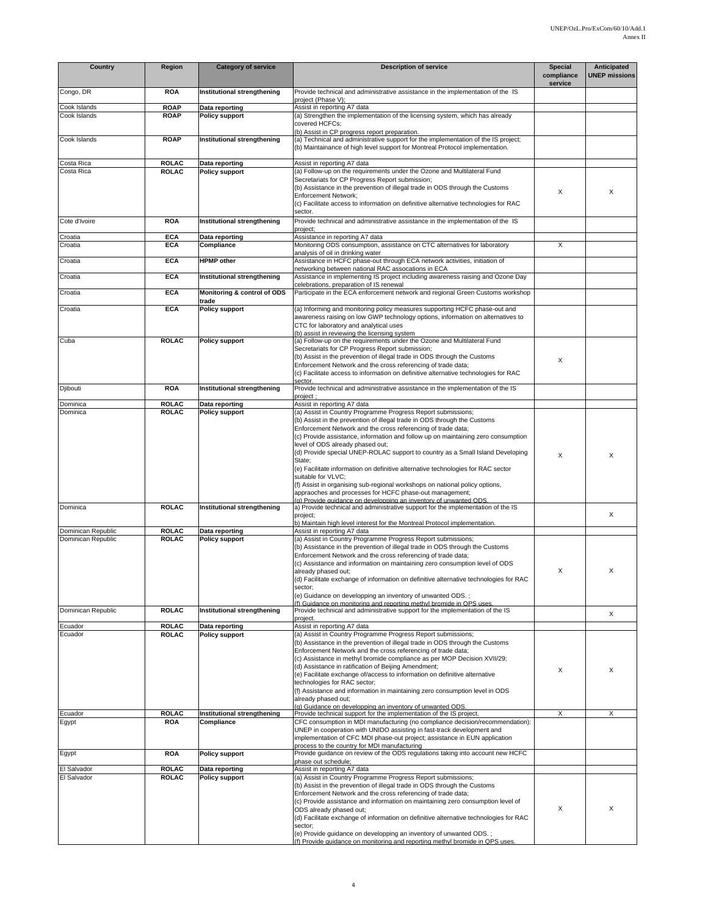| Country | Region | Category of service | Description of service | Special compliance service | Anticipated UNEP missions |
|---|---|---|---|---|---|
| Congo, DR | ROA | Institutional strengthening | Provide technical and administrative assistance in the implementation of the IS project (Phase V); | | |
| Cook Islands | ROAP | Data reporting | Assist in reporting A7 data | | |
| Cook Islands | ROAP | Policy support | (a) Strengthen the implementation of the licensing system, which has already covered HCFCs;<br>(b) Assist in CP progress report preparation. | | |
| Cook Islands | ROAP | Institutional strengthening | (a) Technical and administrative support for the implementation of the IS project;<br>(b) Maintainance of high level support for Montreal Protocol implementation. | | |
| Costa Rica | ROLAC | Data reporting | Assist in reporting A7 data | | |
| Costa Rica | ROLAC | Policy support | (a) Follow-up on the requirements under the Ozone and Multilateral Fund Secretariats for CP Progress Report submission;<br>(b) Assistance in the prevention of illegal trade in ODS through the Customs Enforcement Network;<br>(c) Facilitate access to information on definitive alternative technologies for RAC sector. | X | X |
| Cote d'Ivoire | ROA | Institutional strengthening | Provide technical and administrative assistance in the implementation of the IS project; | | |
| Croatia | ECA | Data reporting | Assistance in reporting A7 data | | |
| Croatia | ECA | Compliance | Monitoring ODS consumption, assistance on CTC alternatives for laboratory analysis of oil in drinking water | X | |
| Croatia | ECA | HPMP other | Assistance in HCFC phase-out through ECA network activities, initiation of networking between national RAC assocations in ECA | | |
| Croatia | ECA | Institutional strengthening | Assistance in implementing IS project including awareness raising and Ozone Day celebrations, preparation of IS renewal | | |
| Croatia | ECA | Monitoring & control of ODS trade | Participate in the ECA enforcement network and regional Green Customs workshop | | |
| Croatia | ECA | Policy support | (a) Informing and monitoring policy measures supporting HCFC phase-out and awareness raising on low GWP technology options, information on alternatives to CTC for laboratory and analytical uses<br>(b) assist in reviewing the licensing system | | |
| Cuba | ROLAC | Policy support | (a) Follow-up on the requirements under the Ozone and Multilateral Fund Secretariats for CP Progress Report submission;<br>(b) Assist in the prevention of illegal trade in ODS through the Customs Enforcement Network and the cross referencing of trade data;<br>(c) Facilitate access to information on definitive alternative technologies for RAC sector. | X | |
| Djibouti | ROA | Institutional strengthening | Provide technical and administrative assistance in the implementation of the IS project ; | | |
| Dominica | ROLAC | Data reporting | Assist in reporting A7 data | | |
| Dominica | ROLAC | Policy support | (a) Assist in Country Programme Progress Report submissions;<br>(b) Assist in the prevention of illegal trade in ODS through the Customs Enforcement Network and the cross referencing of trade data;<br>(c) Provide assistance, information and follow up on maintaining zero consumption level of ODS already phased out;<br>(d) Provide special UNEP-ROLAC support to country as a Small Island Developing State;<br>(e) Facilitate information on definitive alternative technologies for RAC sector suitable for VLVC;<br>(f) Assist in organising sub-regional workshops on national policy options, appraoches and processes for HCFC phase-out management;<br>(g) Provide guidance on developping an inventory of unwanted ODS. | X | X |
| Dominica | ROLAC | Institutional strengthening | a) Provide technical and administrative support for the implementation of the IS project;<br>b) Maintain high level interest for the Montreal Protocol implementation. | | X |
| Dominican Republic | ROLAC | Data reporting | Assist in reporting A7 data | | |
| Dominican Republic | ROLAC | Policy support | (a) Assist in Country Programme Progress Report submissions;<br>(b) Assistance in the prevention of illegal trade in ODS through the Customs Enforcement Network and the cross referencing of trade data;<br>(c) Assistance and information on maintaining zero consumption level of ODS already phased out;<br>(d) Facilitate exchange of information on definitive alternative technologies for RAC sector;<br>(e) Guidance on developping an inventory of unwanted ODS. ;<br>(f) Guidance on monitoring and reporting methyl bromide in QPS uses. | X | X |
| Dominican Republic | ROLAC | Institutional strengthening | Provide technical and administrative support for the implementation of the IS project. | | X |
| Ecuador | ROLAC | Data reporting | Assist in reporting A7 data | | |
| Ecuador | ROLAC | Policy support | (a) Assist in Country Programme Progress Report submissions;<br>(b) Assistance in the prevention of illegal trade in ODS through the Customs Enforcement Network and the cross referencing of trade data;<br>(c) Assistance in methyl bromide compliance as per MOP Decision XVII/29;<br>(d) Assistance in ratification of Beijing Amendment;<br>(e) Facilitate exchange of/access to information on definitive alternative technologies for RAC sector;<br>(f) Assistance and information in maintaining zero consumption level in ODS already phased out;<br>(g) Guidance on developping an inventory of unwanted ODS. | X | X |
| Ecuador | ROLAC | Institutional strengthening | Provide technical support for the implementation of the IS project. | X | X |
| Egypt | ROA | Compliance | CFC consumption in MDI manufacturing (no compliance decision/recommendation): UNEP in cooperation with UNIDO assisting in fast-track development and implementation of CFC MDI phase-out project; assistance in EUN application process to the country for MDI manufacturing | | |
| Egypt | ROA | Policy support | Provide guidance on review of the ODS regulations taking into account new HCFC phase out schedule; | | |
| El Salvador | ROLAC | Data reporting | Assist in reporting A7 data | | |
| El Salvador | ROLAC | Policy support | (a) Assist in Country Programme Progress Report submissions;<br>(b) Assist in the prevention of illegal trade in ODS through the Customs Enforcement Network and the cross referencing of trade data;<br>(c) Provide assistance and information on maintaining zero consumption level of ODS already phased out;<br>(d) Facilitate exchange of information on definitive alternative technologies for RAC sector;<br>(e) Provide guidance on developping an inventory of unwanted ODS. ;<br>(f) Provide guidance on monitoring and reporting methyl bromide in QPS uses. | X | X |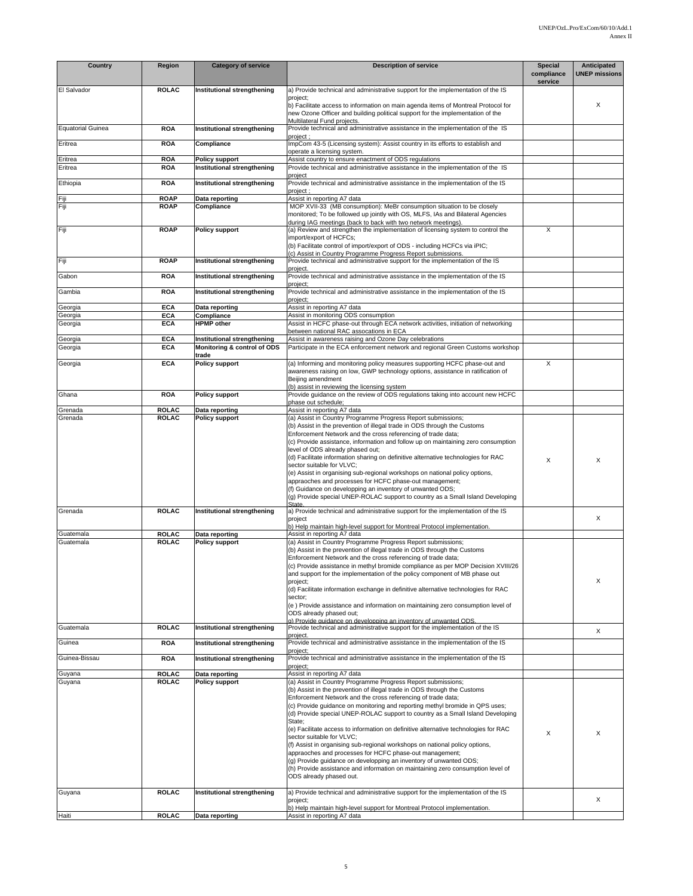| Country | Region | Category of service | Description of service | Special compliance service | Anticipated UNEP missions |
|---|---|---|---|---|---|
| El Salvador | ROLAC | Institutional strengthening | a) Provide technical and administrative support for the implementation of the IS project;<br>b) Facilitate access to information on main agenda items of Montreal Protocol for new Ozone Officer and building political support for the implementation of the Multilateral Fund projects. | | X |
| Equatorial Guinea | ROA | Institutional strengthening | Provide technical and administrative assistance in the implementation of the IS project ; | | |
| Eritrea | ROA | Compliance | ImpCom 43-5 (Licensing system): Assist country in its efforts to establish and operate a licensing system. | | |
| Eritrea | ROA | Policy support | Assist country to ensure enactment of ODS regulations | | |
| Eritrea | ROA | Institutional strengthening | Provide technical and administrative assistance in the implementation of the IS project | | |
| Ethiopia | ROA | Institutional strengthening | Provide technical and administrative assistance in the implementation of the IS project ; | | |
| Fiji | ROAP | Data reporting | Assist in reporting A7 data | | |
| Fiji | ROAP | Compliance | MOP XVII-33 (MB consumption): MeBr consumption situation to be closely monitored; To be followed up jointly with OS, MLFS, IAs and Bilateral Agencies during IAG meetings (back to back with two network meetings). | | |
| Fiji | ROAP | Policy support | (a) Review and strengthen the implementation of licensing system to control the import/export of HCFCs;<br>(b) Facilitate control of import/export of ODS - including HCFCs via iPIC;<br>(c) Assist in Country Programme Progress Report submissions. | X | |
| Fiji | ROAP | Institutional strengthening | Provide technical and administrative support for the implementation of the IS project. | | |
| Gabon | ROA | Institutional strengthening | Provide technical and administrative assistance in the implementation of the IS project; | | |
| Gambia | ROA | Institutional strengthening | Provide technical and administrative assistance in the implementation of the IS project; | | |
| Georgia | ECA | Data reporting | Assist in reporting A7 data | | |
| Georgia | ECA | Compliance | Assist in monitoring ODS consumption | | |
| Georgia | ECA | HPMP other | Assist in HCFC phase-out through ECA network activities, initiation of networking between national RAC assocations in ECA | | |
| Georgia | ECA | Institutional strengthening | Assist in awareness raising and Ozone Day celebrations | | |
| Georgia | ECA | Monitoring & control of ODS trade | Participate in the ECA enforcement network and regional Green Customs workshop | | |
| Georgia | ECA | Policy support | (a) Informing and monitoring policy measures supporting HCFC phase-out and awareness raising on low, GWP technology options, assistance in ratification of Beijing amendment<br>(b) assist in reviewing the licensing system | X | |
| Ghana | ROA | Policy support | Provide guidance on the review of ODS regulations taking into account new HCFC phase out schedule; | | |
| Grenada | ROLAC | Data reporting | Assist in reporting A7 data | | |
| Grenada | ROLAC | Policy support | (a) Assist in Country Programme Progress Report submissions;<br>(b) Assist in the prevention of illegal trade in ODS through the Customs Enforcement Network and the cross referencing of trade data;<br>(c) Provide assistance, information and follow up on maintaining zero consumption level of ODS already phased out;<br>(d) Facilitate information sharing on definitive alternative technologies for RAC sector suitable for VLVC;<br>(e) Assist in organising sub-regional workshops on national policy options, appraoches and processes for HCFC phase-out management;<br>(f) Guidance on developping an inventory of unwanted ODS;<br>(g) Provide special UNEP-ROLAC support to country as a Small Island Developing State. | X | X |
| Grenada | ROLAC | Institutional strengthening | a) Provide technical and administrative support for the implementation of the IS project<br>b) Help maintain high-level support for Montreal Protocol implementation. | | X |
| Guatemala | ROLAC | Data reporting | Assist in reporting A7 data | | |
| Guatemala | ROLAC | Policy support | (a) Assist in Country Programme Progress Report submissions;<br>(b) Assist in the prevention of illegal trade in ODS through the Customs Enforcement Network and the cross referencing of trade data;<br>(c) Provide assistance in methyl bromide compliance as per MOP Decision XVIII/26 and support for the implementation of the policy component of MB phase out project;<br>(d) Facilitate information exchange in definitive alternative technologies for RAC sector;<br>(e ) Provide assistance and information on maintaining zero consumption level of ODS already phased out;<br>g) Provide guidance on developping an inventory of unwanted ODS. | | X |
| Guatemala | ROLAC | Institutional strengthening | Provide technical and administrative support for the implementation of the IS project. | | X |
| Guinea | ROA | Institutional strengthening | Provide technical and administrative assistance in the implementation of the IS project; | | |
| Guinea-Bissau | ROA | Institutional strengthening | Provide technical and administrative assistance in the implementation of the IS project; | | |
| Guyana | ROLAC | Data reporting | Assist in reporting A7 data | | |
| Guyana | ROLAC | Policy support | (a) Assist in Country Programme Progress Report submissions;<br>(b) Assist in the prevention of illegal trade in ODS through the Customs Enforcement Network and the cross referencing of trade data;<br>(c) Provide guidance on monitoring and reporting methyl bromide in QPS uses;<br>(d) Provide special UNEP-ROLAC support to country as a Small Island Developing State;<br>(e) Facilitate access to information on definitive alternative technologies for RAC sector suitable for VLVC;<br>(f) Assist in organising sub-regional workshops on national policy options, appraoches and processes for HCFC phase-out management;<br>(g) Provide guidance on developping an inventory of unwanted ODS;<br>(h) Provide assistance and information on maintaining zero consumption level of ODS already phased out. | X | X |
| Guyana | ROLAC | Institutional strengthening | a) Provide technical and administrative support for the implementation of the IS project;<br>b) Help maintain high-level support for Montreal Protocol implementation. | | X |
| Haiti | ROLAC | Data reporting | Assist in reporting A7 data | | |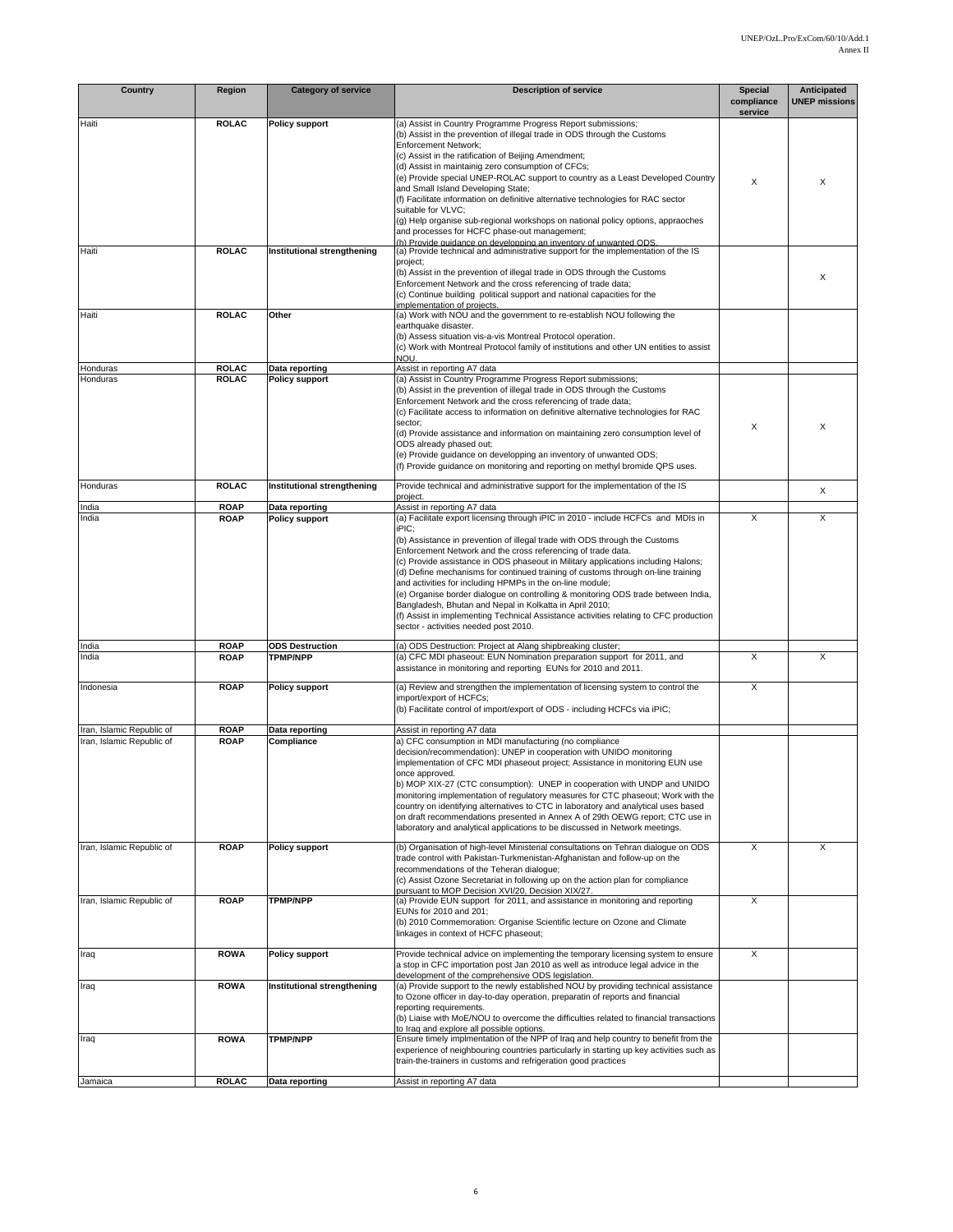| Country | Region | Category of service | Description of service | Special compliance service | Anticipated UNEP missions |
|---|---|---|---|---|---|
| Haiti | ROLAC | Policy support | (a) Assist in Country Programme Progress Report submissions;<br>(b) Assist in the prevention of illegal trade in ODS through the Customs Enforcement Network;<br>(c) Assist in the ratification of Beijing Amendment;<br>(d) Assist in maintainig zero consumption of CFCs;<br>(e) Provide special UNEP-ROLAC support to country as a Least Developed Country and Small Island Developing State;<br>(f) Facilitate information on definitive alternative technologies for RAC sector suitable for VLVC;<br>(g) Help organise sub-regional workshops on national policy options, appraoches and processes for HCFC phase-out management;<br>(h) Provide guidance on developping an inventory of unwanted ODS. | X | X |
| Haiti | ROLAC | Institutional strengthening | (a) Provide technical and administrative support for the implementation of the IS project;<br>(b) Assist in the prevention of illegal trade in ODS through the Customs Enforcement Network and the cross referencing of trade data;<br>(c) Continue building political support and national capacities for the implementation of projects. | | X |
| Haiti | ROLAC | Other | (a) Work with NOU and the government to re-establish NOU following the earthquake disaster.<br>(b) Assess situation vis-a-vis Montreal Protocol operation.<br>(c) Work with Montreal Protocol family of institutions and other UN entities to assist NOU. | | |
| Honduras | ROLAC | Data reporting | Assist in reporting A7 data | | |
| Honduras | ROLAC | Policy support | (a) Assist in Country Programme Progress Report submissions;<br>(b) Assist in the prevention of illegal trade in ODS through the Customs Enforcement Network and the cross referencing of trade data;<br>(c) Facilitate access to information on definitive alternative technologies for RAC sector;<br>(d) Provide assistance and information on maintaining zero consumption level of ODS already phased out;<br>(e) Provide guidance on developping an inventory of unwanted ODS;<br>(f) Provide guidance on monitoring and reporting on methyl bromide QPS uses. | X | X |
| Honduras | ROLAC | Institutional strengthening | Provide technical and administrative support for the implementation of the IS project. | | X |
| India | ROAP | Data reporting | Assist in reporting A7 data | | |
| India | ROAP | Policy support | (a) Facilitate export licensing through iPIC in 2010 - include HCFCs and MDIs in iPIC;<br>(b) Assistance in prevention of illegal trade with ODS through the Customs Enforcement Network and the cross referencing of trade data.<br>(c) Provide assistance in ODS phaseout in Military applications including Halons;<br>(d) Define mechanisms for continued training of customs through on-line training and activities for including HPMPs in the on-line module;<br>(e) Organise border dialogue on controlling & monitoring ODS trade between India, Bangladesh, Bhutan and Nepal in Kolkatta in April 2010;<br>(f) Assist in implementing Technical Assistance activities relating to CFC production sector - activities needed post 2010. | X | X |
| India | ROAP | ODS Destruction | (a) ODS Destruction: Project at Alang shipbreaking cluster; | | |
| India | ROAP | TPMP/NPP | (a) CFC MDI phaseout: EUN Nomination preparation support for 2011, and assistance in monitoring and reporting EUNs for 2010 and 2011. | X | X |
| Indonesia | ROAP | Policy support | (a) Review and strengthen the implementation of licensing system to control the import/export of HCFCs;<br>(b) Facilitate control of import/export of ODS - including HCFCs via iPIC; | X | |
| Iran, Islamic Republic of | ROAP | Data reporting | Assist in reporting A7 data | | |
| Iran, Islamic Republic of | ROAP | Compliance | a) CFC consumption in MDI manufacturing (no compliance decision/recommendation): UNEP in cooperation with UNIDO monitoring implementation of CFC MDI phaseout project; Assistance in monitoring EUN use once approved.<br>b) MOP XIX-27 (CTC consumption): UNEP in cooperation with UNDP and UNIDO monitoring implementation of regulatory measures for CTC phaseout; Work with the country on identifying alternatives to CTC in laboratory and analytical uses based on draft recommendations presented in Annex A of 29th OEWG report; CTC use in laboratory and analytical applications to be discussed in Network meetings. | | |
| Iran, Islamic Republic of | ROAP | Policy support | (b) Organisation of high-level Ministerial consultations on Tehran dialogue on ODS trade control with Pakistan-Turkmenistan-Afghanistan and follow-up on the recommendations of the Teheran dialogue;<br>(c) Assist Ozone Secretariat in following up on the action plan for compliance pursuant to MOP Decision XVI/20, Decision XIX/27. | X | X |
| Iran, Islamic Republic of | ROAP | TPMP/NPP | (a) Provide EUN support for 2011, and assistance in monitoring and reporting EUNs for 2010 and 201;<br>(b) 2010 Commemoration: Organise Scientific lecture on Ozone and Climate linkages in context of HCFC phaseout; | X | |
| Iraq | ROWA | Policy support | Provide technical advice on implementing the temporary licensing system to ensure a stop in CFC importation post Jan 2010 as well as introduce legal advice in the development of the comprehensive ODS legislation. | X | |
| Iraq | ROWA | Institutional strengthening | (a) Provide support to the newly established NOU by providing technical assistance to Ozone officer in day-to-day operation, preparatin of reports and financial reporting requirements.<br>(b) Liaise with MoE/NOU to overcome the difficulties related to financial transactions to Iraq and explore all possible options. | | |
| Iraq | ROWA | TPMP/NPP | Ensure timely implmentation of the NPP of Iraq and help country to benefit from the experience of neighbouring countries particularly in starting up key activities such as train-the-trainers in customs and refrigeration good practices | | |
| Jamaica | ROLAC | Data reporting | Assist in reporting A7 data | | |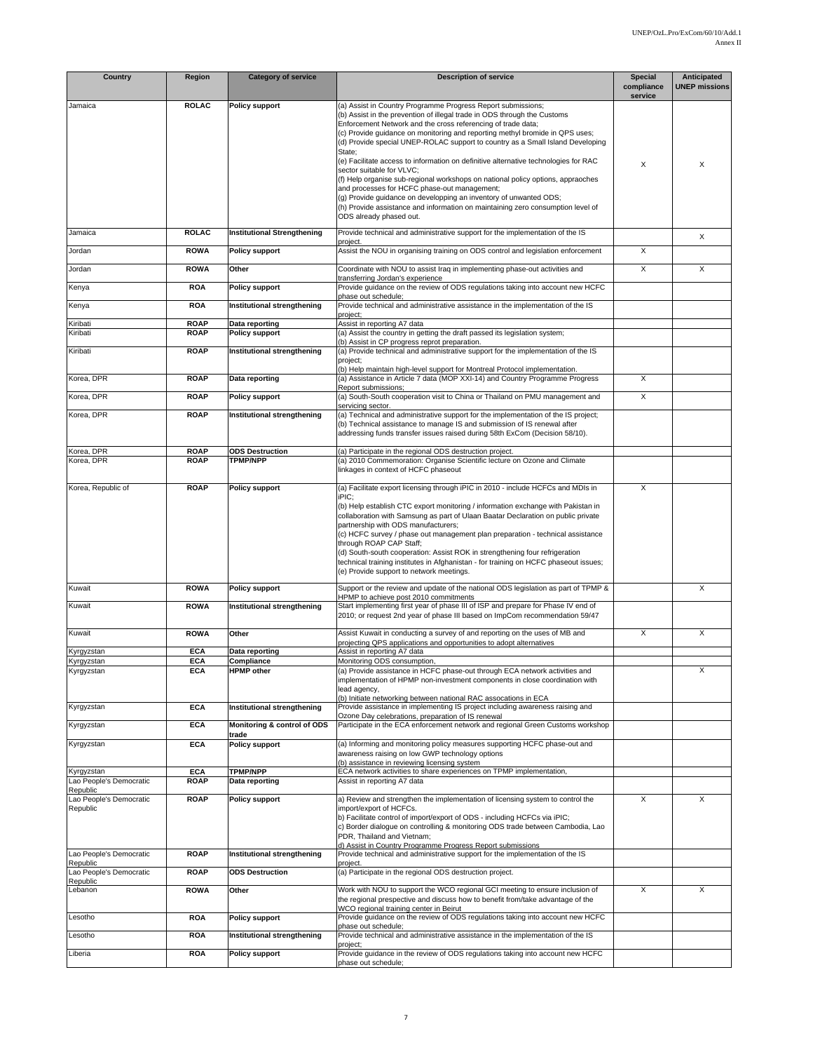| Country | Region | Category of service | Description of service | Special compliance service | Anticipated UNEP missions |
|---|---|---|---|---|---|
| Jamaica | ROLAC | Policy support | (a) Assist in Country Programme Progress Report submissions; (b) Assist in the prevention of illegal trade in ODS through the Customs Enforcement Network and the cross referencing of trade data; (c) Provide guidance on monitoring and reporting methyl bromide in QPS uses; (d) Provide special UNEP-ROLAC support to country as a Small Island Developing State; (e) Facilitate access to information on definitive alternative technologies for RAC sector suitable for VLVC; (f) Help organise sub-regional workshops on national policy options, appraoches and processes for HCFC phase-out management; (g) Provide guidance on developping an inventory of unwanted ODS; (h) Provide assistance and information on maintaining zero consumption level of ODS already phased out. | X | X |
| Jamaica | ROLAC | Institutional Strengthening | Provide technical and administrative support for the implementation of the IS project. | | X |
| Jordan | ROWA | Policy support | Assist the NOU in organising training on ODS control and legislation enforcement | X | |
| Jordan | ROWA | Other | Coordinate with NOU to assist Iraq in implementing phase-out activities and transferring Jordan's experience | X | X |
| Kenya | ROA | Policy support | Provide guidance on the review of ODS regulations taking into account new HCFC phase out schedule; | | |
| Kenya | ROA | Institutional strengthening | Provide technical and administrative assistance in the implementation of the IS project; | | |
| Kiribati | ROAP | Data reporting | Assist in reporting A7 data | | |
| Kiribati | ROAP | Policy support | (a) Assist the country in getting the draft passed its legislation system; (b) Assist in CP progress reprot preparation. | | |
| Kiribati | ROAP | Institutional strengthening | (a) Provide technical and administrative support for the implementation of the IS project; (b) Help maintain high-level support for Montreal Protocol implementation. | | |
| Korea, DPR | ROAP | Data reporting | (a) Assistance in Article 7 data (MOP XXI-14) and Country Programme Progress Report submissions; | X | |
| Korea, DPR | ROAP | Policy support | (a) South-South cooperation visit to China or Thailand on PMU management and servicing sector. | X | |
| Korea, DPR | ROAP | Institutional strengthening | (a) Technical and administrative support for the implementation of the IS project; (b) Technical assistance to manage IS and submission of IS renewal after addressing funds transfer issues raised during 58th ExCom (Decision 58/10). | | |
| Korea, DPR | ROAP | ODS Destruction | (a) Participate in the regional ODS destruction project. | | |
| Korea, DPR | ROAP | TPMP/NPP | (a) 2010 Commemoration: Organise Scientific lecture on Ozone and Climate linkages in context of HCFC phaseout | | |
| Korea, Republic of | ROAP | Policy support | (a) Facilitate export licensing through iPIC in 2010 - include HCFCs and MDIs in iPIC; (b) Help establish CTC export monitoring / information exchange with Pakistan in collaboration with Samsung as part of Ulaan Baatar Declaration on public private partnership with ODS manufacturers; (c) HCFC survey / phase out management plan preparation - technical assistance through ROAP CAP Staff; (d) South-south cooperation: Assist ROK in strengthening four refrigeration technical training institutes in Afghanistan - for training on HCFC phaseout issues; (e) Provide support to network meetings. | X | |
| Kuwait | ROWA | Policy support | Support or the review and update of the national ODS legislation as part of TPMP & HPMP to achieve post 2010 commitments | | X |
| Kuwait | ROWA | Institutional strengthening | Start implementing first year of phase III of ISP and prepare for Phase IV end of 2010; or request 2nd year of phase III based on ImpCom recommendation 59/47 | | |
| Kuwait | ROWA | Other | Assist Kuwait in conducting a survey of and reporting on the uses of MB and projecting QPS applications and opportunities to adopt alternatives | X | X |
| Kyrgyzstan | ECA | Data reporting | Assist in reporting A7 data | | |
| Kyrgyzstan | ECA | Compliance | Monitoring ODS consumption, | | |
| Kyrgyzstan | ECA | HPMP other | (a) Provide assistance in HCFC phase-out through ECA network activities and implementation of HPMP non-investment components in close coordination with lead agency, (b) Initiate networking between national RAC assocations in ECA | | X |
| Kyrgyzstan | ECA | Institutional strengthening | Provide assistance in implementing IS project including awareness raising and Ozone Day celebrations, preparation of IS renewal | | |
| Kyrgyzstan | ECA | Monitoring & control of ODS trade | Participate in the ECA enforcement network and regional Green Customs workshop | | |
| Kyrgyzstan | ECA | Policy support | (a) Informing and monitoring policy measures supporting HCFC phase-out and awareness raising on low GWP technology options (b) assistance in reviewing licensing system | | |
| Kyrgyzstan | ECA | TPMP/NPP | ECA network activities to share experiences on TPMP implementation, | | |
| Lao People's Democratic Republic | ROAP | Data reporting | Assist in reporting A7 data | | |
| Lao People's Democratic Republic | ROAP | Policy support | a) Review and strengthen the implementation of licensing system to control the import/export of HCFCs. b) Facilitate control of import/export of ODS - including HCFCs via iPIC; c) Border dialogue on controlling & monitoring ODS trade between Cambodia, Lao PDR, Thailand and Vietnam; d) Assist in Country Programme Progress Report submissions | X | X |
| Lao People's Democratic Republic | ROAP | Institutional strengthening | Provide technical and administrative support for the implementation of the IS project. | | |
| Lao People's Democratic Republic | ROAP | ODS Destruction | (a) Participate in the regional ODS destruction project. | | |
| Lebanon | ROWA | Other | Work with NOU to support the WCO regional GCI meeting to ensure inclusion of the regional prespective and discuss how to benefit from/take advantage of the WCO regional training center in Beirut | X | X |
| Lesotho | ROA | Policy support | Provide guidance on the review of ODS regulations taking into account new HCFC phase out schedule; | | |
| Lesotho | ROA | Institutional strengthening | Provide technical and administrative assistance in the implementation of the IS project; | | |
| Liberia | ROA | Policy support | Provide guidance in the review of ODS regulations taking into account new HCFC phase out schedule; | | |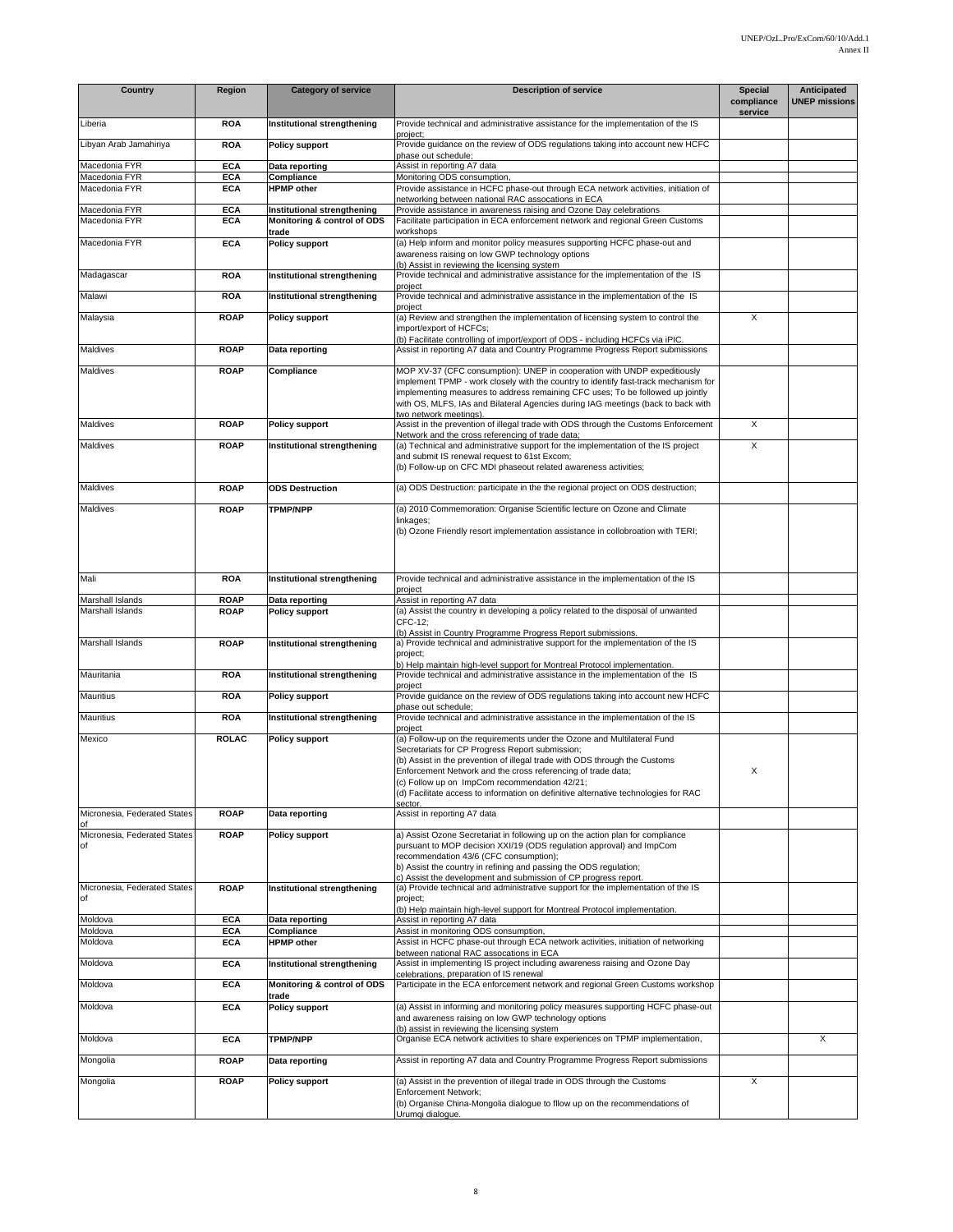| Country | Region | Category of service | Description of service | Special compliance service | Anticipated UNEP missions |
|---|---|---|---|---|---|
| Liberia | ROA | Institutional strengthening | Provide technical and administrative assistance for the implementation of the IS project; | | |
| Libyan Arab Jamahiriya | ROA | Policy support | Provide guidance on the review of ODS regulations taking into account new HCFC phase out schedule; | | |
| Macedonia FYR | ECA | Data reporting | Assist in reporting A7 data | | |
| Macedonia FYR | ECA | Compliance | Monitoring ODS consumption, | | |
| Macedonia FYR | ECA | HPMP other | Provide assistance in HCFC phase-out through ECA network activities, initiation of networking between national RAC assocations in ECA | | |
| Macedonia FYR | ECA | Institutional strengthening | Provide assistance in awareness raising and Ozone Day celebrations | | |
| Macedonia FYR | ECA | Monitoring & control of ODS trade | Facilitate participation in ECA enforcement network and regional Green Customs workshops | | |
| Macedonia FYR | ECA | Policy support | (a) Help inform and monitor policy measures supporting HCFC phase-out and awareness raising on low GWP technology options<br>(b) Assist in reviewing the licensing system | | |
| Madagascar | ROA | Institutional strengthening | Provide technical and administrative assistance for the implementation of the IS project | | |
| Malawi | ROA | Institutional strengthening | Provide technical and administrative assistance in the implementation of the IS project | | |
| Malaysia | ROAP | Policy support | (a) Review and strengthen the implementation of licensing system to control the import/export of HCFCs;<br>(b) Facilitate controlling of import/export of ODS - including HCFCs via iPIC. | X | |
| Maldives | ROAP | Data reporting | Assist in reporting A7 data and Country Programme Progress Report submissions | | |
| Maldives | ROAP | Compliance | MOP XV-37 (CFC consumption): UNEP in cooperation with UNDP expeditiously implement TPMP - work closely with the country to identify fast-track mechanism for implementing measures to address remaining CFC uses; To be followed up jointly with OS, MLFS, IAs and Bilateral Agencies during IAG meetings (back to back with two network meetings). | | |
| Maldives | ROAP | Policy support | Assist in the prevention of illegal trade with ODS through the Customs Enforcement Network and the cross referencing of trade data; | X | |
| Maldives | ROAP | Institutional strengthening | (a) Technical and administrative support for the implementation of the IS project and submit IS renewal request to 61st Excom;<br>(b) Follow-up on CFC MDI phaseout related awareness activities; | X | |
| Maldives | ROAP | ODS Destruction | (a) ODS Destruction: participate in the the regional project on ODS destruction; | | |
| Maldives | ROAP | TPMP/NPP | (a) 2010 Commemoration: Organise Scientific lecture on Ozone and Climate linkages;<br>(b) Ozone Friendly resort implementation assistance in collobroation with TERI; | | |
| Mali | ROA | Institutional strengthening | Provide technical and administrative assistance in the implementation of the IS project | | |
| Marshall Islands | ROAP | Data reporting | Assist in reporting A7 data | | |
| Marshall Islands | ROAP | Policy support | (a) Assist the country in developing a policy related to the disposal of unwanted CFC-12;<br>(b) Assist in Country Programme Progress Report submissions. | | |
| Marshall Islands | ROAP | Institutional strengthening | a) Provide technical and administrative support for the implementation of the IS project;<br>b) Help maintain high-level support for Montreal Protocol implementation. | | |
| Mauritania | ROA | Institutional strengthening | Provide technical and administrative assistance in the implementation of the IS project | | |
| Mauritius | ROA | Policy support | Provide guidance on the review of ODS regulations taking into account new HCFC phase out schedule; | | |
| Mauritius | ROA | Institutional strengthening | Provide technical and administrative assistance in the implementation of the IS project | | |
| Mexico | ROLAC | Policy support | (a) Follow-up on the requirements under the Ozone and Multilateral Fund Secretariats for CP Progress Report submission;<br>(b) Assist in the prevention of illegal trade with ODS through the Customs Enforcement Network and the cross referencing of trade data;<br>(c) Follow up on ImpCom recommendation 42/21;<br>(d) Facilitate access to information on definitive alternative technologies for RAC sector. | X | |
| Micronesia, Federated States of | ROAP | Data reporting | Assist in reporting A7 data | | |
| Micronesia, Federated States of | ROAP | Policy support | a) Assist Ozone Secretariat in following up on the action plan for compliance pursuant to MOP decision XXI/19 (ODS regulation approval) and ImpCom recommendation 43/6 (CFC consumption);<br>b) Assist the country in refining and passing the ODS regulation;<br>c) Assist the development and submission of CP progress report. | | |
| Micronesia, Federated States of | ROAP | Institutional strengthening | (a) Provide technical and administrative support for the implementation of the IS project;<br>(b) Help maintain high-level support for Montreal Protocol implementation. | | |
| Moldova | ECA | Data reporting | Assist in reporting A7 data | | |
| Moldova | ECA | Compliance | Assist in monitoring ODS consumption, | | |
| Moldova | ECA | HPMP other | Assist in HCFC phase-out through ECA network activities, initiation of networking between national RAC assocations in ECA | | |
| Moldova | ECA | Institutional strengthening | Assist in implementing IS project including awareness raising and Ozone Day celebrations, preparation of IS renewal | | |
| Moldova | ECA | Monitoring & control of ODS trade | Participate in the ECA enforcement network and regional Green Customs workshop | | |
| Moldova | ECA | Policy support | (a) Assist in informing and monitoring policy measures supporting HCFC phase-out and awareness raising on low GWP technology options<br>(b) assist in reviewing the licensing system | | |
| Moldova | ECA | TPMP/NPP | Organise ECA network activities to share experiences on TPMP implementation, | | X |
| Mongolia | ROAP | Data reporting | Assist in reporting A7 data and Country Programme Progress Report submissions | | |
| Mongolia | ROAP | Policy support | (a) Assist in the prevention of illegal trade in ODS through the Customs Enforcement Network;<br>(b) Organise China-Mongolia dialogue to fllow up on the recommendations of Urumqi dialogue. | X | |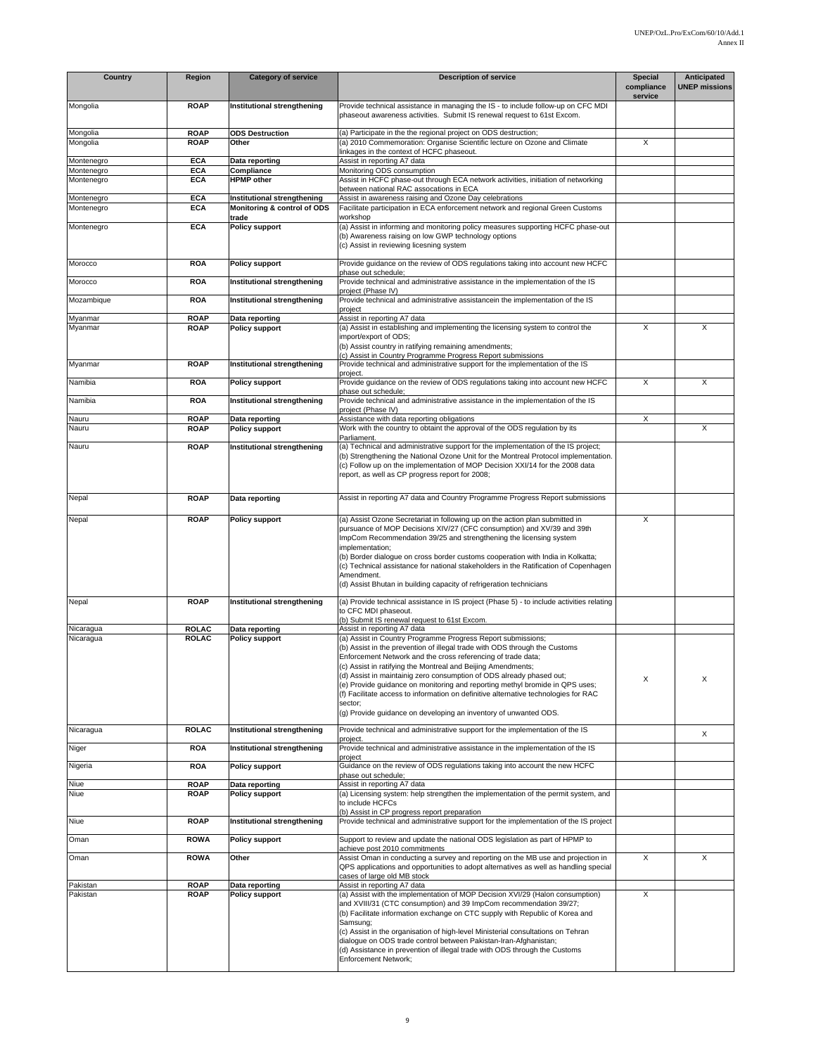| Country | Region | Category of service | Description of service | Special compliance service | Anticipated UNEP missions |
|---|---|---|---|---|---|
| Mongolia | ROAP | Institutional strengthening | Provide technical assistance in managing the IS - to include follow-up on CFC MDI phaseout awareness activities. Submit IS renewal request to 61st Excom. | | |
| Mongolia | ROAP | ODS Destruction | (a) Participate in the the regional project on ODS destruction; | | |
| Mongolia | ROAP | Other | (a) 2010 Commemoration: Organise Scientific lecture on Ozone and Climate linkages in the context of HCFC phaseout. | X | |
| Montenegro | ECA | Data reporting | Assist in reporting A7 data | | |
| Montenegro | ECA | Compliance | Monitoring ODS consumption | | |
| Montenegro | ECA | HPMP other | Assist in HCFC phase-out through ECA network activities, initiation of networking between national RAC assocations in ECA | | |
| Montenegro | ECA | Institutional strengthening | Assist in awareness raising and Ozone Day celebrations | | |
| Montenegro | ECA | Monitoring & control of ODS trade | Facilitate participation in ECA enforcement network and regional Green Customs workshop | | |
| Montenegro | ECA | Policy support | (a) Assist in informing and monitoring policy measures supporting HCFC phase-out<br>(b) Awareness raising on low GWP technology options<br>(c) Assist in reviewing licesning system | | |
| Morocco | ROA | Policy support | Provide guidance on the review of ODS regulations taking into account new HCFC phase out schedule; | | |
| Morocco | ROA | Institutional strengthening | Provide technical and administrative assistance in the implementation of the IS project (Phase IV) | | |
| Mozambique | ROA | Institutional strengthening | Provide technical and administrative assistancein the implementation of the IS project | | |
| Myanmar | ROAP | Data reporting | Assist in reporting A7 data | | |
| Myanmar | ROAP | Policy support | (a) Assist in establishing and implementing the licensing system to control the import/export of ODS;<br>(b) Assist country in ratifying remaining amendments;<br>(c) Assist in Country Programme Progress Report submissions | X | X |
| Myanmar | ROAP | Institutional strengthening | Provide technical and administrative support for the implementation of the IS project. | | |
| Namibia | ROA | Policy support | Provide guidance on the review of ODS regulations taking into account new HCFC phase out schedule; | X | X |
| Namibia | ROA | Institutional strengthening | Provide technical and administrative assistance in the implementation of the IS project (Phase IV) | | |
| Nauru | ROAP | Data reporting | Assistance with data reporting obligations | X | |
| Nauru | ROAP | Policy support | Work with the country to obtaint the approval of the ODS regulation by its Parliament. | | X |
| Nauru | ROAP | Institutional strengthening | (a) Technical and administrative support for the implementation of the IS project;<br>(b) Strengthening the National Ozone Unit for the Montreal Protocol implementation.<br>(c) Follow up on the implementation of MOP Decision XXI/14 for the 2008 data report, as well as CP progress report for 2008; | | |
| Nepal | ROAP | Data reporting | Assist in reporting A7 data and Country Programme Progress Report submissions | | |
| Nepal | ROAP | Policy support | (a) Assist Ozone Secretariat in following up on the action plan submitted in pursuance of MOP Decisions XIV/27 (CFC consumption) and XV/39 and 39th ImpCom Recommendation 39/25 and strengthening the licensing system implementation;<br>(b) Border dialogue on cross border customs cooperation with India in Kolkatta;<br>(c) Technical assistance for national stakeholders in the Ratification of Copenhagen Amendment.<br>(d) Assist Bhutan in building capacity of refrigeration technicians | X | |
| Nepal | ROAP | Institutional strengthening | (a) Provide technical assistance in IS project (Phase 5) - to include activities relating to CFC MDI phaseout.<br>(b) Submit IS renewal request to 61st Excom. | | |
| Nicaragua | ROLAC | Data reporting | Assist in reporting A7 data | | |
| Nicaragua | ROLAC | Policy support | (a) Assist in Country Programme Progress Report submissions;<br>(b) Assist in the prevention of illegal trade with ODS through the Customs Enforcement Network and the cross referencing of trade data;<br>(c) Assist in ratifying the Montreal and Beijing Amendments;<br>(d) Assist in maintainig zero consumption of ODS already phased out;<br>(e) Provide guidance on monitoring and reporting methyl bromide in QPS uses;<br>(f) Facilitate access to information on definitive alternative technologies for RAC sector;<br>(g) Provide guidance on developing an inventory of unwanted ODS. | X | X |
| Nicaragua | ROLAC | Institutional strengthening | Provide technical and administrative support for the implementation of the IS project. | | X |
| Niger | ROA | Institutional strengthening | Provide technical and administrative assistance in the implementation of the IS project | | |
| Nigeria | ROA | Policy support | Guidance on the review of ODS regulations taking into account the new HCFC phase out schedule; | | |
| Niue | ROAP | Data reporting | Assist in reporting A7 data | | |
| Niue | ROAP | Policy support | (a) Licensing system: help strengthen the implementation of the permit system, and to include HCFCs<br>(b) Assist in CP progress report preparation | | |
| Niue | ROAP | Institutional strengthening | Provide technical and administrative support for the implementation of the IS project | | |
| Oman | ROWA | Policy support | Support to review and update the national ODS legislation as part of HPMP to achieve post 2010 commitments | | |
| Oman | ROWA | Other | Assist Oman in conducting a survey and reporting on the MB use and projection in QPS applications and opportunities to adopt alternatives as well as handling special cases of large old MB stock | X | X |
| Pakistan | ROAP | Data reporting | Assist in reporting A7 data | | |
| Pakistan | ROAP | Policy support | (a) Assist with the implementation of MOP Decision XVI/29 (Halon consumption) and XVIII/31 (CTC consumption) and 39 ImpCom recommendation 39/27;<br>(b) Facilitate information exchange on CTC supply with Republic of Korea and Samsung;<br>(c) Assist in the organisation of high-level Ministerial consultations on Tehran dialogue on ODS trade control between Pakistan-Iran-Afghanistan;<br>(d) Assistance in prevention of illegal trade with ODS through the Customs Enforcement Network; | X | |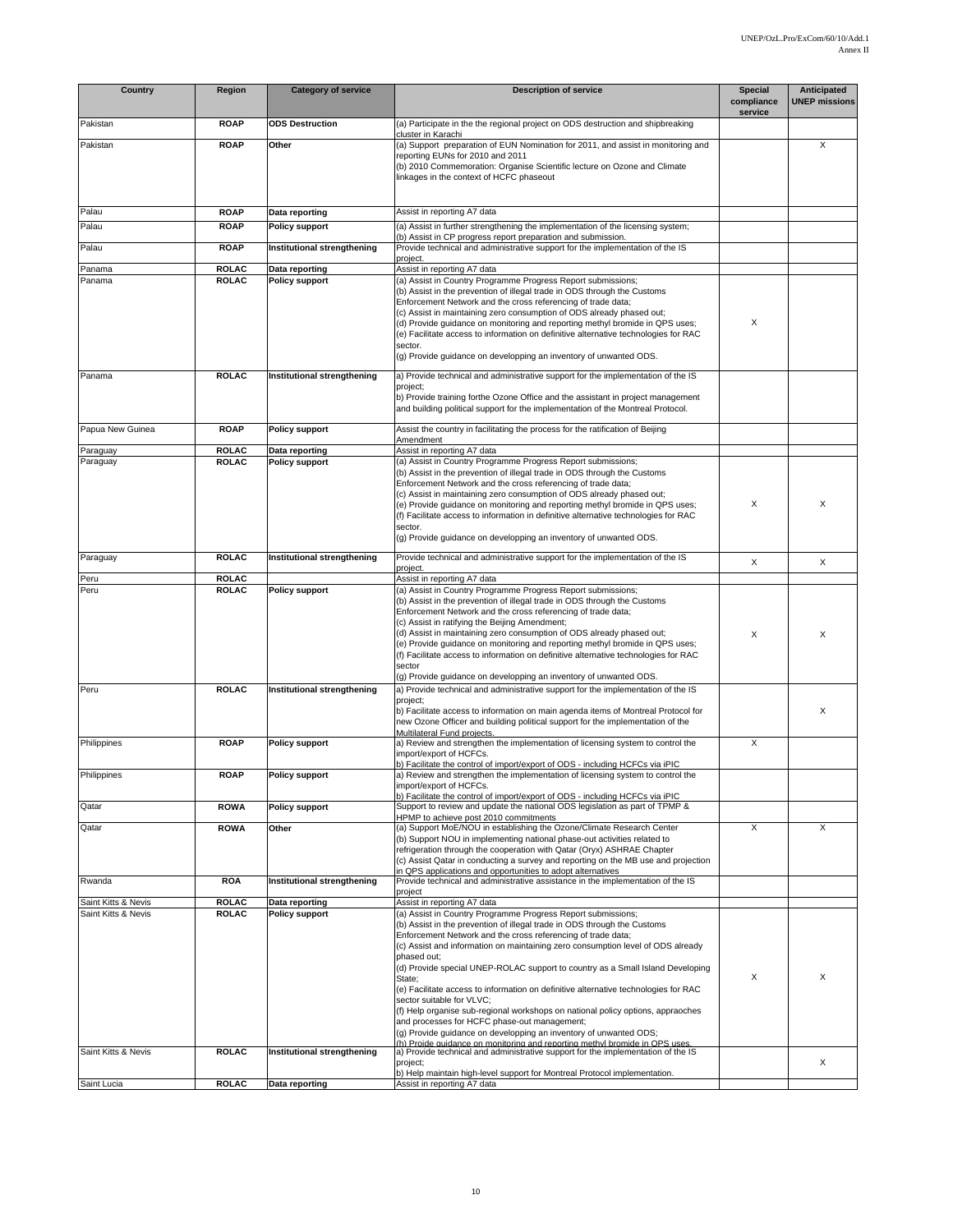| Country | Region | Category of service | Description of service | Special compliance service | Anticipated UNEP missions |
|---|---|---|---|---|---|
| Pakistan | ROAP | ODS Destruction | (a) Participate in the the regional project on ODS destruction and shipbreaking cluster in Karachi | | |
| Pakistan | ROAP | Other | (a) Support preparation of EUN Nomination for 2011, and assist in monitoring and reporting EUNs for 2010 and 2011<br>(b) 2010 Commemoration: Organise Scientific lecture on Ozone and Climate linkages in the context of HCFC phaseout | | X |
| Palau | ROAP | Data reporting | Assist in reporting A7 data | | |
| Palau | ROAP | Policy support | (a) Assist in further strengthening the implementation of the licensing system;<br>(b) Assist in CP progress report preparation and submission. | | |
| Palau | ROAP | Institutional strengthening | Provide technical and administrative support for the implementation of the IS project. | | |
| Panama | ROLAC | Data reporting | Assist in reporting A7 data | | |
| Panama | ROLAC | Policy support | (a) Assist in Country Programme Progress Report submissions;<br>(b) Assist in the prevention of illegal trade in ODS through the Customs Enforcement Network and the cross referencing of trade data;<br>(c) Assist in maintaining zero consumption of ODS already phased out;<br>(d) Provide guidance on monitoring and reporting methyl bromide in QPS uses;<br>(e) Facilitate access to information on definitive alternative technologies for RAC sector.<br>(g) Provide guidance on developping an inventory of unwanted ODS. | X | |
| Panama | ROLAC | Institutional strengthening | a) Provide technical and administrative support for the implementation of the IS project;<br>b) Provide training forthe Ozone Office and the assistant in project management and building political support for the implementation of the Montreal Protocol. | | |
| Papua New Guinea | ROAP | Policy support | Assist the country in facilitating the process for the ratification of Beijing Amendment | | |
| Paraguay | ROLAC | Data reporting | Assist in reporting A7 data | | |
| Paraguay | ROLAC | Policy support | (a) Assist in Country Programme Progress Report submissions;<br>(b) Assist in the prevention of illegal trade in ODS through the Customs Enforcement Network and the cross referencing of trade data;<br>(c) Assist in maintaining zero consumption of ODS already phased out;<br>(e) Provide guidance on monitoring and reporting methyl bromide in QPS uses;<br>(f) Facilitate access to information in definitive alternative technologies for RAC sector.<br>(g) Provide guidance on developping an inventory of unwanted ODS. | X | X |
| Paraguay | ROLAC | Institutional strengthening | Provide technical and administrative support for the implementation of the IS project. | X | X |
| Peru | ROLAC | | Assist in reporting A7 data | | |
| Peru | ROLAC | Policy support | (a) Assist in Country Programme Progress Report submissions;<br>(b) Assist in the prevention of illegal trade in ODS through the Customs Enforcement Network and the cross referencing of trade data;<br>(c) Assist in ratifying the Beijing Amendment;<br>(d) Assist in maintaining zero consumption of ODS already phased out;<br>(e) Provide guidance on monitoring and reporting methyl bromide in QPS uses;<br>(f) Facilitate access to information on definitive alternative technologies for RAC sector<br>(g) Provide guidance on developping an inventory of unwanted ODS. | X | X |
| Peru | ROLAC | Institutional strengthening | a) Provide technical and administrative support for the implementation of the IS project;<br>b) Facilitate access to information on main agenda items of Montreal Protocol for new Ozone Officer and building political support for the implementation of the Multilateral Fund projects. | | X |
| Philippines | ROAP | Policy support | a) Review and strengthen the implementation of licensing system to control the import/export of HCFCs.<br>b) Facilitate the control of import/export of ODS - including HCFCs via iPIC | X | |
| Philippines | ROAP | Policy support | a) Review and strengthen the implementation of licensing system to control the import/export of HCFCs.<br>b) Facilitate the control of import/export of ODS - including HCFCs via iPIC | | |
| Qatar | ROWA | Policy support | Support to review and update the national ODS legislation as part of TPMP & HPMP to achieve post 2010 commitments | | |
| Qatar | ROWA | Other | (a) Support MoE/NOU in establishing the Ozone/Climate Research Center<br>(b) Support NOU in implementing national phase-out activities related to refrigeration through the cooperation with Qatar (Oryx) ASHRAE Chapter<br>(c) Assist Qatar in conducting a survey and reporting on the MB use and projection in QPS applications and opportunities to adopt alternatives | X | X |
| Rwanda | ROA | Institutional strengthening | Provide technical and administrative assistance in the implementation of the IS project | | |
| Saint Kitts & Nevis | ROLAC | Data reporting | Assist in reporting A7 data | | |
| Saint Kitts & Nevis | ROLAC | Policy support | (a) Assist in Country Programme Progress Report submissions;<br>(b) Assist in the prevention of illegal trade in ODS through the Customs Enforcement Network and the cross referencing of trade data;<br>(c) Assist and information on maintaining zero consumption level of ODS already phased out;<br>(d) Provide special UNEP-ROLAC support to country as a Small Island Developing State;<br>(e) Facilitate access to information on definitive alternative technologies for RAC sector suitable for VLVC;<br>(f) Help organise sub-regional workshops on national policy options, appraoches and processes for HCFC phase-out management;<br>(g) Provide guidance on developping an inventory of unwanted ODS;<br>(h) Proide guidance on monitoring and reporting methyl bromide in QPS uses. | X | X |
| Saint Kitts & Nevis | ROLAC | Institutional strengthening | a) Provide technical and administrative support for the implementation of the IS project;<br>b) Help maintain high-level support for Montreal Protocol implementation. | | X |
| Saint Lucia | ROLAC | Data reporting | Assist in reporting A7 data | | |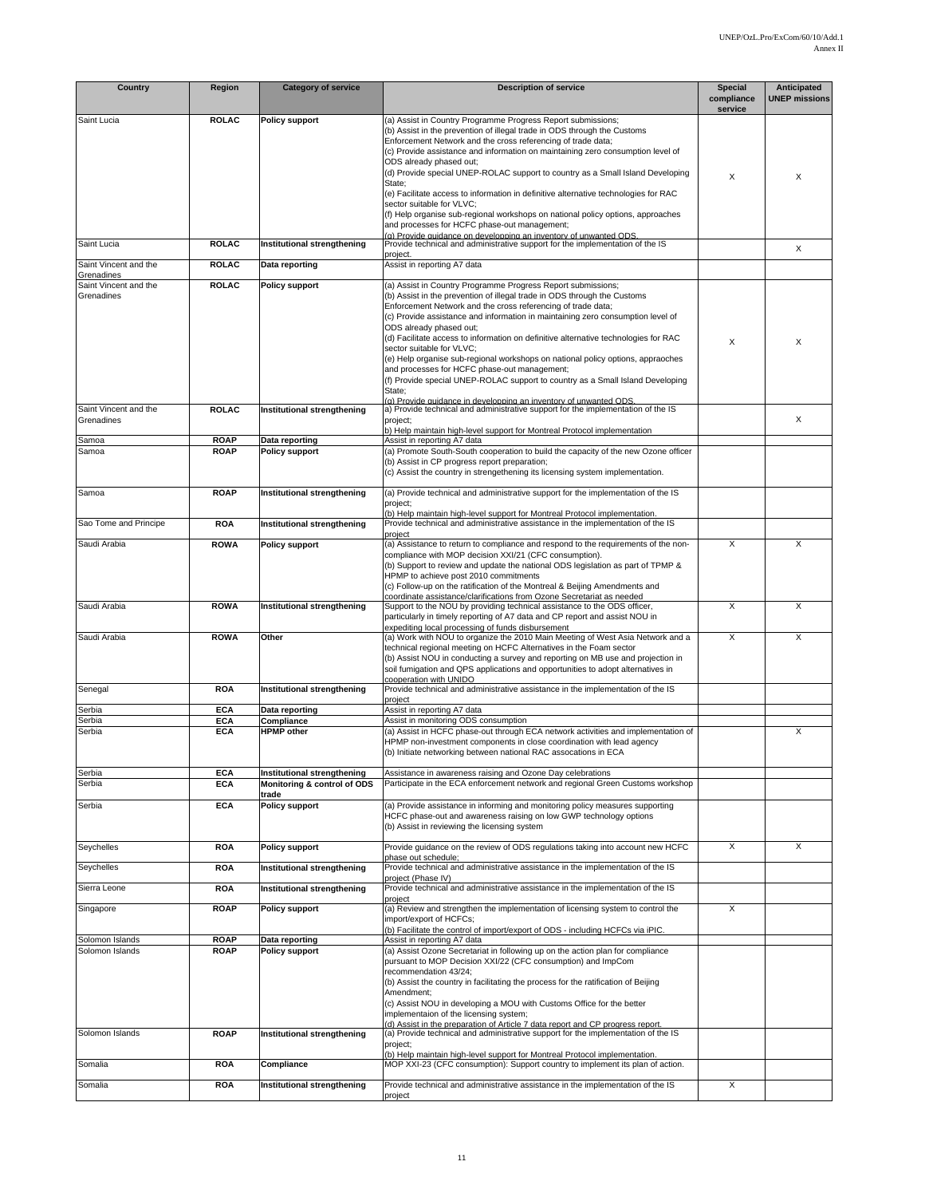| Country | Region | Category of service | Description of service | Special compliance service | Anticipated UNEP missions |
|---|---|---|---|---|---|
| Saint Lucia | ROLAC | Policy support | (a) Assist in Country Programme Progress Report submissions;<br>(b) Assist in the prevention of illegal trade in ODS through the Customs Enforcement Network and the cross referencing of trade data;<br>(c) Provide assistance and information on maintaining zero consumption level of ODS already phased out;<br>(d) Provide special UNEP-ROLAC support to country as a Small Island Developing State;<br>(e) Facilitate access to information in definitive alternative technologies for RAC sector suitable for VLVC;<br>(f) Help organise sub-regional workshops on national policy options, approaches and processes for HCFC phase-out management;<br>(g) Provide guidance on developping an inventory of unwanted ODS. | X | X |
| Saint Lucia | ROLAC | Institutional strengthening | Provide technical and administrative support for the implementation of the IS project. | | X |
| Saint Vincent and the Grenadines | ROLAC | Data reporting | Assist in reporting A7 data | | |
| Saint Vincent and the Grenadines | ROLAC | Policy support | (a) Assist in Country Programme Progress Report submissions;<br>(b) Assist in the prevention of illegal trade in ODS through the Customs Enforcement Network and the cross referencing of trade data;<br>(c) Provide assistance and information in maintaining zero consumption level of ODS already phased out;<br>(d) Facilitate access to information on definitive alternative technologies for RAC sector suitable for VLVC;<br>(e) Help organise sub-regional workshops on national policy options, appraoches and processes for HCFC phase-out management;<br>(f) Provide special UNEP-ROLAC support to country as a Small Island Developing State;<br>(g) Provide guidance in developping an inventory of unwanted ODS. | X | X |
| Saint Vincent and the Grenadines | ROLAC | Institutional strengthening | a) Provide technical and administrative support for the implementation of the IS project;<br>b) Help maintain high-level support for Montreal Protocol implementation | | X |
| Samoa | ROAP | Data reporting | Assist in reporting A7 data | | |
| Samoa | ROAP | Policy support | (a) Promote South-South cooperation to build the capacity of the new Ozone officer<br>(b) Assist in CP progress report preparation;<br>(c) Assist the country in strengethening its licensing system implementation. | | |
| Samoa | ROAP | Institutional strengthening | (a) Provide technical and administrative support for the implementation of the IS project;<br>(b) Help maintain high-level support for Montreal Protocol implementation. | | |
| Sao Tome and Principe | ROA | Institutional strengthening | Provide technical and administrative assistance in the implementation of the IS project | | |
| Saudi Arabia | ROWA | Policy support | (a) Assistance to return to compliance and respond to the requirements of the non-compliance with MOP decision XXI/21 (CFC consumption).<br>(b) Support to review and update the national ODS legislation as part of TPMP & HPMP to achieve post 2010 commitments<br>(c) Follow-up on the ratification of the Montreal & Beijing Amendments and coordinate assistance/clarifications from Ozone Secretariat as needed | X | X |
| Saudi Arabia | ROWA | Institutional strengthening | Support to the NOU by providing technical assistance to the ODS officer, particularly in timely reporting of A7 data and CP report and assist NOU in expediting local processing of funds disbursement | X | X |
| Saudi Arabia | ROWA | Other | (a) Work with NOU to organize the 2010 Main Meeting of West Asia Network and a technical regional meeting on HCFC Alternatives in the Foam sector<br>(b) Assist NOU in conducting a survey and reporting on MB use and projection in soil fumigation and QPS applications and opportunities to adopt alternatives in cooperation with UNIDO | X | X |
| Senegal | ROA | Institutional strengthening | Provide technical and administrative assistance in the implementation of the IS project | | |
| Serbia | ECA | Data reporting | Assist in reporting A7 data | | |
| Serbia | ECA | Compliance | Assist in monitoring ODS consumption | | |
| Serbia | ECA | HPMP other | (a) Assist in HCFC phase-out through ECA network activities and implementation of HPMP non-investment components in close coordination with lead agency<br>(b) Initiate networking between national RAC assocations in ECA | | X |
| Serbia | ECA | Institutional strengthening | Assistance in awareness raising and Ozone Day celebrations | | |
| Serbia | ECA | Monitoring & control of ODS trade | Participate in the ECA enforcement network and regional Green Customs workshop | | |
| Serbia | ECA | Policy support | (a) Provide assistance in informing and monitoring policy measures supporting HCFC phase-out and awareness raising on low GWP technology options<br>(b) Assist in reviewing the licensing system | | |
| Seychelles | ROA | Policy support | Provide guidance on the review of ODS regulations taking into account new HCFC phase out schedule; | X | X |
| Seychelles | ROA | Institutional strengthening | Provide technical and administrative assistance in the implementation of the IS project (Phase IV) | | |
| Sierra Leone | ROA | Institutional strengthening | Provide technical and administrative assistance in the implementation of the IS project | | |
| Singapore | ROAP | Policy support | (a) Review and strengthen the implementation of licensing system to control the import/export of HCFCs;<br>(b) Facilitate the control of import/export of ODS - including HCFCs via iPIC. | X | |
| Solomon Islands | ROAP | Data reporting | Assist in reporting A7 data | | |
| Solomon Islands | ROAP | Policy support | (a) Assist Ozone Secretariat in following up on the action plan for compliance pursuant to MOP Decision XXI/22 (CFC consumption) and ImpCom recommendation 43/24;<br>(b) Assist the country in facilitating the process for the ratification of Beijing Amendment;<br>(c) Assist NOU in developing a MOU with Customs Office for the better implementaion of the licensing system;<br>(d) Assist in the preparation of Article 7 data report and CP progress report. | | |
| Solomon Islands | ROAP | Institutional strengthening | (a) Provide technical and administrative support for the implementation of the IS project;<br>(b) Help maintain high-level support for Montreal Protocol implementation. | | |
| Somalia | ROA | Compliance | MOP XXI-23 (CFC consumption): Support country to implement its plan of action. | | |
| Somalia | ROA | Institutional strengthening | Provide technical and administrative assistance in the implementation of the IS project | X | |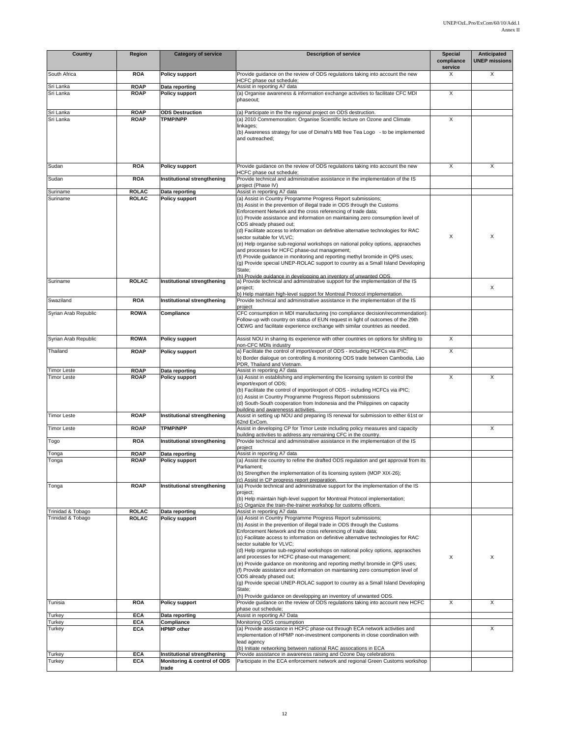| Country | Region | Category of service | Description of service | Special compliance service | Anticipated UNEP missions |
|---|---|---|---|---|---|
| South Africa | ROA | Policy support | Provide guidance on the review of ODS regulations taking into account the new HCFC phase out schedule; | X | X |
| Sri Lanka | ROAP | Data reporting | Assist in reporting A7 data | | |
| Sri Lanka | ROAP | Policy support | (a) Organise awareness & information exchange activities to facilitate CFC MDI phaseout; | X | |
| Sri Lanka | ROAP | ODS Destruction | (a) Participate in the the regional project on ODS destruction. | | |
| Sri Lanka | ROAP | TPMP/NPP | (a) 2010 Commemoration: Organise Scientific lecture on Ozone and Climate linkages;<br>(b) Awareness strategy for use of Dimah's MB free Tea Logo - to be implemented and outreached; | X | |
| Sudan | ROA | Policy support | Provide guidance on the review of ODS regulations taking into account the new HCFC phase out schedule; | X | X |
| Sudan | ROA | Institutional strengthening | Provide technical and administrative assistance in the implementation of the IS project (Phase IV) | | |
| Suriname | ROLAC | Data reporting | Assist in reporting A7 data | | |
| Suriname | ROLAC | Policy support | (a) Assist in Country Programme Progress Report submissions;<br>(b) Assist in the prevention of illegal trade in ODS through the Customs Enforcement Network and the cross referencing of trade data;<br>(c) Provide assistance and information on maintaining zero consumption level of ODS already phased out;<br>(d) Facilitate access to information on definitive alternative technologies for RAC sector suitable for VLVC;<br>(e) Help organise sub-regional workshops on national policy options, appraoches and processes for HCFC phase-out management;<br>(f) Provide guidance in monitoring and reporting methyl bromide in QPS uses;<br>(g) Provide special UNEP-ROLAC support to country as a Small Island Developing State;<br>(h) Provide guidance in developping an inventory of unwanted ODS. | X | X |
| Suriname | ROLAC | Institutional strengthening | a) Provide technical and administrative support for the implementation of the IS project;<br>b) Help maintain high-level support for Montreal Protocol implementation. | | X |
| Swaziland | ROA | Institutional strengthening | Provide technical and administrative assistance in the implementation of the IS project | | |
| Syrian Arab Republic | ROWA | Compliance | CFC consumption in MDI manufacturing (no compliance decision/recommendation): Follow-up with country on status of EUN request in light of outcomes of the 29th OEWG and facilitate experience exchange with similar countries as needed. | | |
| Syrian Arab Republic | ROWA | Policy support | Assist NOU in sharing its experience with other countries on options for shifting to non-CFC MDIs industry | X | |
| Thailand | ROAP | Policy support | a) Facilitate the control of import/export of ODS - including HCFCs via iPIC;<br>b) Border dialogue on controlling & monitoring ODS trade between Cambodia, Lao PDR, Thailand and Vietnam. | X | |
| Timor Leste | ROAP | Data reporting | Assist in reporting A7 data | | |
| Timor Leste | ROAP | Policy support | (a) Assist in establishing and implementing the licensing system to control the import/export of ODS;<br>(b) Facilitate the control of import/export of ODS - including HCFCs via iPIC;<br>(c) Assist in Country Programme Progress Report submissions<br>(d) South-South cooperation from Indonesia and the Philippines on capacity building and awarenesss activities. | X | X |
| Timor Leste | ROAP | Institutional strengthening | Assist in setting up NOU and preparing IS renewal for submission to either 61st or 62nd ExCom. | | |
| Timor Leste | ROAP | TPMP/NPP | Assist in developing CP for Timor Leste including policy measures and capacity building activities to address any remaining CFC in the country. | | X |
| Togo | ROA | Institutional strengthening | Provide technical and administrative assistance in the implementation of the IS project | | |
| Tonga | ROAP | Data reporting | Assist in reporting A7 data | | |
| Tonga | ROAP | Policy support | (a) Assist the country to refine the drafted ODS regulation and get approval from its Parliament;<br>(b) Strengthen the implementation of its licensing system (MOP XIX-26);<br>(c) Assist in CP progress report preparation. | | |
| Tonga | ROAP | Institutional strengthening | (a) Provide technical and administrative support for the implementation of the IS project;<br>(b) Help maintain high-level support for Montreal Protocol implementation;<br>(c) Organize the train-the-trainer workshop for customs officers. | | |
| Trinidad & Tobago | ROLAC | Data reporting | Assist in reporting A7 data | | |
| Trinidad & Tobago | ROLAC | Policy support | (a) Assist in Country Programme Progress Report submissions;<br>(b) Assist in the prevention of illegal trade in ODS through the Customs Enforcement Network and the cross referencing of trade data;<br>(c) Facilitate access to information on definitive alternative technologies for RAC sector suitable for VLVC;<br>(d) Help organise sub-regional workshops on national policy options, appraoches and processes for HCFC phase-out management;<br>(e) Provide guidance on monitoring and reporting methyl bromide in QPS uses;<br>(f) Provide assistance and information on maintaining zero consumption level of ODS already phased out;<br>(g) Provide special UNEP-ROLAC support to country as a Small Island Developing State;<br>(h) Provide guidance on developping an inventory of unwanted ODS. | X | X |
| Tunisia | ROA | Policy support | Provide guidance on the review of ODS regulations taking into account new HCFC phase out schedule; | X | X |
| Turkey | ECA | Data reporting | Assist in reporting A7 Data | | |
| Turkey | ECA | Compliance | Monitoring ODS consumption | | |
| Turkey | ECA | HPMP other | (a) Provide assistance in HCFC phase-out through ECA network activities and implementation of HPMP non-investment components in close coordination with lead agency<br>(b) Initiate networking between national RAC assocations in ECA | | X |
| Turkey | ECA | Institutional strengthening | Provide assistance in awareness raising and Ozone Day celebrations | | |
| Turkey | ECA | Monitoring & control of ODS trade | Participate in the ECA enforcement network and regional Green Customs workshop | | |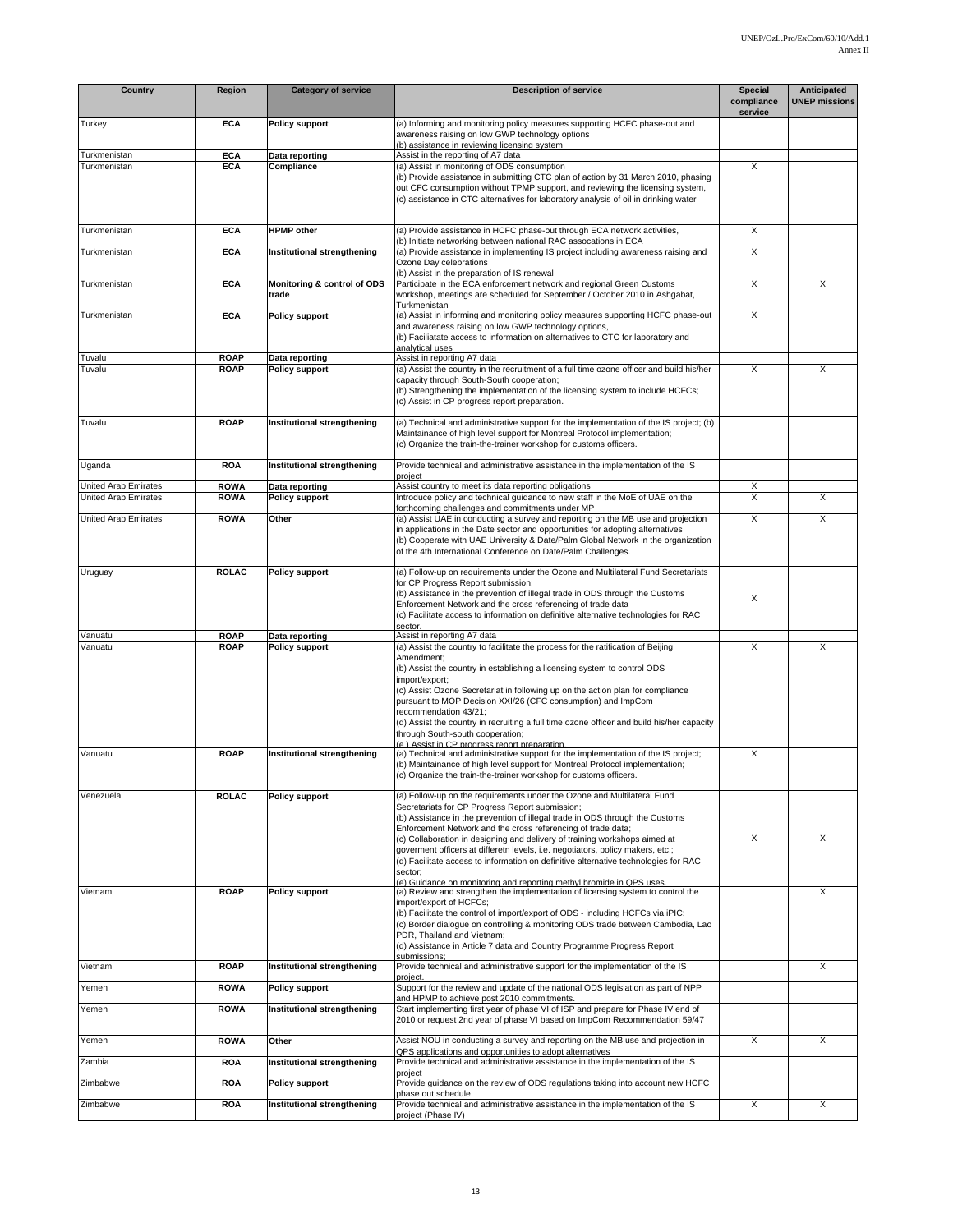| Country | Region | Category of service | Description of service | Special compliance service | Anticipated UNEP missions |
|---|---|---|---|---|---|
| Turkey | ECA | Policy support | (a) Informing and monitoring policy measures supporting HCFC phase-out and awareness raising on low GWP technology options<br>(b) assistance in reviewing licensing system | | |
| Turkmenistan | ECA | Data reporting | Assist in the reporting of A7 data | | |
| Turkmenistan | ECA | Compliance | (a) Assist in monitoring of ODS consumption<br>(b) Provide assistance in submitting CTC plan of action by 31 March 2010, phasing out CFC consumption without TPMP support, and reviewing the licensing system,<br>(c) assistance in CTC alternatives for laboratory analysis of oil in drinking water | X | |
| Turkmenistan | ECA | HPMP other | (a) Provide assistance in HCFC phase-out through ECA network activities,<br>(b) Initiate networking between national RAC assocations in ECA | X | |
| Turkmenistan | ECA | Institutional strengthening | (a) Provide assistance in implementing IS project including awareness raising and Ozone Day celebrations<br>(b) Assist in the preparation of IS renewal | X | |
| Turkmenistan | ECA | Monitoring & control of ODS trade | Participate in the ECA enforcement network and regional Green Customs workshop, meetings are scheduled for September / October 2010 in Ashgabat, Turkmenistan | X | X |
| Turkmenistan | ECA | Policy support | (a) Assist in informing and monitoring policy measures supporting HCFC phase-out and awareness raising on low GWP technology options,<br>(b) Faciliatate access to information on alternatives to CTC for laboratory and analytical uses | X | |
| Tuvalu | ROAP | Data reporting | Assist in reporting A7 data | | |
| Tuvalu | ROAP | Policy support | (a) Assist the country in the recruitment of a full time ozone officer and build his/her capacity through South-South cooperation;<br>(b) Strengthening the implementation of the licensing system to include HCFCs;<br>(c) Assist in CP progress report preparation. | X | X |
| Tuvalu | ROAP | Institutional strengthening | (a) Technical and administrative support for the implementation of the IS project; (b) Maintainance of high level support for Montreal Protocol implementation;<br>(c) Organize the train-the-trainer workshop for customs officers. | | |
| Uganda | ROA | Institutional strengthening | Provide technical and administrative assistance in the implementation of the IS project | | |
| United Arab Emirates | ROWA | Data reporting | Assist country to meet its data reporting obligations | X | |
| United Arab Emirates | ROWA | Policy support | Introduce policy and technical guidance to new staff in the MoE of UAE on the forthcoming challenges and commitments under MP | X | X |
| United Arab Emirates | ROWA | Other | (a) Assist UAE in conducting a survey and reporting on the MB use and projection in applications in the Date sector and opportunities for adopting alternatives<br>(b) Cooperate with UAE University & Date/Palm Global Network in the organization of the 4th International Conference on Date/Palm Challenges. | X | X |
| Uruguay | ROLAC | Policy support | (a) Follow-up on requirements under the Ozone and Multilateral Fund Secretariats for CP Progress Report submission;<br>(b) Assistance in the prevention of illegal trade in ODS through the Customs Enforcement Network and the cross referencing of trade data<br>(c) Facilitate access to information on definitive alternative technologies for RAC sector. | X | |
| Vanuatu | ROAP | Data reporting | Assist in reporting A7 data | | |
| Vanuatu | ROAP | Policy support | (a) Assist the country to facilitate the process for the ratification of Beijing Amendment;<br>(b) Assist the country in establishing a licensing system to control ODS import/export;<br>(c) Assist Ozone Secretariat in following up on the action plan for compliance pursuant to MOP Decision XXI/26 (CFC consumption) and ImpCom recommendation 43/21;<br>(d) Assist the country in recruiting a full time ozone officer and build his/her capacity through South-south cooperation;<br>(e ) Assist in CP progress report preparation. | X | X |
| Vanuatu | ROAP | Institutional strengthening | (a) Technical and administrative support for the implementation of the IS project;<br>(b) Maintainance of high level support for Montreal Protocol implementation;<br>(c) Organize the train-the-trainer workshop for customs officers. | X | |
| Venezuela | ROLAC | Policy support | (a) Follow-up on the requirements under the Ozone and Multilateral Fund Secretariats for CP Progress Report submission;<br>(b) Assistance in the prevention of illegal trade in ODS through the Customs Enforcement Network and the cross referencing of trade data;<br>(c) Collaboration in designing and delivery of training workshops aimed at goverment officers at differetn levels, i.e. negotiators, policy makers, etc.;<br>(d) Facilitate access to information on definitive alternative technologies for RAC sector;<br>(e) Guidance on monitoring and reporting methyl bromide in QPS uses. | X | X |
| Vietnam | ROAP | Policy support | (a) Review and strengthen the implementation of licensing system to control the import/export of HCFCs;<br>(b) Facilitate the control of import/export of ODS - including HCFCs via iPIC;<br>(c) Border dialogue on controlling & monitoring ODS trade between Cambodia, Lao PDR, Thailand and Vietnam;<br>(d) Assistance in Article 7 data and Country Programme Progress Report submissions; | | X |
| Vietnam | ROAP | Institutional strengthening | Provide technical and administrative support for the implementation of the IS project. | | X |
| Yemen | ROWA | Policy support | Support for the review and update of the national ODS legislation as part of NPP and HPMP to achieve post 2010 commitments. | | |
| Yemen | ROWA | Institutional strengthening | Start implementing first year of phase VI of ISP and prepare for Phase IV end of 2010 or request 2nd year of phase VI based on ImpCom Recommendation 59/47 | | |
| Yemen | ROWA | Other | Assist NOU in conducting a survey and reporting on the MB use and projection in QPS applications and opportunities to adopt alternatives | X | X |
| Zambia | ROA | Institutional strengthening | Provide technical and administrative assistance in the implementation of the IS project | | |
| Zimbabwe | ROA | Policy support | Provide guidance on the review of ODS regulations taking into account new HCFC phase out schedule | | |
| Zimbabwe | ROA | Institutional strengthening | Provide technical and administrative assistance in the implementation of the IS project (Phase IV) | X | X |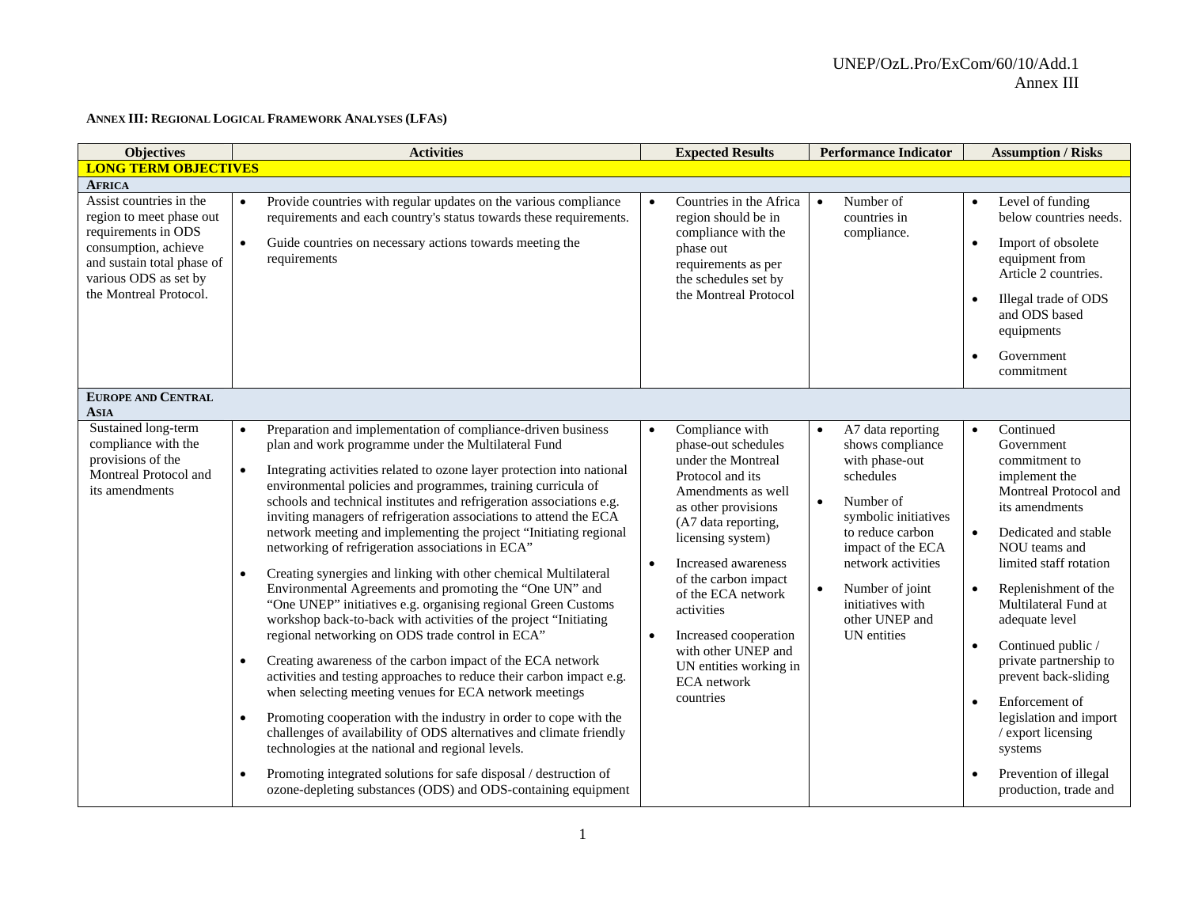**ANNEX III: REGIONAL LOGICAL FRAMEWORK ANALYSES (LFAS)**

| Objectives | Activities | Expected Results | Performance Indicator | Assumption / Risks |
|---|---|---|---|---|
| **LONG TERM OBJECTIVES** | | | | |
| **AFRICA** | | | | |
| Assist countries in the region to meet phase out requirements in ODS consumption, achieve and sustain total phase of various ODS as set by the Montreal Protocol. | • Provide countries with regular updates on the various compliance requirements and each country's status towards these requirements.<br>• Guide countries on necessary actions towards meeting the requirements | • Countries in the Africa region should be in compliance with the phase out requirements as per the schedules set by the Montreal Protocol | • Number of countries in compliance. | • Level of funding below countries needs.<br>• Import of obsolete equipment from Article 2 countries.<br>• Illegal trade of ODS and ODS based equipments<br>• Government commitment |
| **EUROPE AND CENTRAL ASIA** | | | | |
| Sustained long-term compliance with the provisions of the Montreal Protocol and its amendments | • Preparation and implementation of compliance-driven business plan and work programme under the Multilateral Fund<br>• Integrating activities related to ozone layer protection into national environmental policies and programmes, training curricula of schools and technical institutes and refrigeration associations e.g. inviting managers of refrigeration associations to attend the ECA network meeting and implementing the project "Initiating regional networking of refrigeration associations in ECA"<br>• Creating synergies and linking with other chemical Multilateral Environmental Agreements and promoting the "One UN" and "One UNEP" initiatives e.g. organising regional Green Customs workshop back-to-back with activities of the project "Initiating regional networking on ODS trade control in ECA"<br>• Creating awareness of the carbon impact of the ECA network activities and testing approaches to reduce their carbon impact e.g. when selecting meeting venues for ECA network meetings<br>• Promoting cooperation with the industry in order to cope with the challenges of availability of ODS alternatives and climate friendly technologies at the national and regional levels.<br>• Promoting integrated solutions for safe disposal / destruction of ozone-depleting substances (ODS) and ODS-containing equipment | • Compliance with phase-out schedules under the Montreal Protocol and its Amendments as well as other provisions (A7 data reporting, licensing system)<br>• Increased awareness of the carbon impact of the ECA network activities<br>• Increased cooperation with other UNEP and UN entities working in ECA network countries | • A7 data reporting shows compliance with phase-out schedules<br>• Number of symbolic initiatives to reduce carbon impact of the ECA network activities<br>• Number of joint initiatives with other UNEP and UN entities | • Continued Government commitment to implement the Montreal Protocol and its amendments<br>• Dedicated and stable NOU teams and limited staff rotation<br>• Replenishment of the Multilateral Fund at adequate level<br>• Continued public / private partnership to prevent back-sliding<br>• Enforcement of legislation and import / export licensing systems<br>• Prevention of illegal production, trade and |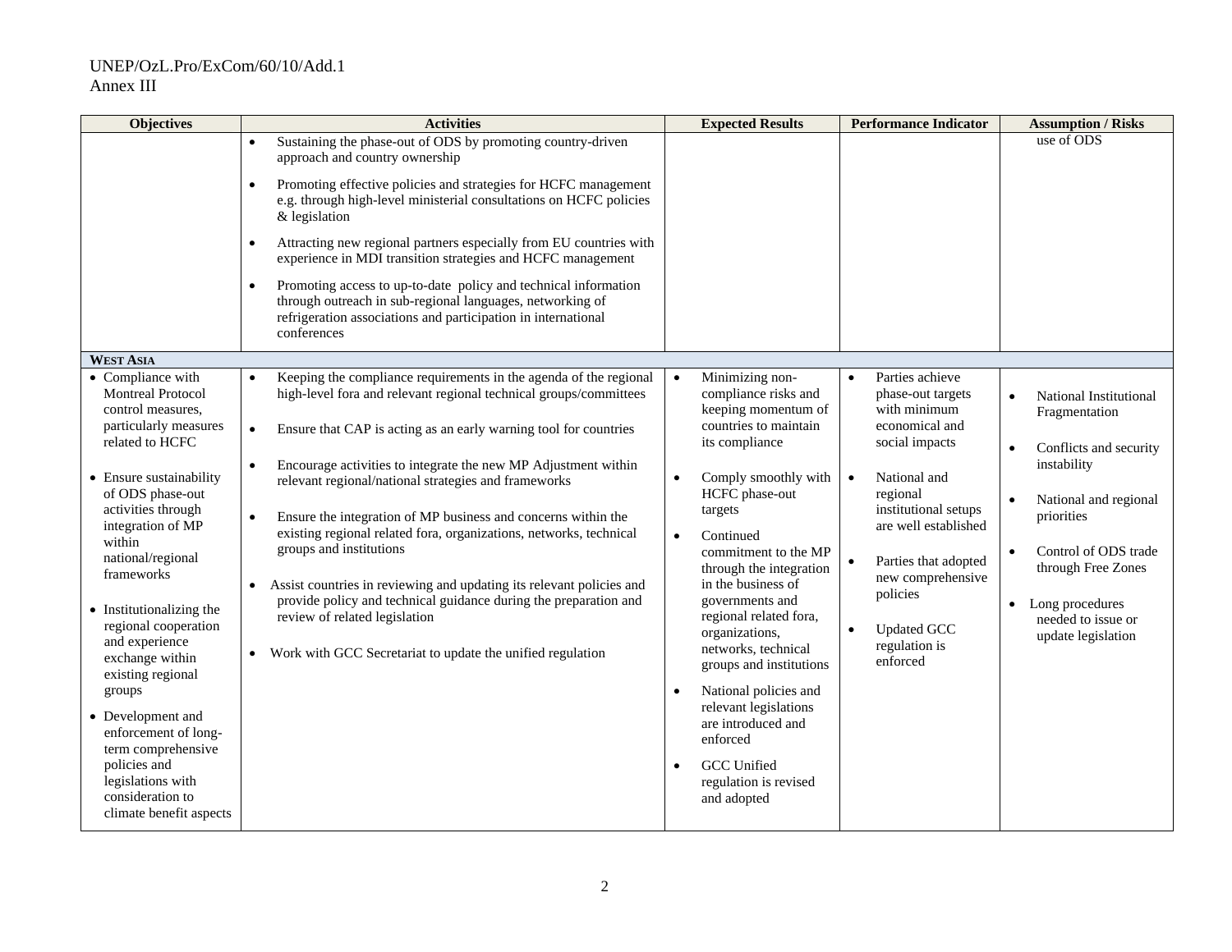| Objectives | Activities | Expected Results | Performance Indicator | Assumption / Risks |
|---|---|---|---|---|
| | • Sustaining the phase-out of ODS by promoting country-driven approach and country ownership<br>• Promoting effective policies and strategies for HCFC management e.g. through high-level ministerial consultations on HCFC policies & legislation<br>• Attracting new regional partners especially from EU countries with experience in MDI transition strategies and HCFC management<br>• Promoting access to up-to-date policy and technical information through outreach in sub-regional languages, networking of refrigeration associations and participation in international conferences | | | use of ODS |
| **WEST ASIA** | | | | |
| • Compliance with Montreal Protocol control measures, particularly measures related to HCFC<br>• Ensure sustainability of ODS phase-out activities through integration of MP within national/regional frameworks<br>• Institutionalizing the regional cooperation and experience exchange within existing regional groups<br>• Development and enforcement of long-term comprehensive policies and legislations with consideration to climate benefit aspects | • Keeping the compliance requirements in the agenda of the regional high-level fora and relevant regional technical groups/committees<br>• Ensure that CAP is acting as an early warning tool for countries<br>• Encourage activities to integrate the new MP Adjustment within relevant regional/national strategies and frameworks<br>• Ensure the integration of MP business and concerns within the existing regional related fora, organizations, networks, technical groups and institutions<br>• Assist countries in reviewing and updating its relevant policies and provide policy and technical guidance during the preparation and review of related legislation<br>• Work with GCC Secretariat to update the unified regulation | • Minimizing non-compliance risks and keeping momentum of countries to maintain its compliance<br>• Comply smoothly with HCFC phase-out targets<br>• Continued commitment to the MP through the integration in the business of governments and regional related fora, organizations, networks, technical groups and institutions<br>• National policies and relevant legislations are introduced and enforced<br>• GCC Unified regulation is revised and adopted | • Parties achieve phase-out targets with minimum economical and social impacts<br>• National and regional institutional setups are well established<br>• Parties that adopted new comprehensive policies<br>• Updated GCC regulation is enforced | • National Institutional Fragmentation<br>• Conflicts and security instability<br>• National and regional priorities<br>• Control of ODS trade through Free Zones<br>• Long procedures needed to issue or update legislation |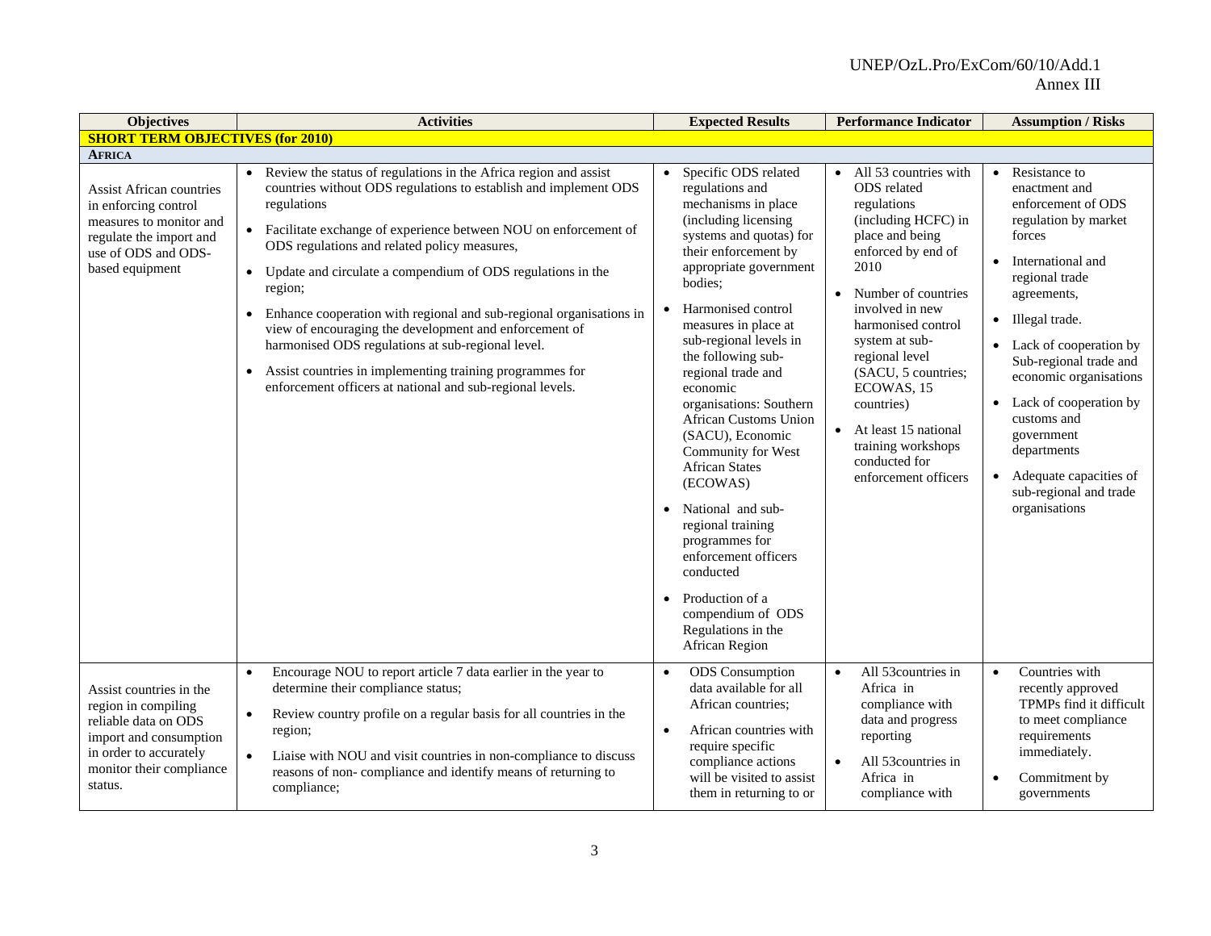| Objectives | Activities | Expected Results | Performance Indicator | Assumption / Risks |
|---|---|---|---|---|
| **SHORT TERM OBJECTIVES (for 2010)** | | | | |
| **AFRICA** | | | | |
| Assist African countries in enforcing control measures to monitor and regulate the import and use of ODS and ODS-based equipment | • Review the status of regulations in the Africa region and assist countries without ODS regulations to establish and implement ODS regulations<br>• Facilitate exchange of experience between NOU on enforcement of ODS regulations and related policy measures,<br>• Update and circulate a compendium of ODS regulations in the region;<br>• Enhance cooperation with regional and sub-regional organisations in view of encouraging the development and enforcement of harmonised ODS regulations at sub-regional level.<br>• Assist countries in implementing training programmes for enforcement officers at national and sub-regional levels. | • Specific ODS related regulations and mechanisms in place (including licensing systems and quotas) for their enforcement by appropriate government bodies;<br>• Harmonised control measures in place at sub-regional levels in the following sub-regional trade and economic organisations: Southern African Customs Union (SACU), Economic Community for West African States (ECOWAS)<br>• National and sub-regional training programmes for enforcement officers conducted<br>• Production of a compendium of ODS Regulations in the African Region | • All 53 countries with ODS related regulations (including HCFC) in place and being enforced by end of 2010<br>• Number of countries involved in new harmonised control system at sub-regional level (SACU, 5 countries; ECOWAS, 15 countries)<br>• At least 15 national training workshops conducted for enforcement officers | • Resistance to enactment and enforcement of ODS regulation by market forces<br>• International and regional trade agreements,<br>• Illegal trade.<br>• Lack of cooperation by Sub-regional trade and economic organisations<br>• Lack of cooperation by customs and government departments<br>• Adequate capacities of sub-regional and trade organisations |
| Assist countries in the region in compiling reliable data on ODS import and consumption in order to accurately monitor their compliance status. | • Encourage NOU to report article 7 data earlier in the year to determine their compliance status;<br>• Review country profile on a regular basis for all countries in the region;<br>• Liaise with NOU and visit countries in non-compliance to discuss reasons of non- compliance and identify means of returning to compliance; | • ODS Consumption data available for all African countries;<br>• African countries with require specific compliance actions will be visited to assist them in returning to or | • All 53countries in Africa in compliance with data and progress reporting<br>• All 53countries in Africa in compliance with | • Countries with recently approved TPMPs find it difficult to meet compliance requirements immediately.<br>• Commitment by governments |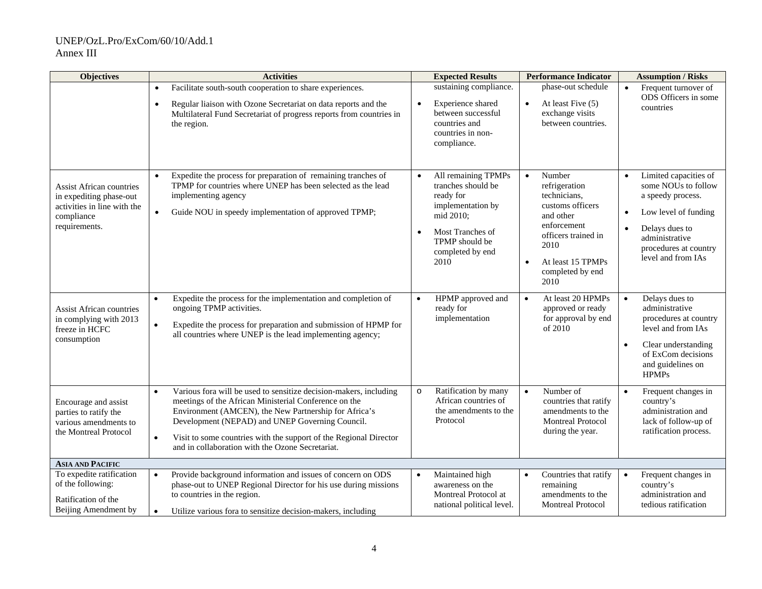| Objectives | Activities | Expected Results | Performance Indicator | Assumption / Risks |
|---|---|---|---|---|
| | • Facilitate south-south cooperation to share experiences.<br>• Regular liaison with Ozone Secretariat on data reports and the Multilateral Fund Secretariat of progress reports from countries in the region. | sustaining compliance.<br>• Experience shared between successful countries and countries in non-compliance. | phase-out schedule<br>• At least Five (5) exchange visits between countries. | • Frequent turnover of ODS Officers in some countries |
| Assist African countries in expediting phase-out activities in line with the compliance requirements. | • Expedite the process for preparation of remaining tranches of TPMP for countries where UNEP has been selected as the lead implementing agency<br>• Guide NOU in speedy implementation of approved TPMP; | • All remaining TPMPs tranches should be ready for implementation by mid 2010;<br>• Most Tranches of TPMP should be completed by end 2010 | • Number refrigeration technicians, customs officers and other enforcement officers trained in 2010<br>• At least 15 TPMPs completed by end 2010 | • Limited capacities of some NOUs to follow a speedy process.<br>• Low level of funding<br>• Delays dues to administrative procedures at country level and from IAs |
| Assist African countries in complying with 2013 freeze in HCFC consumption | • Expedite the process for the implementation and completion of ongoing TPMP activities.<br>• Expedite the process for preparation and submission of HPMP for all countries where UNEP is the lead implementing agency; | • HPMP approved and ready for implementation | • At least 20 HPMPs approved or ready for approval by end of 2010 | • Delays dues to administrative procedures at country level and from IAs<br>• Clear understanding of ExCom decisions and guidelines on HPMPs |
| Encourage and assist parties to ratify the various amendments to the Montreal Protocol | • Various fora will be used to sensitize decision-makers, including meetings of the African Ministerial Conference on the Environment (AMCEN), the New Partnership for Africa's Development (NEPAD) and UNEP Governing Council.<br>• Visit to some countries with the support of the Regional Director and in collaboration with the Ozone Secretariat. | o Ratification by many African countries of the amendments to the Protocol | • Number of countries that ratify amendments to the Montreal Protocol during the year. | • Frequent changes in country's administration and lack of follow-up of ratification process. |
| **ASIA AND PACIFIC** | | | | |
| To expedite ratification of the following:<br>Ratification of the Beijing Amendment by | • Provide background information and issues of concern on ODS phase-out to UNEP Regional Director for his use during missions to countries in the region.<br>• Utilize various fora to sensitize decision-makers, including | • Maintained high awareness on the Montreal Protocol at national political level. | • Countries that ratify remaining amendments to the Montreal Protocol | • Frequent changes in country's administration and tedious ratification |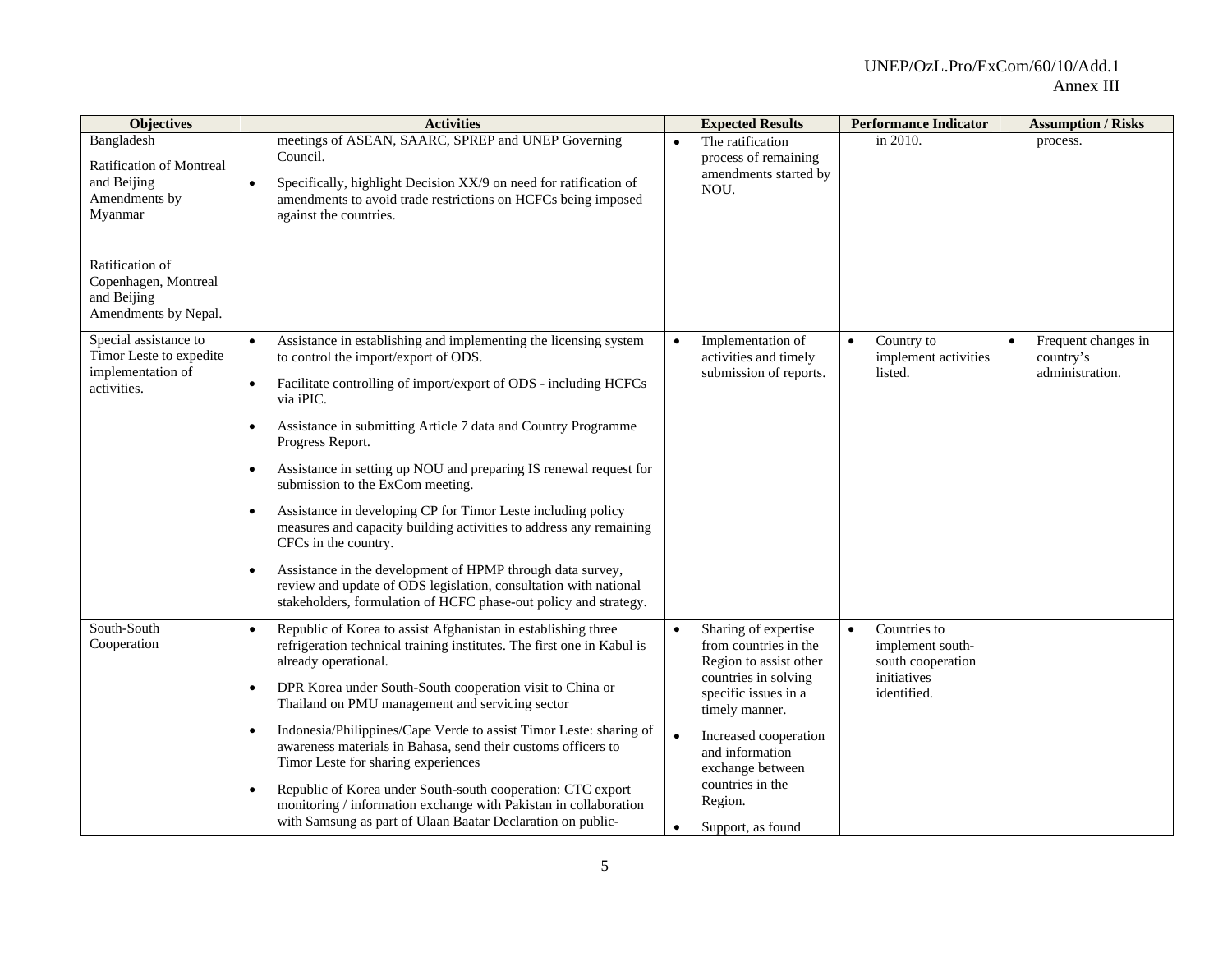| Objectives | Activities | Expected Results | Performance Indicator | Assumption / Risks |
|---|---|---|---|---|
| Bangladesh<br><br>Ratification of Montreal and Beijing Amendments by Myanmar<br><br>Ratification of Copenhagen, Montreal and Beijing Amendments by Nepal. | meetings of ASEAN, SAARC, SPREP and UNEP Governing Council.<br>• Specifically, highlight Decision XX/9 on need for ratification of amendments to avoid trade restrictions on HCFCs being imposed against the countries. | • The ratification process of remaining amendments started by NOU. | in 2010. | process. |
| Special assistance to Timor Leste to expedite implementation of activities. | • Assistance in establishing and implementing the licensing system to control the import/export of ODS.<br>• Facilitate controlling of import/export of ODS - including HCFCs via iPIC.<br>• Assistance in submitting Article 7 data and Country Programme Progress Report.<br>• Assistance in setting up NOU and preparing IS renewal request for submission to the ExCom meeting.<br>• Assistance in developing CP for Timor Leste including policy measures and capacity building activities to address any remaining CFCs in the country.<br>• Assistance in the development of HPMP through data survey, review and update of ODS legislation, consultation with national stakeholders, formulation of HCFC phase-out policy and strategy. | • Implementation of activities and timely submission of reports. | • Country to implement activities listed. | • Frequent changes in country's administration. |
| South-South Cooperation | • Republic of Korea to assist Afghanistan in establishing three refrigeration technical training institutes. The first one in Kabul is already operational.<br>• DPR Korea under South-South cooperation visit to China or Thailand on PMU management and servicing sector<br>• Indonesia/Philippines/Cape Verde to assist Timor Leste: sharing of awareness materials in Bahasa, send their customs officers to Timor Leste for sharing experiences<br>• Republic of Korea under South-south cooperation: CTC export monitoring / information exchange with Pakistan in collaboration with Samsung as part of Ulaan Baatar Declaration on public- | • Sharing of expertise from countries in the Region to assist other countries in solving specific issues in a timely manner.<br>• Increased cooperation and information exchange between countries in the Region.<br>• Support, as found | • Countries to implement south-south cooperation initiatives identified. | |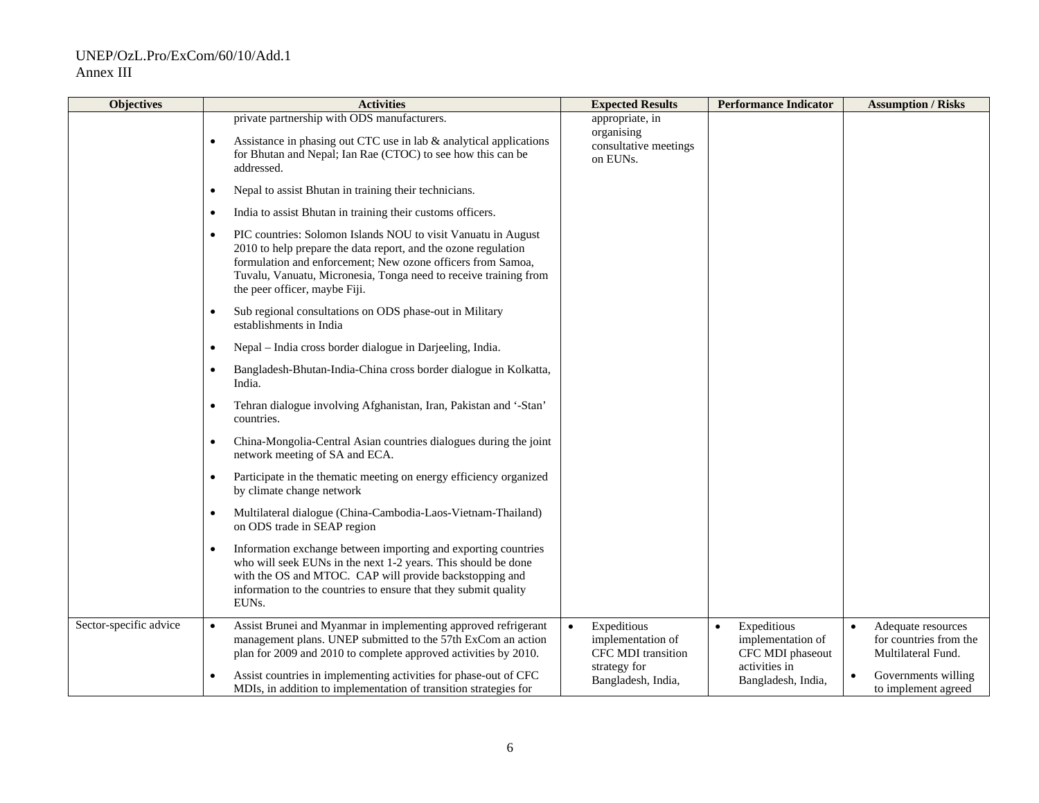| Objectives | Activities | Expected Results | Performance Indicator | Assumption / Risks |
|---|---|---|---|---|
| | private partnership with ODS manufacturers.<br><br>• Assistance in phasing out CTC use in lab & analytical applications for Bhutan and Nepal; Ian Rae (CTOC) to see how this can be addressed.<br><br>• Nepal to assist Bhutan in training their technicians.<br><br>• India to assist Bhutan in training their customs officers.<br><br>• PIC countries: Solomon Islands NOU to visit Vanuatu in August 2010 to help prepare the data report, and the ozone regulation formulation and enforcement; New ozone officers from Samoa, Tuvalu, Vanuatu, Micronesia, Tonga need to receive training from the peer officer, maybe Fiji.<br><br>• Sub regional consultations on ODS phase-out in Military establishments in India<br><br>• Nepal – India cross border dialogue in Darjeeling, India.<br><br>• Bangladesh-Bhutan-India-China cross border dialogue in Kolkatta, India.<br><br>• Tehran dialogue involving Afghanistan, Iran, Pakistan and '-Stan' countries.<br><br>• China-Mongolia-Central Asian countries dialogues during the joint network meeting of SA and ECA.<br><br>• Participate in the thematic meeting on energy efficiency organized by climate change network<br><br>• Multilateral dialogue (China-Cambodia-Laos-Vietnam-Thailand) on ODS trade in SEAP region<br><br>• Information exchange between importing and exporting countries who will seek EUNs in the next 1-2 years. This should be done with the OS and MTOC. CAP will provide backstopping and information to the countries to ensure that they submit quality EUNs. | appropriate, in organising consultative meetings on EUNs. | | |
| Sector-specific advice | • Assist Brunei and Myanmar in implementing approved refrigerant management plans. UNEP submitted to the 57th ExCom an action plan for 2009 and 2010 to complete approved activities by 2010.<br><br>• Assist countries in implementing activities for phase-out of CFC MDIs, in addition to implementation of transition strategies for | • Expeditious implementation of CFC MDI transition strategy for Bangladesh, India, | • Expeditious implementation of CFC MDI phaseout activities in Bangladesh, India, | • Adequate resources for countries from the Multilateral Fund.<br><br>• Governments willing to implement agreed |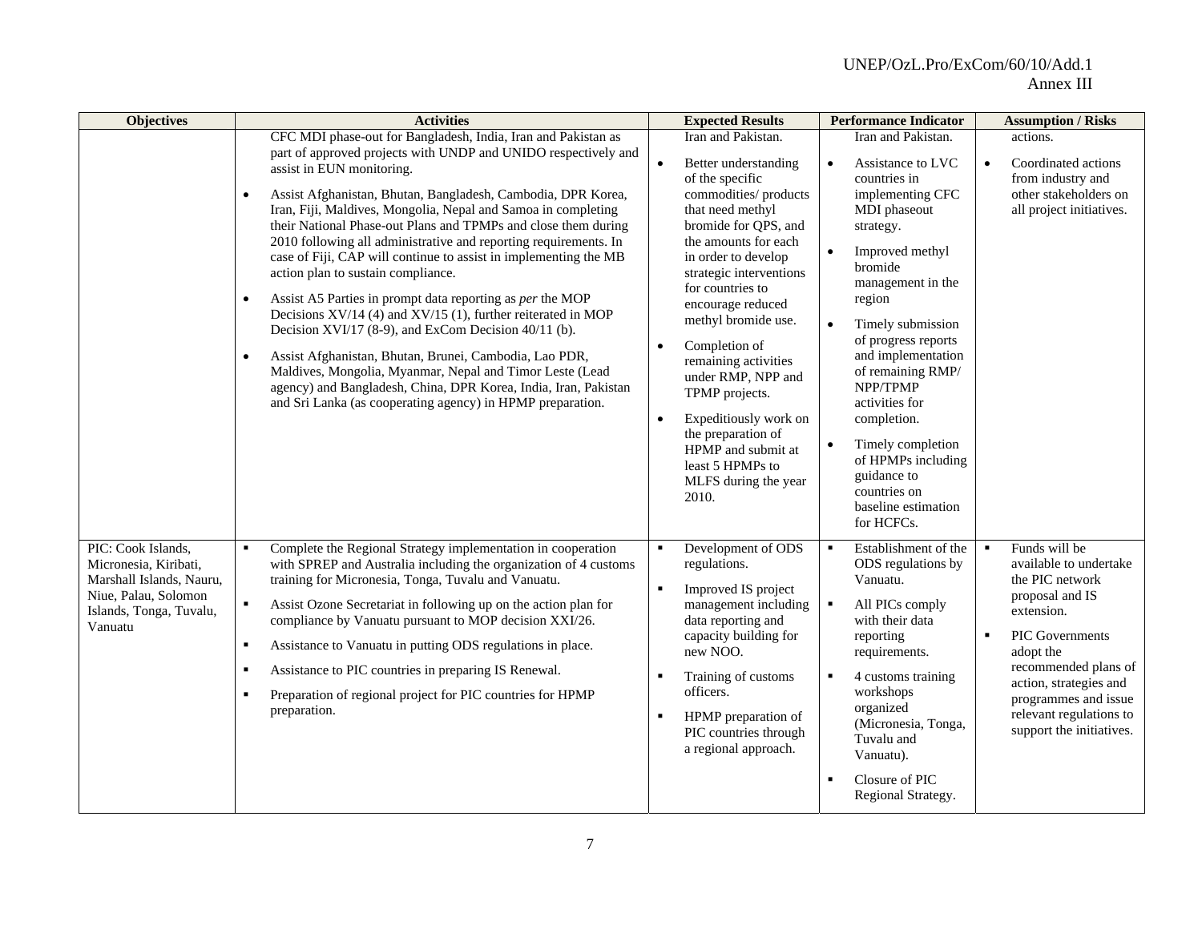| Objectives | Activities | Expected Results | Performance Indicator | Assumption / Risks |
|---|---|---|---|---|
| | CFC MDI phase-out for Bangladesh, India, Iran and Pakistan as part of approved projects with UNDP and UNIDO respectively and assist in EUN monitoring.<br>• Assist Afghanistan, Bhutan, Bangladesh, Cambodia, DPR Korea, Iran, Fiji, Maldives, Mongolia, Nepal and Samoa in completing their National Phase-out Plans and TPMPs and close them during 2010 following all administrative and reporting requirements. In case of Fiji, CAP will continue to assist in implementing the MB action plan to sustain compliance.<br>• Assist A5 Parties in prompt data reporting as *per* the MOP Decisions XV/14 (4) and XV/15 (1), further reiterated in MOP Decision XVI/17 (8-9), and ExCom Decision 40/11 (b).<br>• Assist Afghanistan, Bhutan, Brunei, Cambodia, Lao PDR, Maldives, Mongolia, Myanmar, Nepal and Timor Leste (Lead agency) and Bangladesh, China, DPR Korea, India, Iran, Pakistan and Sri Lanka (as cooperating agency) in HPMP preparation. | Iran and Pakistan.<br>• Better understanding of the specific commodities/ products that need methyl bromide for QPS, and the amounts for each in order to develop strategic interventions for countries to encourage reduced methyl bromide use.<br>• Completion of remaining activities under RMP, NPP and TPMP projects.<br>• Expeditiously work on the preparation of HPMP and submit at least 5 HPMPs to MLFS during the year 2010. | Iran and Pakistan.<br>• Assistance to LVC countries in implementing CFC MDI phaseout strategy.<br>• Improved methyl bromide management in the region<br>• Timely submission of progress reports and implementation of remaining RMP/ NPP/TPMP activities for completion.<br>• Timely completion of HPMPs including guidance to countries on baseline estimation for HCFCs. | actions.<br>• Coordinated actions from industry and other stakeholders on all project initiatives. |
| PIC: Cook Islands, Micronesia, Kiribati, Marshall Islands, Nauru, Niue, Palau, Solomon Islands, Tonga, Tuvalu, Vanuatu | ▪ Complete the Regional Strategy implementation in cooperation with SPREP and Australia including the organization of 4 customs training for Micronesia, Tonga, Tuvalu and Vanuatu.<br>▪ Assist Ozone Secretariat in following up on the action plan for compliance by Vanuatu pursuant to MOP decision XXI/26.<br>▪ Assistance to Vanuatu in putting ODS regulations in place.<br>▪ Assistance to PIC countries in preparing IS Renewal.<br>▪ Preparation of regional project for PIC countries for HPMP preparation. | ▪ Development of ODS regulations.<br>▪ Improved IS project management including data reporting and capacity building for new NOO.<br>▪ Training of customs officers.<br>▪ HPMP preparation of PIC countries through a regional approach. | ▪ Establishment of the ODS regulations by Vanuatu.<br>▪ All PICs comply with their data reporting requirements.<br>▪ 4 customs training workshops organized (Micronesia, Tonga, Tuvalu and Vanuatu).<br>▪ Closure of PIC Regional Strategy. | ▪ Funds will be available to undertake the PIC network proposal and IS extension.<br>▪ PIC Governments adopt the recommended plans of action, strategies and programmes and issue relevant regulations to support the initiatives. |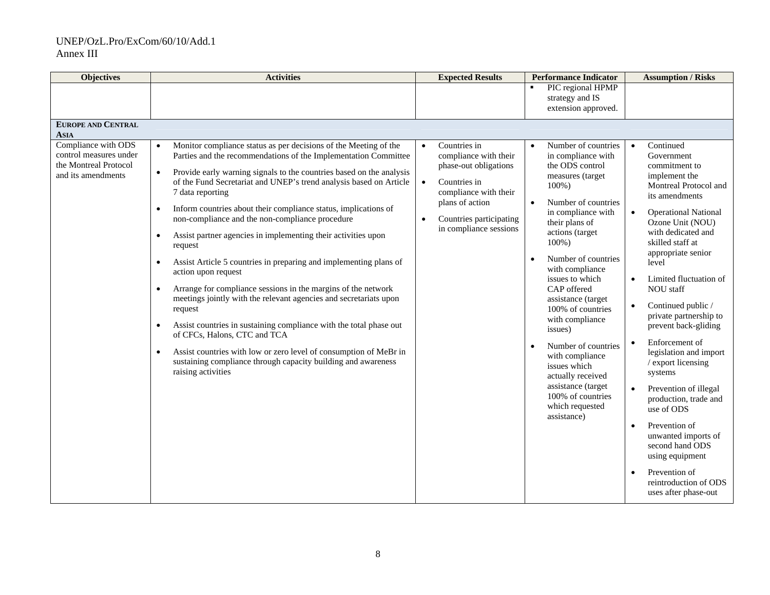| Objectives | Activities | Expected Results | Performance Indicator | Assumption / Risks |
|---|---|---|---|---|
| | | | ▪ PIC regional HPMP strategy and IS extension approved. | |
| **EUROPE AND CENTRAL ASIA** | | | | |
| Compliance with ODS control measures under the Montreal Protocol and its amendments | • Monitor compliance status as per decisions of the Meeting of the Parties and the recommendations of the Implementation Committee<br>• Provide early warning signals to the countries based on the analysis of the Fund Secretariat and UNEP's trend analysis based on Article 7 data reporting<br>• Inform countries about their compliance status, implications of non-compliance and the non-compliance procedure<br>• Assist partner agencies in implementing their activities upon request<br>• Assist Article 5 countries in preparing and implementing plans of action upon request<br>• Arrange for compliance sessions in the margins of the network meetings jointly with the relevant agencies and secretariats upon request<br>• Assist countries in sustaining compliance with the total phase out of CFCs, Halons, CTC and TCA<br>• Assist countries with low or zero level of consumption of MeBr in sustaining compliance through capacity building and awareness raising activities | • Countries in compliance with their phase-out obligations<br>• Countries in compliance with their plans of action<br>• Countries participating in compliance sessions | • Number of countries in compliance with the ODS control measures (target 100%)<br>• Number of countries in compliance with their plans of actions (target 100%)<br>• Number of countries with compliance issues to which CAP offered assistance (target 100% of countries with compliance issues)<br>• Number of countries with compliance issues which actually received assistance (target 100% of countries which requested assistance) | • Continued Government commitment to implement the Montreal Protocol and its amendments<br>• Operational National Ozone Unit (NOU) with dedicated and skilled staff at appropriate senior level<br>• Limited fluctuation of NOU staff<br>• Continued public / private partnership to prevent back-gliding<br>• Enforcement of legislation and import / export licensing systems<br>• Prevention of illegal production, trade and use of ODS<br>• Prevention of unwanted imports of second hand ODS using equipment<br>• Prevention of reintroduction of ODS uses after phase-out |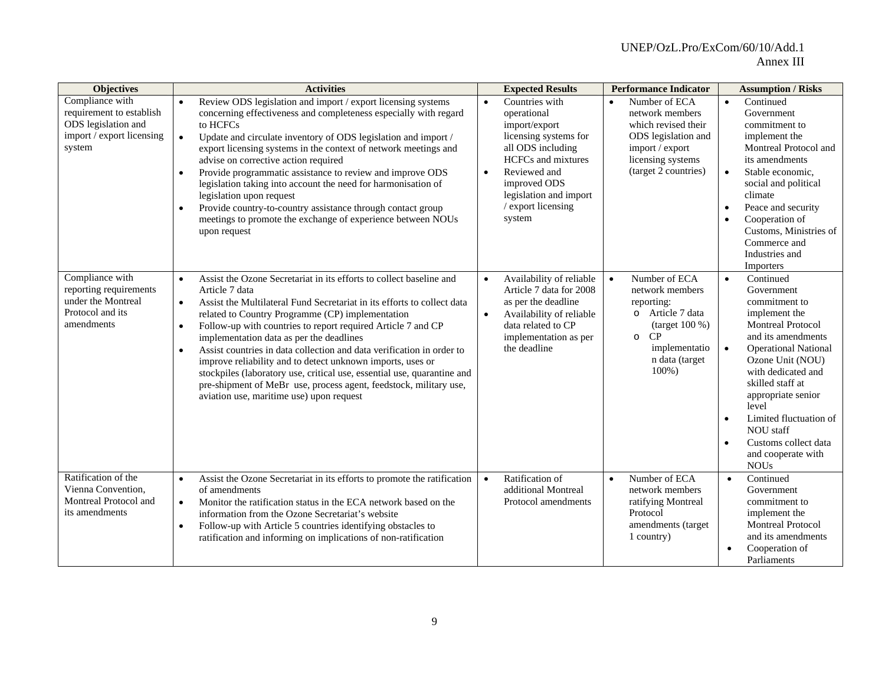| Objectives | Activities | Expected Results | Performance Indicator | Assumption / Risks |
|---|---|---|---|---|
| Compliance with requirement to establish ODS legislation and import / export licensing system | • Review ODS legislation and import / export licensing systems concerning effectiveness and completeness especially with regard to HCFCs<br>• Update and circulate inventory of ODS legislation and import / export licensing systems in the context of network meetings and advise on corrective action required<br>• Provide programmatic assistance to review and improve ODS legislation taking into account the need for harmonisation of legislation upon request<br>• Provide country-to-country assistance through contact group meetings to promote the exchange of experience between NOUs upon request | • Countries with operational import/export licensing systems for all ODS including HCFCs and mixtures<br>• Reviewed and improved ODS legislation and import / export licensing system | • Number of ECA network members which revised their ODS legislation and import / export licensing systems (target 2 countries) | • Continued Government commitment to implement the Montreal Protocol and its amendments<br>• Stable economic, social and political climate<br>• Peace and security<br>• Cooperation of Customs, Ministries of Commerce and Industries and Importers |
| Compliance with reporting requirements under the Montreal Protocol and its amendments | • Assist the Ozone Secretariat in its efforts to collect baseline and Article 7 data<br>• Assist the Multilateral Fund Secretariat in its efforts to collect data related to Country Programme (CP) implementation<br>• Follow-up with countries to report required Article 7 and CP implementation data as per the deadlines<br>• Assist countries in data collection and data verification in order to improve reliability and to detect unknown imports, uses or stockpiles (laboratory use, critical use, essential use, quarantine and pre-shipment of MeBr use, process agent, feedstock, military use, aviation use, maritime use) upon request | • Availability of reliable Article 7 data for 2008 as per the deadline<br>• Availability of reliable data related to CP implementation as per the deadline | • Number of ECA network members reporting:<br>o Article 7 data (target 100 %)<br>o CP implementation data (target 100%) | • Continued Government commitment to implement the Montreal Protocol and its amendments<br>• Operational National Ozone Unit (NOU) with dedicated and skilled staff at appropriate senior level<br>• Limited fluctuation of NOU staff<br>• Customs collect data and cooperate with NOUs |
| Ratification of the Vienna Convention, Montreal Protocol and its amendments | • Assist the Ozone Secretariat in its efforts to promote the ratification of amendments<br>• Monitor the ratification status in the ECA network based on the information from the Ozone Secretariat's website<br>• Follow-up with Article 5 countries identifying obstacles to ratification and informing on implications of non-ratification | • Ratification of additional Montreal Protocol amendments | • Number of ECA network members ratifying Montreal Protocol amendments (target 1 country) | • Continued Government commitment to implement the Montreal Protocol and its amendments<br>• Cooperation of Parliaments |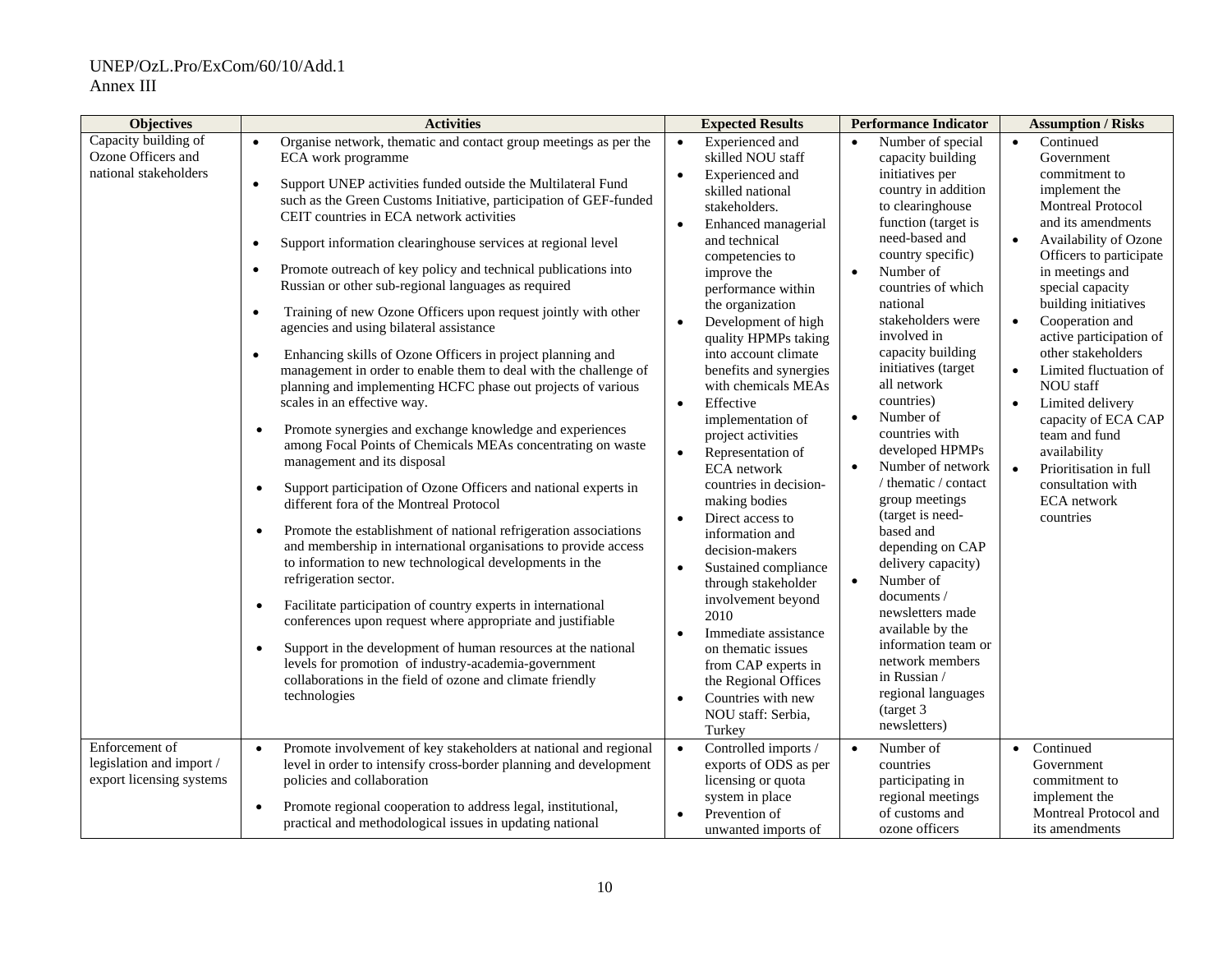| Objectives | Activities | Expected Results | Performance Indicator | Assumption / Risks |
| --- | --- | --- | --- | --- |
| Capacity building of Ozone Officers and national stakeholders | • Organise network, thematic and contact group meetings as per the ECA work programme<br>• Support UNEP activities funded outside the Multilateral Fund such as the Green Customs Initiative, participation of GEF-funded CEIT countries in ECA network activities<br>• Support information clearinghouse services at regional level<br>• Promote outreach of key policy and technical publications into Russian or other sub-regional languages as required<br>• Training of new Ozone Officers upon request jointly with other agencies and using bilateral assistance<br>• Enhancing skills of Ozone Officers in project planning and management in order to enable them to deal with the challenge of planning and implementing HCFC phase out projects of various scales in an effective way.<br>• Promote synergies and exchange knowledge and experiences among Focal Points of Chemicals MEAs concentrating on waste management and its disposal<br>• Support participation of Ozone Officers and national experts in different fora of the Montreal Protocol<br>• Promote the establishment of national refrigeration associations and membership in international organisations to provide access to information to new technological developments in the refrigeration sector.<br>• Facilitate participation of country experts in international conferences upon request where appropriate and justifiable<br>• Support in the development of human resources at the national levels for promotion of industry-academia-government collaborations in the field of ozone and climate friendly technologies | • Experienced and skilled NOU staff<br>• Experienced and skilled national stakeholders.<br>• Enhanced managerial and technical competencies to improve the performance within the organization<br>• Development of high quality HPMPs taking into account climate benefits and synergies with chemicals MEAs<br>• Effective implementation of project activities<br>• Representation of ECA network countries in decision-making bodies<br>• Direct access to information and decision-makers<br>• Sustained compliance through stakeholder involvement beyond 2010<br>• Immediate assistance on thematic issues from CAP experts in the Regional Offices<br>• Countries with new NOU staff: Serbia, Turkey | • Number of special capacity building initiatives per country in addition to clearinghouse function (target is need-based and country specific)<br>• Number of countries of which national stakeholders were involved in capacity building initiatives (target all network countries)<br>• Number of countries with developed HPMPs<br>• Number of network / thematic / contact group meetings (target is need-based and depending on CAP delivery capacity)<br>• Number of documents / newsletters made available by the information team or network members in Russian / regional languages (target 3 newsletters) | • Continued Government commitment to implement the Montreal Protocol and its amendments<br>• Availability of Ozone Officers to participate in meetings and special capacity building initiatives<br>• Cooperation and active participation of other stakeholders<br>• Limited fluctuation of NOU staff<br>• Limited delivery capacity of ECA CAP team and fund availability<br>• Prioritisation in full consultation with ECA network countries |
| Enforcement of legislation and import / export licensing systems | • Promote involvement of key stakeholders at national and regional level in order to intensify cross-border planning and development policies and collaboration<br>• Promote regional cooperation to address legal, institutional, practical and methodological issues in updating national | • Controlled imports / exports of ODS as per licensing or quota system in place<br>• Prevention of unwanted imports of | • Number of countries participating in regional meetings of customs and ozone officers | • Continued Government commitment to implement the Montreal Protocol and its amendments |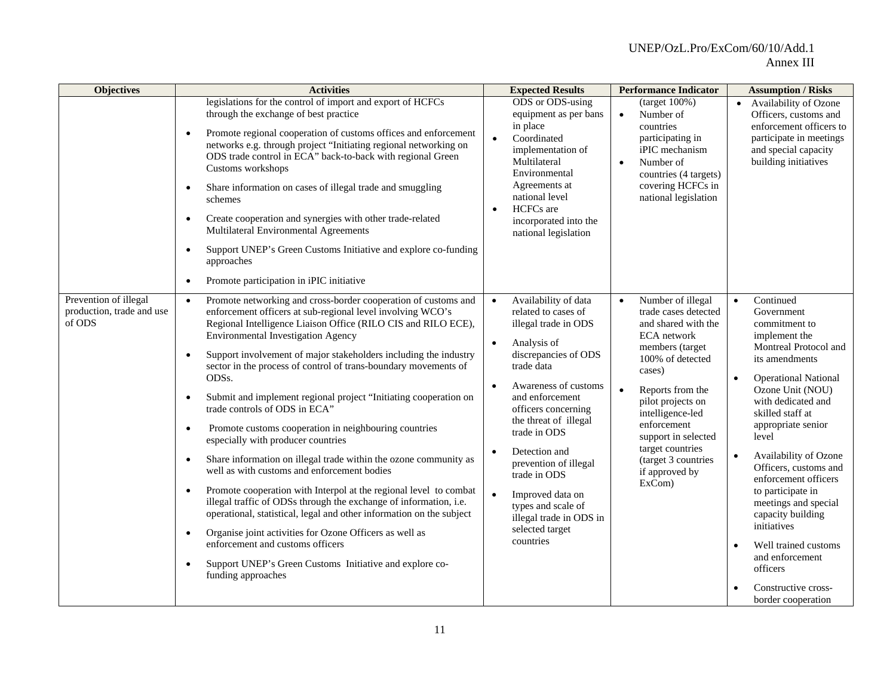| Objectives | Activities | Expected Results | Performance Indicator | Assumption / Risks |
|---|---|---|---|---|
| | legislations for the control of import and export of HCFCs through the exchange of best practice<br>• Promote regional cooperation of customs offices and enforcement networks e.g. through project "Initiating regional networking on ODS trade control in ECA" back-to-back with regional Green Customs workshops<br>• Share information on cases of illegal trade and smuggling schemes<br>• Create cooperation and synergies with other trade-related Multilateral Environmental Agreements<br>• Support UNEP's Green Customs Initiative and explore co-funding approaches<br>• Promote participation in iPIC initiative | ODS or ODS-using equipment as per bans in place<br>• Coordinated implementation of Multilateral Environmental Agreements at national level<br>• HCFCs are incorporated into the national legislation | (target 100%)<br>• Number of countries participating in iPIC mechanism<br>• Number of countries (4 targets) covering HCFCs in national legislation | • Availability of Ozone Officers, customs and enforcement officers to participate in meetings and special capacity building initiatives |
| Prevention of illegal production, trade and use of ODS | • Promote networking and cross-border cooperation of customs and enforcement officers at sub-regional level involving WCO's Regional Intelligence Liaison Office (RILO CIS and RILO ECE), Environmental Investigation Agency<br>• Support involvement of major stakeholders including the industry sector in the process of control of trans-boundary movements of ODSs.<br>• Submit and implement regional project "Initiating cooperation on trade controls of ODS in ECA"<br>• Promote customs cooperation in neighbouring countries especially with producer countries<br>• Share information on illegal trade within the ozone community as well as with customs and enforcement bodies<br>• Promote cooperation with Interpol at the regional level to combat illegal traffic of ODSs through the exchange of information, i.e. operational, statistical, legal and other information on the subject<br>• Organise joint activities for Ozone Officers as well as enforcement and customs officers<br>• Support UNEP's Green Customs Initiative and explore co-funding approaches | • Availability of data related to cases of illegal trade in ODS<br>• Analysis of discrepancies of ODS trade data<br>• Awareness of customs and enforcement officers concerning the threat of illegal trade in ODS<br>• Detection and prevention of illegal trade in ODS<br>• Improved data on types and scale of illegal trade in ODS in selected target countries | • Number of illegal trade cases detected and shared with the ECA network members (target 100% of detected cases)<br>• Reports from the pilot projects on intelligence-led enforcement support in selected target countries (target 3 countries if approved by ExCom) | • Continued Government commitment to implement the Montreal Protocol and its amendments<br>• Operational National Ozone Unit (NOU) with dedicated and skilled staff at appropriate senior level<br>• Availability of Ozone Officers, customs and enforcement officers to participate in meetings and special capacity building initiatives<br>• Well trained customs and enforcement officers<br>• Constructive cross-border cooperation |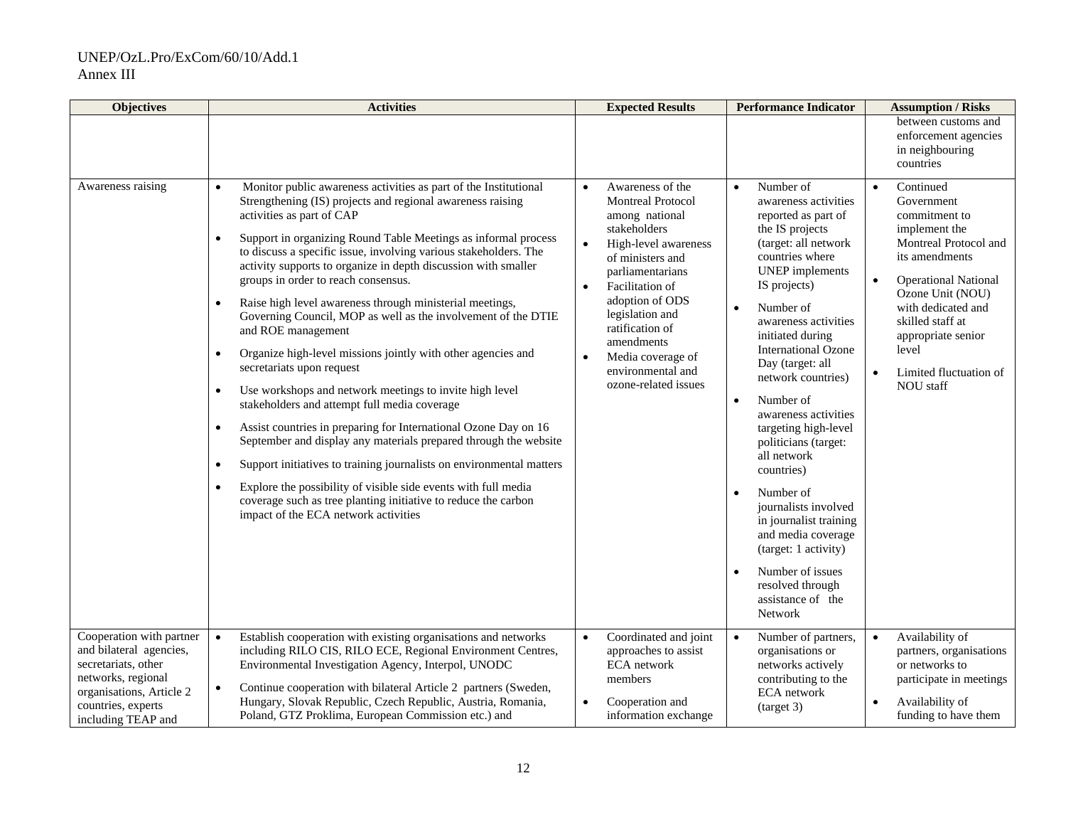| Objectives | Activities | Expected Results | Performance Indicator | Assumption / Risks |
|---|---|---|---|---|
| | | | | between customs and enforcement agencies in neighbouring countries |
| Awareness raising | • Monitor public awareness activities as part of the Institutional Strengthening (IS) projects and regional awareness raising activities as part of CAP<br>• Support in organizing Round Table Meetings as informal process to discuss a specific issue, involving various stakeholders. The activity supports to organize in depth discussion with smaller groups in order to reach consensus.<br>• Raise high level awareness through ministerial meetings, Governing Council, MOP as well as the involvement of the DTIE and ROE management<br>• Organize high-level missions jointly with other agencies and secretariats upon request<br>• Use workshops and network meetings to invite high level stakeholders and attempt full media coverage<br>• Assist countries in preparing for International Ozone Day on 16 September and display any materials prepared through the website<br>• Support initiatives to training journalists on environmental matters<br>• Explore the possibility of visible side events with full media coverage such as tree planting initiative to reduce the carbon impact of the ECA network activities | • Awareness of the Montreal Protocol among national stakeholders<br>• High-level awareness of ministers and parliamentarians<br>• Facilitation of adoption of ODS legislation and ratification of amendments<br>• Media coverage of environmental and ozone-related issues | • Number of awareness activities reported as part of the IS projects (target: all network countries where UNEP implements IS projects)<br>• Number of awareness activities initiated during International Ozone Day (target: all network countries)<br>• Number of awareness activities targeting high-level politicians (target: all network countries)<br>• Number of journalists involved in journalist training and media coverage (target: 1 activity)<br>• Number of issues resolved through assistance of the Network | • Continued Government commitment to implement the Montreal Protocol and its amendments<br>• Operational National Ozone Unit (NOU) with dedicated and skilled staff at appropriate senior level<br>• Limited fluctuation of NOU staff |
| Cooperation with partner and bilateral agencies, secretariats, other networks, regional organisations, Article 2 countries, experts including TEAP and | • Establish cooperation with existing organisations and networks including RILO CIS, RILO ECE, Regional Environment Centres, Environmental Investigation Agency, Interpol, UNODC<br>• Continue cooperation with bilateral Article 2 partners (Sweden, Hungary, Slovak Republic, Czech Republic, Austria, Romania, Poland, GTZ Proklima, European Commission etc.) and | • Coordinated and joint approaches to assist ECA network members<br>• Cooperation and information exchange | • Number of partners, organisations or networks actively contributing to the ECA network (target 3) | • Availability of partners, organisations or networks to participate in meetings<br>• Availability of funding to have them |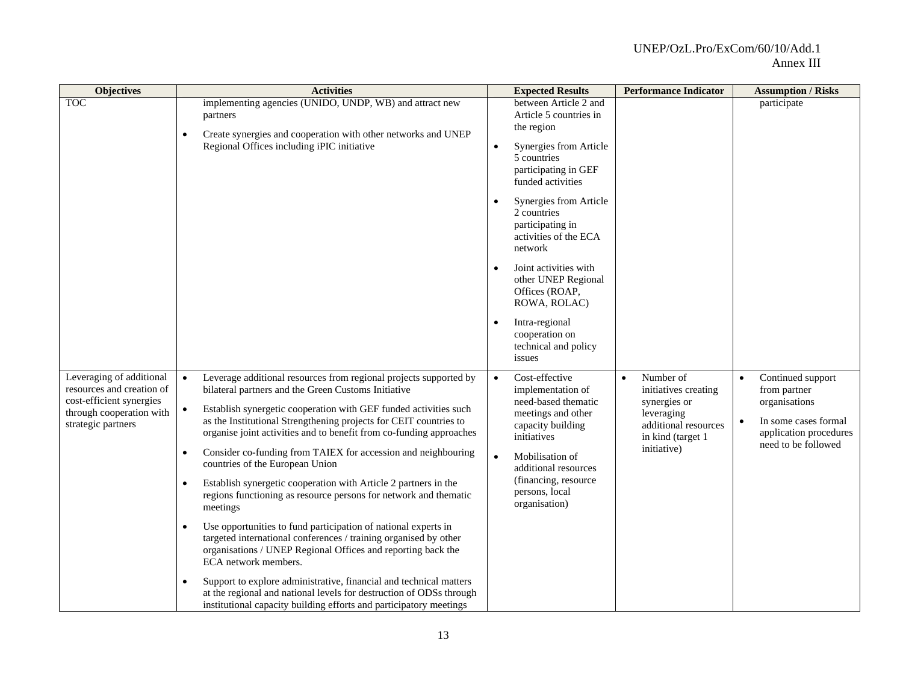| Objectives | Activities | Expected Results | Performance Indicator | Assumption / Risks |
|---|---|---|---|---|
| TOC | implementing agencies (UNIDO, UNDP, WB) and attract new partners<br>• Create synergies and cooperation with other networks and UNEP Regional Offices including iPIC initiative | between Article 2 and Article 5 countries in the region<br>• Synergies from Article 5 countries participating in GEF funded activities<br>• Synergies from Article 2 countries participating in activities of the ECA network<br>• Joint activities with other UNEP Regional Offices (ROAP, ROWA, ROLAC)<br>• Intra-regional cooperation on technical and policy issues | | participate |
| Leveraging of additional resources and creation of cost-efficient synergies through cooperation with strategic partners | • Leverage additional resources from regional projects supported by bilateral partners and the Green Customs Initiative<br>• Establish synergetic cooperation with GEF funded activities such as the Institutional Strengthening projects for CEIT countries to organise joint activities and to benefit from co-funding approaches<br>• Consider co-funding from TAIEX for accession and neighbouring countries of the European Union<br>• Establish synergetic cooperation with Article 2 partners in the regions functioning as resource persons for network and thematic meetings<br>• Use opportunities to fund participation of national experts in targeted international conferences / training organised by other organisations / UNEP Regional Offices and reporting back the ECA network members.<br>• Support to explore administrative, financial and technical matters at the regional and national levels for destruction of ODSs through institutional capacity building efforts and participatory meetings | • Cost-effective implementation of need-based thematic meetings and other capacity building initiatives<br>• Mobilisation of additional resources (financing, resource persons, local organisation) | • Number of initiatives creating synergies or leveraging additional resources in kind (target 1 initiative) | • Continued support from partner organisations<br>• In some cases formal application procedures need to be followed |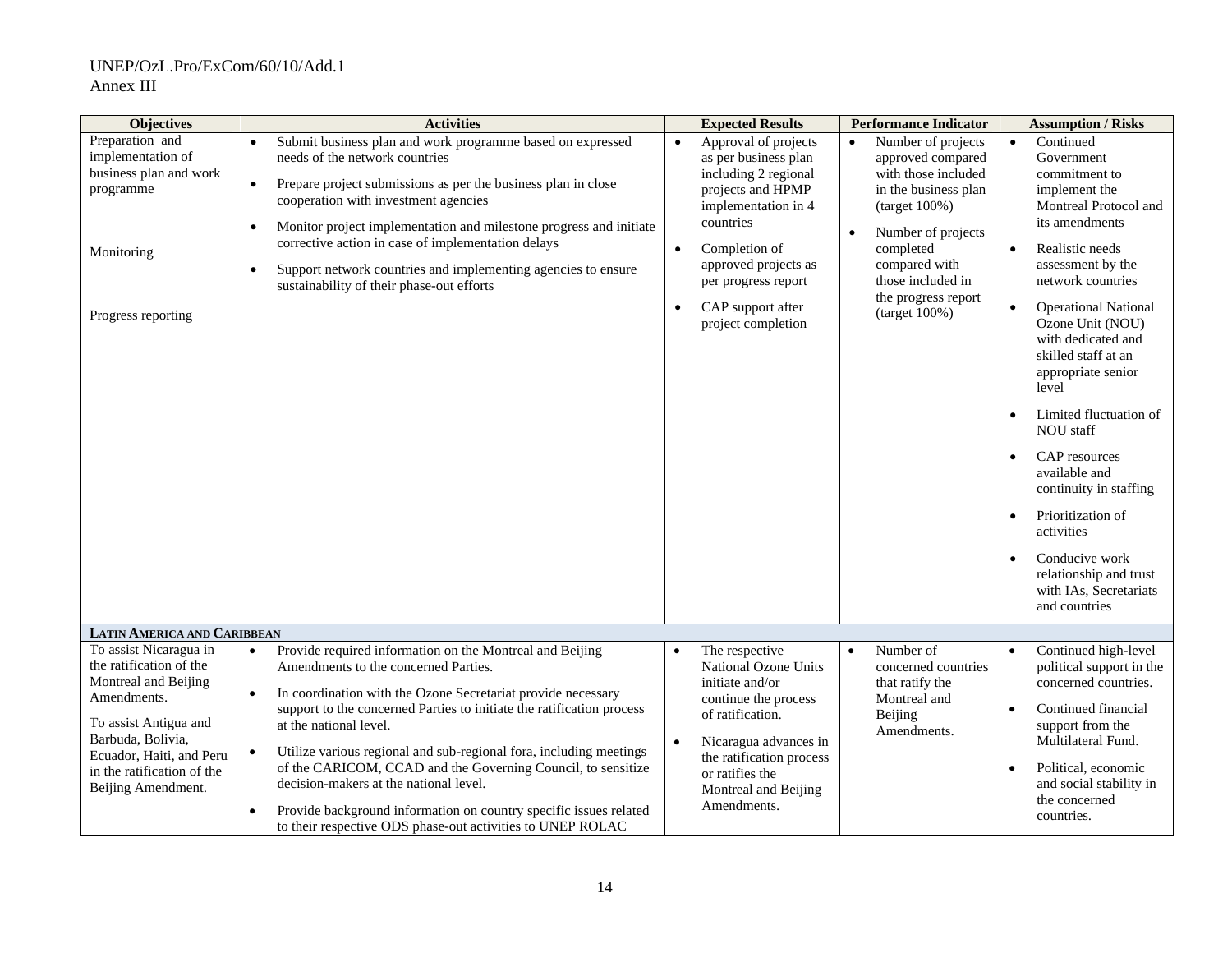| Objectives | Activities | Expected Results | Performance Indicator | Assumption / Risks |
|---|---|---|---|---|
| Preparation and implementation of business plan and work programme<br><br>Monitoring<br><br>Progress reporting | • Submit business plan and work programme based on expressed needs of the network countries<br>• Prepare project submissions as per the business plan in close cooperation with investment agencies<br>• Monitor project implementation and milestone progress and initiate corrective action in case of implementation delays<br>• Support network countries and implementing agencies to ensure sustainability of their phase-out efforts | • Approval of projects as per business plan including 2 regional projects and HPMP implementation in 4 countries<br>• Completion of approved projects as per progress report<br>• CAP support after project completion | • Number of projects approved compared with those included in the business plan (target 100%)<br>• Number of projects completed compared with those included in the progress report (target 100%) | • Continued Government commitment to implement the Montreal Protocol and its amendments<br>• Realistic needs assessment by the network countries<br>• Operational National Ozone Unit (NOU) with dedicated and skilled staff at an appropriate senior level<br>• Limited fluctuation of NOU staff<br>• CAP resources available and continuity in staffing<br>• Prioritization of activities<br>• Conducive work relationship and trust with IAs, Secretariats and countries |
| **LATIN AMERICA AND CARIBBEAN** | | | | |
| To assist Nicaragua in the ratification of the Montreal and Beijing Amendments.<br><br>To assist Antigua and Barbuda, Bolivia, Ecuador, Haiti, and Peru in the ratification of the Beijing Amendment. | • Provide required information on the Montreal and Beijing Amendments to the concerned Parties.<br>• In coordination with the Ozone Secretariat provide necessary support to the concerned Parties to initiate the ratification process at the national level.<br>• Utilize various regional and sub-regional fora, including meetings of the CARICOM, CCAD and the Governing Council, to sensitize decision-makers at the national level.<br>• Provide background information on country specific issues related to their respective ODS phase-out activities to UNEP ROLAC | • The respective National Ozone Units initiate and/or continue the process of ratification.<br>• Nicaragua advances in the ratification process or ratifies the Montreal and Beijing Amendments. | • Number of concerned countries that ratify the Montreal and Beijing Amendments. | • Continued high-level political support in the concerned countries.<br>• Continued financial support from the Multilateral Fund.<br>• Political, economic and social stability in the concerned countries. |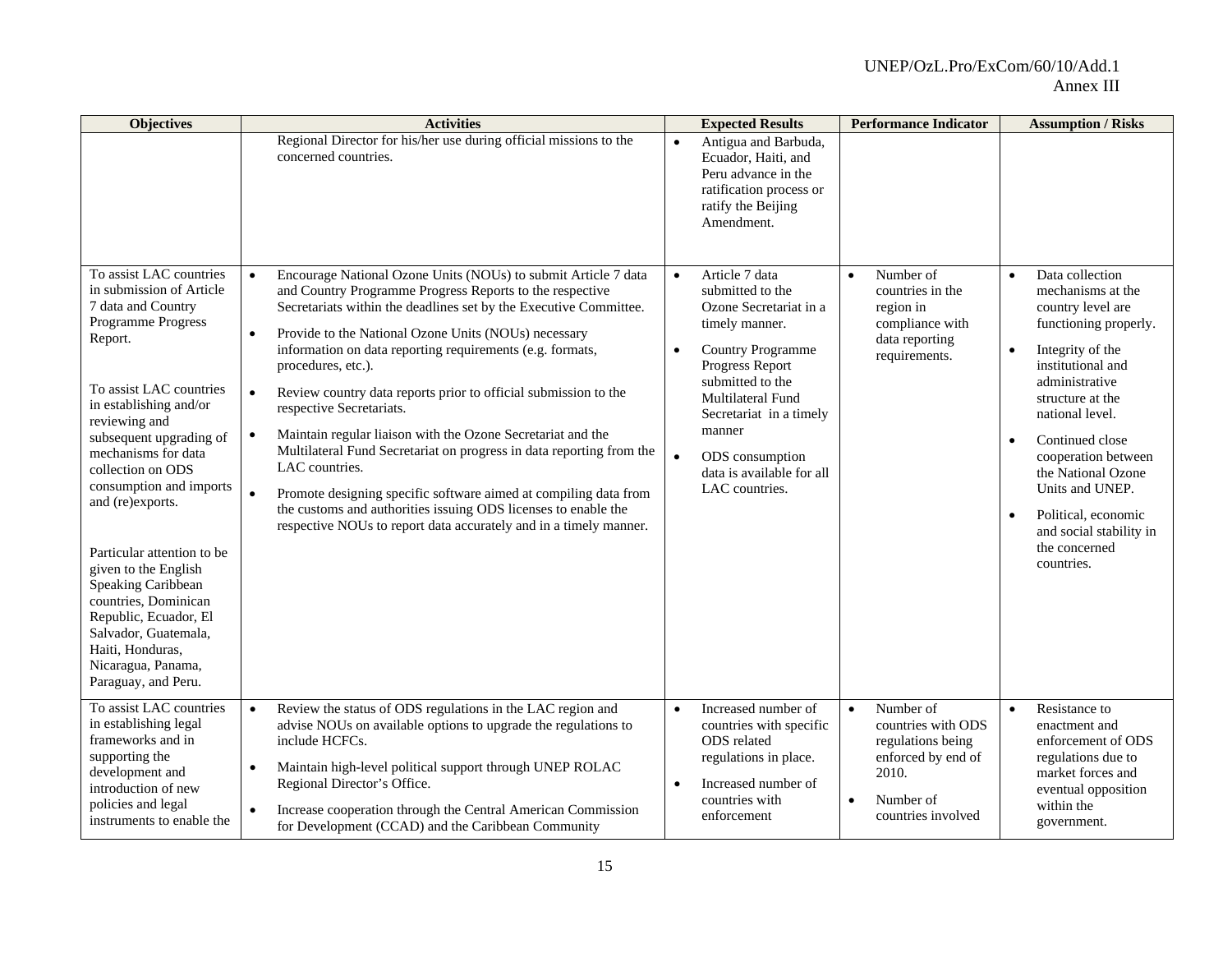| Objectives | Activities | Expected Results | Performance Indicator | Assumption / Risks |
|---|---|---|---|---|
| | Regional Director for his/her use during official missions to the concerned countries. | • Antigua and Barbuda, Ecuador, Haiti, and Peru advance in the ratification process or ratify the Beijing Amendment. | | |
| To assist LAC countries in submission of Article 7 data and Country Programme Progress Report.<br><br>To assist LAC countries in establishing and/or reviewing and subsequent upgrading of mechanisms for data collection on ODS consumption and imports and (re)exports.<br><br>Particular attention to be given to the English Speaking Caribbean countries, Dominican Republic, Ecuador, El Salvador, Guatemala, Haiti, Honduras, Nicaragua, Panama, Paraguay, and Peru. | • Encourage National Ozone Units (NOUs) to submit Article 7 data and Country Programme Progress Reports to the respective Secretariats within the deadlines set by the Executive Committee.<br>• Provide to the National Ozone Units (NOUs) necessary information on data reporting requirements (e.g. formats, procedures, etc.).<br>• Review country data reports prior to official submission to the respective Secretariats.<br>• Maintain regular liaison with the Ozone Secretariat and the Multilateral Fund Secretariat on progress in data reporting from the LAC countries.<br>• Promote designing specific software aimed at compiling data from the customs and authorities issuing ODS licenses to enable the respective NOUs to report data accurately and in a timely manner. | • Article 7 data submitted to the Ozone Secretariat in a timely manner.<br>• Country Programme Progress Report submitted to the Multilateral Fund Secretariat in a timely manner<br>• ODS consumption data is available for all LAC countries. | • Number of countries in the region in compliance with data reporting requirements. | • Data collection mechanisms at the country level are functioning properly.<br>• Integrity of the institutional and administrative structure at the national level.<br>• Continued close cooperation between the National Ozone Units and UNEP.<br>• Political, economic and social stability in the concerned countries. |
| To assist LAC countries in establishing legal frameworks and in supporting the development and introduction of new policies and legal instruments to enable the | • Review the status of ODS regulations in the LAC region and advise NOUs on available options to upgrade the regulations to include HCFCs.<br>• Maintain high-level political support through UNEP ROLAC Regional Director's Office.<br>• Increase cooperation through the Central American Commission for Development (CCAD) and the Caribbean Community | • Increased number of countries with specific ODS related regulations in place.<br>• Increased number of countries with enforcement | • Number of countries with ODS regulations being enforced by end of 2010.<br>• Number of countries involved | • Resistance to enactment and enforcement of ODS regulations due to market forces and eventual opposition within the government. |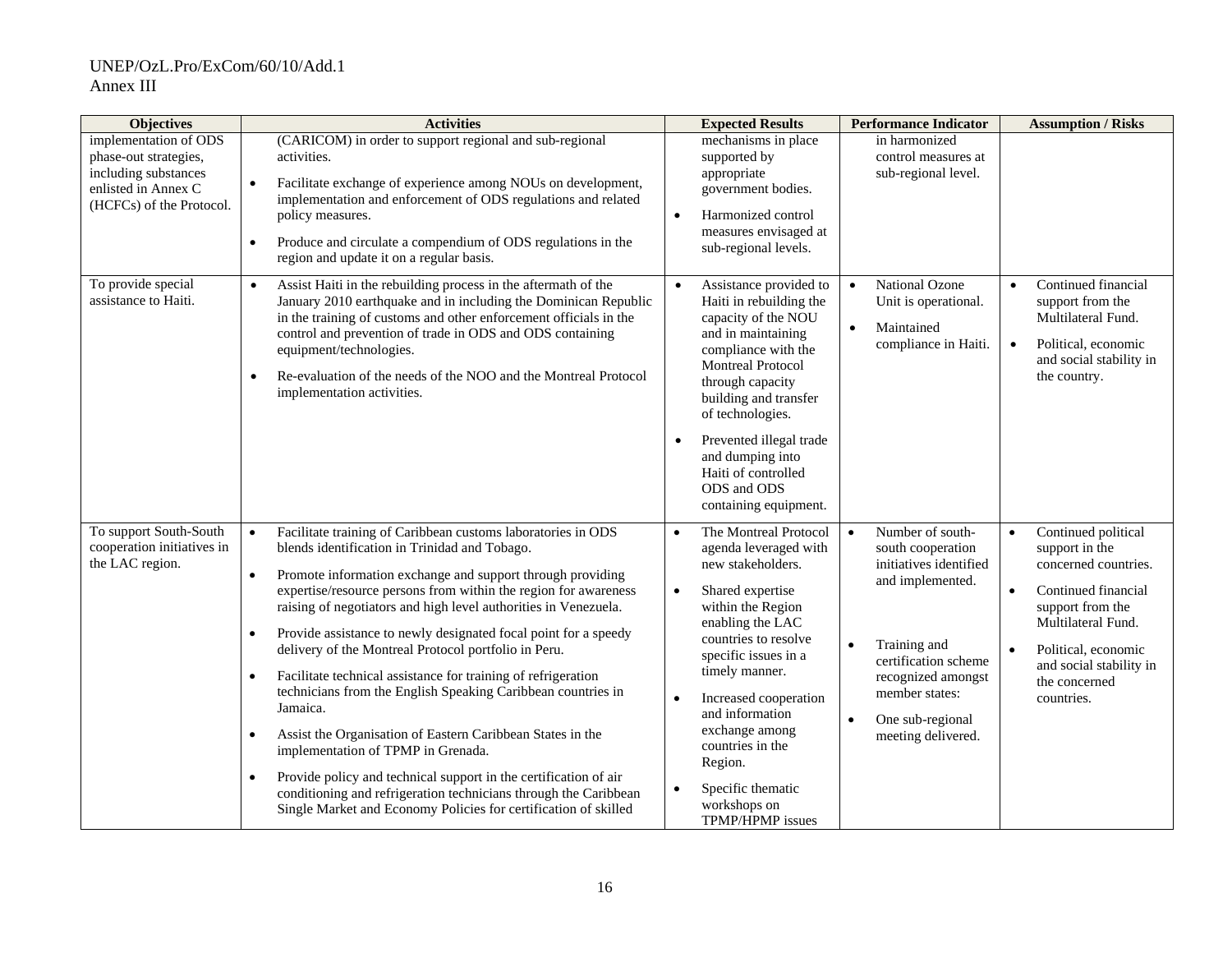| Objectives | Activities | Expected Results | Performance Indicator | Assumption / Risks |
|---|---|---|---|---|
| implementation of ODS phase-out strategies, including substances enlisted in Annex C (HCFCs) of the Protocol. | (CARICOM) in order to support regional and sub-regional activities.<br>• Facilitate exchange of experience among NOUs on development, implementation and enforcement of ODS regulations and related policy measures.<br>• Produce and circulate a compendium of ODS regulations in the region and update it on a regular basis. | mechanisms in place supported by appropriate government bodies.<br>• Harmonized control measures envisaged at sub-regional levels. | in harmonized control measures at sub-regional level. | |
| To provide special assistance to Haiti. | • Assist Haiti in the rebuilding process in the aftermath of the January 2010 earthquake and in including the Dominican Republic in the training of customs and other enforcement officials in the control and prevention of trade in ODS and ODS containing equipment/technologies.<br>• Re-evaluation of the needs of the NOO and the Montreal Protocol implementation activities. | • Assistance provided to Haiti in rebuilding the capacity of the NOU and in maintaining compliance with the Montreal Protocol through capacity building and transfer of technologies.<br>• Prevented illegal trade and dumping into Haiti of controlled ODS and ODS containing equipment. | • National Ozone Unit is operational.<br>• Maintained compliance in Haiti. | • Continued financial support from the Multilateral Fund.<br>• Political, economic and social stability in the country. |
| To support South-South cooperation initiatives in the LAC region. | • Facilitate training of Caribbean customs laboratories in ODS blends identification in Trinidad and Tobago.<br>• Promote information exchange and support through providing expertise/resource persons from within the region for awareness raising of negotiators and high level authorities in Venezuela.<br>• Provide assistance to newly designated focal point for a speedy delivery of the Montreal Protocol portfolio in Peru.<br>• Facilitate technical assistance for training of refrigeration technicians from the English Speaking Caribbean countries in Jamaica.<br>• Assist the Organisation of Eastern Caribbean States in the implementation of TPMP in Grenada.<br>• Provide policy and technical support in the certification of air conditioning and refrigeration technicians through the Caribbean Single Market and Economy Policies for certification of skilled | • The Montreal Protocol agenda leveraged with new stakeholders.<br>• Shared expertise within the Region enabling the LAC countries to resolve specific issues in a timely manner.<br>• Increased cooperation and information exchange among countries in the Region.<br>• Specific thematic workshops on TPMP/HPMP issues | • Number of south-south cooperation initiatives identified and implemented.<br>• Training and certification scheme recognized amongst member states:<br>• One sub-regional meeting delivered. | • Continued political support in the concerned countries.<br>• Continued financial support from the Multilateral Fund.<br>• Political, economic and social stability in the concerned countries. |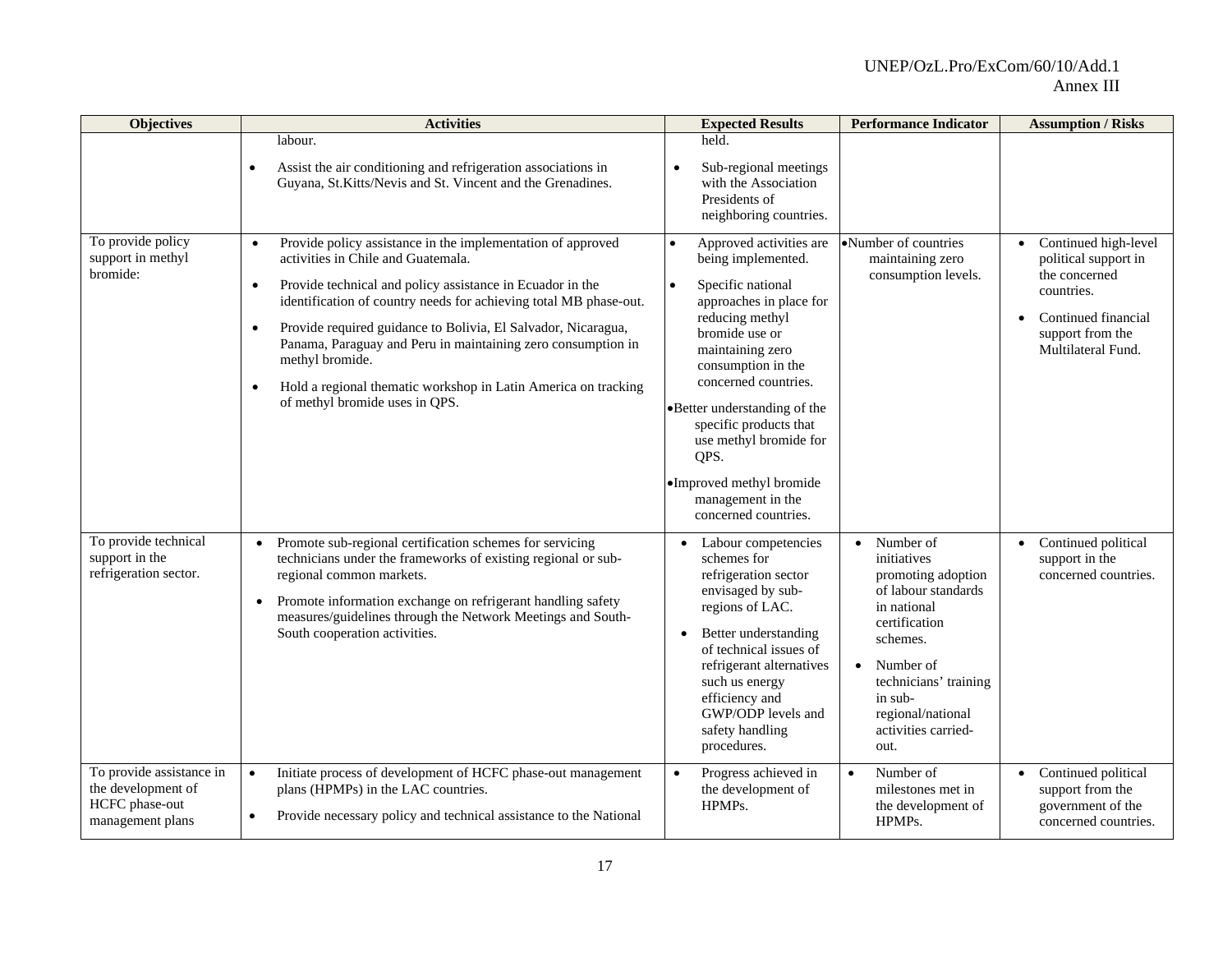| Objectives | Activities | Expected Results | Performance Indicator | Assumption / Risks |
|---|---|---|---|---|
| | labour.<br>• Assist the air conditioning and refrigeration associations in Guyana, St.Kitts/Nevis and St. Vincent and the Grenadines. | held.<br>• Sub-regional meetings with the Association Presidents of neighboring countries. | | |
| To provide policy support in methyl bromide: | • Provide policy assistance in the implementation of approved activities in Chile and Guatemala.<br>• Provide technical and policy assistance in Ecuador in the identification of country needs for achieving total MB phase-out.<br>• Provide required guidance to Bolivia, El Salvador, Nicaragua, Panama, Paraguay and Peru in maintaining zero consumption in methyl bromide.<br>• Hold a regional thematic workshop in Latin America on tracking of methyl bromide uses in QPS. | • Approved activities are being implemented.<br>• Specific national approaches in place for reducing methyl bromide use or maintaining zero consumption in the concerned countries.<br>• Better understanding of the specific products that use methyl bromide for QPS.<br>• Improved methyl bromide management in the concerned countries. | • Number of countries maintaining zero consumption levels. | • Continued high-level political support in the concerned countries.<br>• Continued financial support from the Multilateral Fund. |
| To provide technical support in the refrigeration sector. | • Promote sub-regional certification schemes for servicing technicians under the frameworks of existing regional or sub-regional common markets.<br>• Promote information exchange on refrigerant handling safety measures/guidelines through the Network Meetings and South-South cooperation activities. | • Labour competencies schemes for refrigeration sector envisaged by sub-regions of LAC.<br>• Better understanding of technical issues of refrigerant alternatives such us energy efficiency and GWP/ODP levels and safety handling procedures. | • Number of initiatives promoting adoption of labour standards in national certification schemes.<br>• Number of technicians' training in sub-regional/national activities carried-out. | • Continued political support in the concerned countries. |
| To provide assistance in the development of HCFC phase-out management plans | • Initiate process of development of HCFC phase-out management plans (HPMPs) in the LAC countries.<br>• Provide necessary policy and technical assistance to the National | • Progress achieved in the development of HPMPs. | • Number of milestones met in the development of HPMPs. | • Continued political support from the government of the concerned countries. |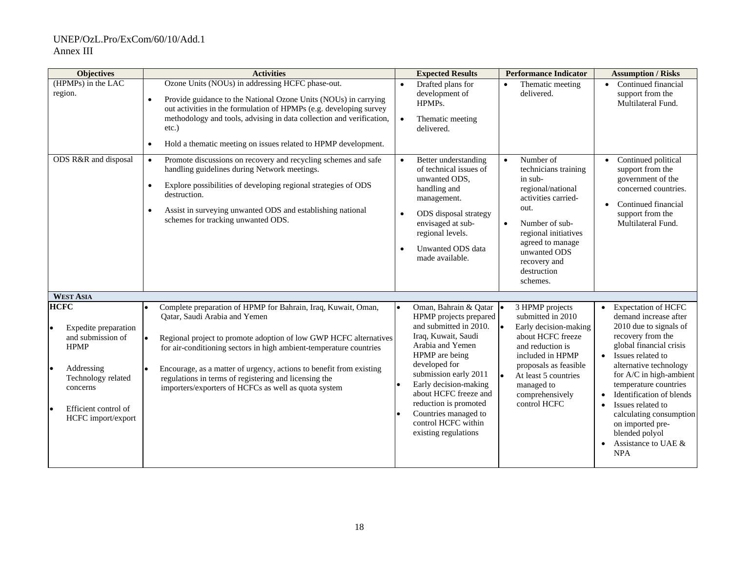| Objectives | Activities | Expected Results | Performance Indicator | Assumption / Risks |
|---|---|---|---|---|
| (HPMPs) in the LAC region. | Ozone Units (NOUs) in addressing HCFC phase-out.<br>• Provide guidance to the National Ozone Units (NOUs) in carrying out activities in the formulation of HPMPs (e.g. developing survey methodology and tools, advising in data collection and verification, etc.)<br>• Hold a thematic meeting on issues related to HPMP development. | • Drafted plans for development of HPMPs.<br>• Thematic meeting delivered. | • Thematic meeting delivered. | • Continued financial support from the Multilateral Fund. |
| ODS R&R and disposal | • Promote discussions on recovery and recycling schemes and safe handling guidelines during Network meetings.<br>• Explore possibilities of developing regional strategies of ODS destruction.<br>• Assist in surveying unwanted ODS and establishing national schemes for tracking unwanted ODS. | • Better understanding of technical issues of unwanted ODS, handling and management.<br>• ODS disposal strategy envisaged at sub-regional levels.<br>• Unwanted ODS data made available. | • Number of technicians training in sub-regional/national activities carried-out.<br>• Number of sub-regional initiatives agreed to manage unwanted ODS recovery and destruction schemes. | • Continued political support from the government of the concerned countries.<br>• Continued financial support from the Multilateral Fund. |
| **WEST ASIA** | | | | |
| **HCFC**<br>• Expedite preparation and submission of HPMP<br>• Addressing Technology related concerns<br>• Efficient control of HCFC import/export | • Complete preparation of HPMP for Bahrain, Iraq, Kuwait, Oman, Qatar, Saudi Arabia and Yemen<br>• Regional project to promote adoption of low GWP HCFC alternatives for air-conditioning sectors in high ambient-temperature countries<br>• Encourage, as a matter of urgency, actions to benefit from existing regulations in terms of registering and licensing the importers/exporters of HCFCs as well as quota system | • Oman, Bahrain & Qatar HPMP projects prepared and submitted in 2010. Iraq, Kuwait, Saudi Arabia and Yemen HPMP are being developed for submission early 2011<br>• Early decision-making about HCFC freeze and reduction is promoted<br>• Countries managed to control HCFC within existing regulations | • 3 HPMP projects submitted in 2010<br>• Early decision-making about HCFC freeze and reduction is included in HPMP proposals as feasible<br>• At least 5 countries managed to comprehensively control HCFC | • Expectation of HCFC demand increase after 2010 due to signals of recovery from the global financial crisis<br>• Issues related to alternative technology for A/C in high-ambient temperature countries<br>• Identification of blends<br>• Issues related to calculating consumption on imported pre-blended polyol<br>• Assistance to UAE & NPA |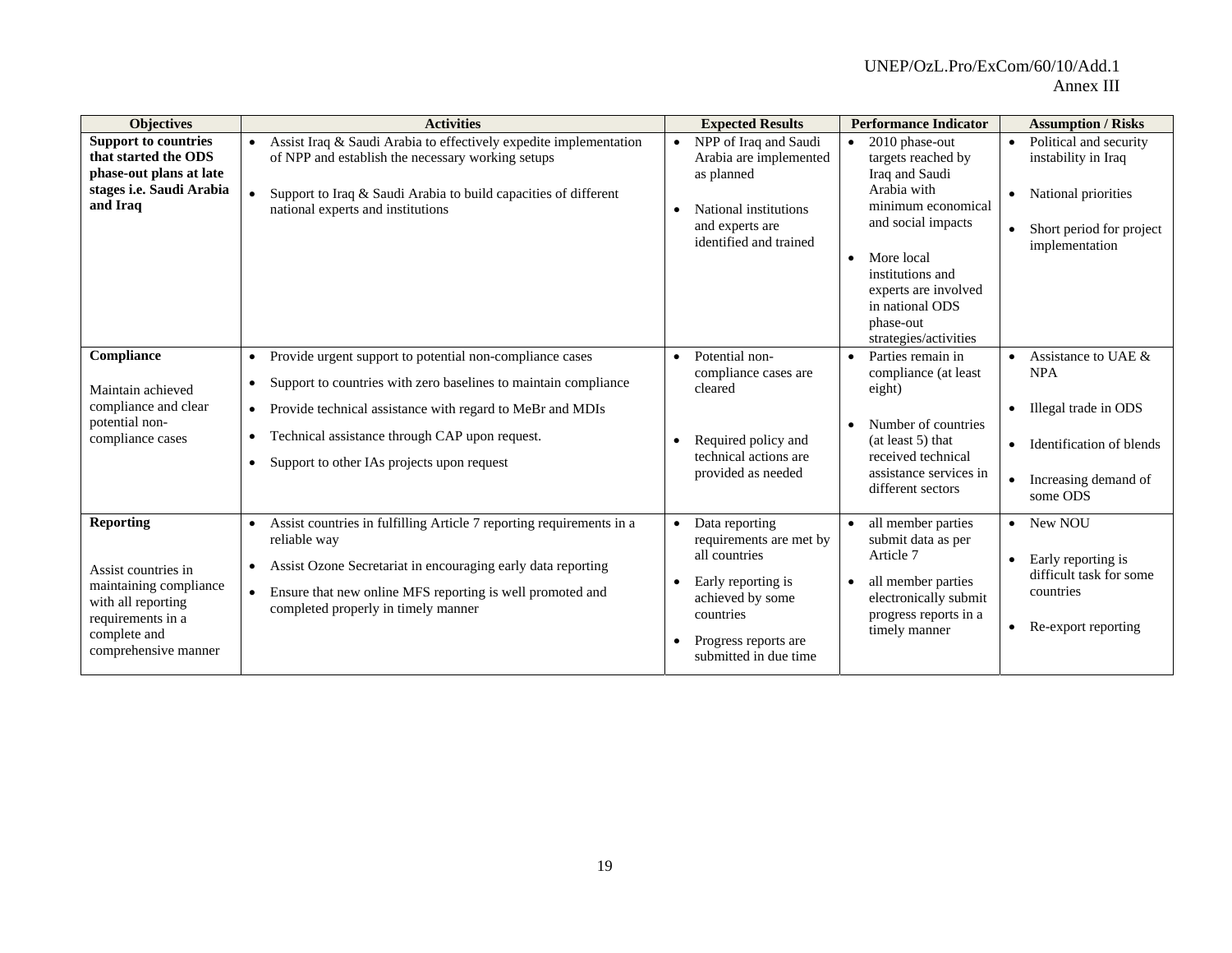| Objectives | Activities | Expected Results | Performance Indicator | Assumption / Risks |
|---|---|---|---|---|
| **Support to countries that started the ODS phase-out plans at late stages i.e. Saudi Arabia and Iraq** | • Assist Iraq & Saudi Arabia to effectively expedite implementation of NPP and establish the necessary working setups<br>• Support to Iraq & Saudi Arabia to build capacities of different national experts and institutions | • NPP of Iraq and Saudi Arabia are implemented as planned<br>• National institutions and experts are identified and trained | • 2010 phase-out targets reached by Iraq and Saudi Arabia with minimum economical and social impacts<br>• More local institutions and experts are involved in national ODS phase-out strategies/activities | • Political and security instability in Iraq<br>• National priorities<br>• Short period for project implementation |
| **Compliance**<br><br>Maintain achieved compliance and clear potential non-compliance cases | • Provide urgent support to potential non-compliance cases<br>• Support to countries with zero baselines to maintain compliance<br>• Provide technical assistance with regard to MeBr and MDIs<br>• Technical assistance through CAP upon request.<br>• Support to other IAs projects upon request | • Potential non-compliance cases are cleared<br>• Required policy and technical actions are provided as needed | • Parties remain in compliance (at least eight)<br>• Number of countries (at least 5) that received technical assistance services in different sectors | • Assistance to UAE & NPA<br>• Illegal trade in ODS<br>• Identification of blends<br>• Increasing demand of some ODS |
| **Reporting**<br><br>Assist countries in maintaining compliance with all reporting requirements in a complete and comprehensive manner | • Assist countries in fulfilling Article 7 reporting requirements in a reliable way<br>• Assist Ozone Secretariat in encouraging early data reporting<br>• Ensure that new online MFS reporting is well promoted and completed properly in timely manner | • Data reporting requirements are met by all countries<br>• Early reporting is achieved by some countries<br>• Progress reports are submitted in due time | • all member parties submit data as per Article 7<br>• all member parties electronically submit progress reports in a timely manner | • New NOU<br>• Early reporting is difficult task for some countries<br>• Re-export reporting |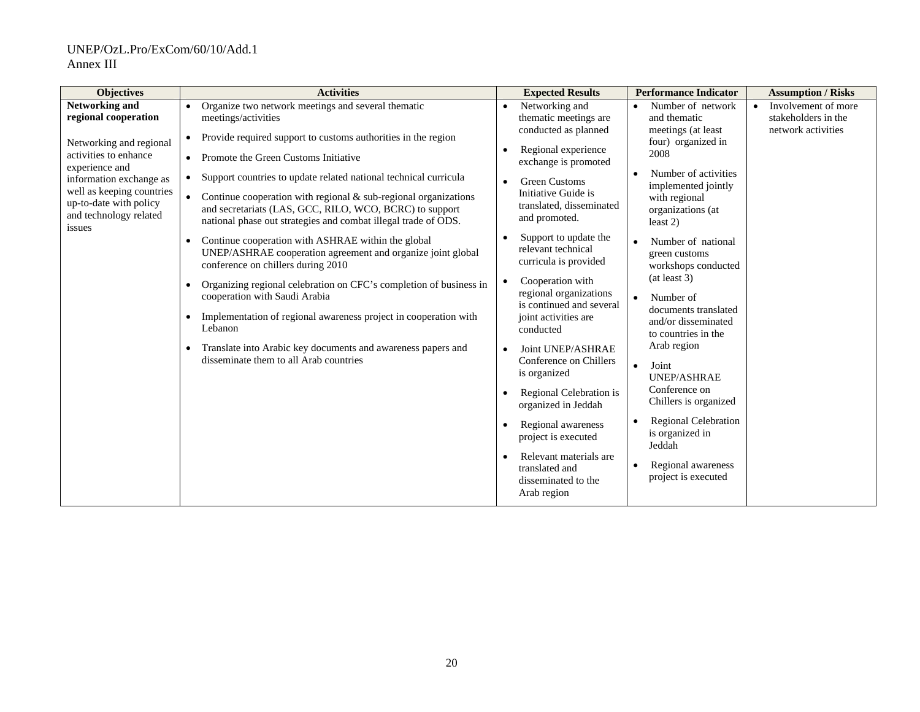| Objectives | Activities | Expected Results | Performance Indicator | Assumption / Risks |
|---|---|---|---|---|
| **Networking and regional cooperation**<br><br>Networking and regional activities to enhance experience and information exchange as well as keeping countries up-to-date with policy and technology related issues | • Organize two network meetings and several thematic meetings/activities<br>• Provide required support to customs authorities in the region<br>• Promote the Green Customs Initiative<br>• Support countries to update related national technical curricula<br>• Continue cooperation with regional & sub-regional organizations and secretariats (LAS, GCC, RILO, WCO, BCRC) to support national phase out strategies and combat illegal trade of ODS.<br>• Continue cooperation with ASHRAE within the global UNEP/ASHRAE cooperation agreement and organize joint global conference on chillers during 2010<br>• Organizing regional celebration on CFC's completion of business in cooperation with Saudi Arabia<br>• Implementation of regional awareness project in cooperation with Lebanon<br>• Translate into Arabic key documents and awareness papers and disseminate them to all Arab countries | • Networking and thematic meetings are conducted as planned<br>• Regional experience exchange is promoted<br>• Green Customs Initiative Guide is translated, disseminated and promoted.<br>• Support to update the relevant technical curricula is provided<br>• Cooperation with regional organizations is continued and several joint activities are conducted<br>• Joint UNEP/ASHRAE Conference on Chillers is organized<br>• Regional Celebration is organized in Jeddah<br>• Regional awareness project is executed<br>• Relevant materials are translated and disseminated to the Arab region | • Number of network and thematic meetings (at least four) organized in 2008<br>• Number of activities implemented jointly with regional organizations (at least 2)<br>• Number of national green customs workshops conducted (at least 3)<br>• Number of documents translated and/or disseminated to countries in the Arab region<br>• Joint UNEP/ASHRAE Conference on Chillers is organized<br>• Regional Celebration is organized in Jeddah<br>• Regional awareness project is executed | • Involvement of more stakeholders in the network activities |